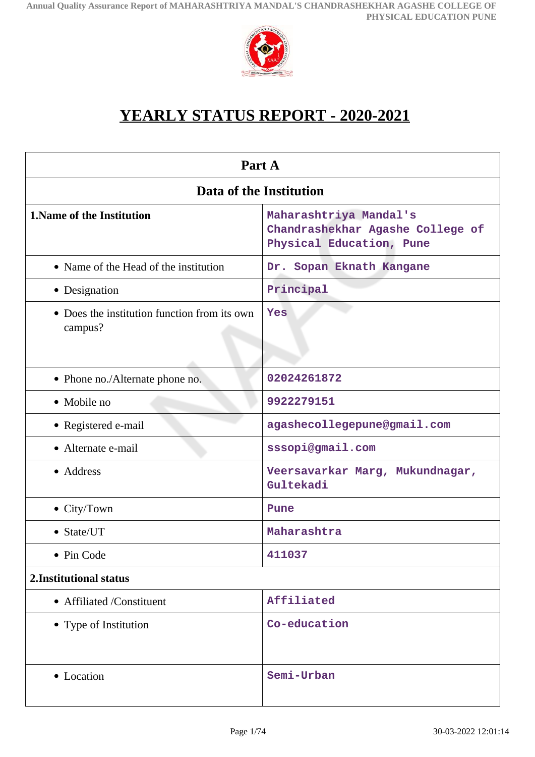# YEARLY STATUS REPORT - 2020-2021

| Part A | |
|---|---|
| **Data of the Institution** | |
| **1.Name of the Institution** | Maharashtriya Mandal's Chandrashekhar Agashe College of Physical Education, Pune |
| • Name of the Head of the institution | Dr. Sopan Eknath Kangane |
| • Designation | Principal |
| • Does the institution function from its own campus? | Yes |
| • Phone no./Alternate phone no. | 02024261872 |
| • Mobile no | 9922279151 |
| • Registered e-mail | agashecollegepune@gmail.com |
| • Alternate e-mail | sssopi@gmail.com |
| • Address | Veersavarkar Marg, Mukundnagar, Gultekadi |
| • City/Town | Pune |
| • State/UT | Maharashtra |
| • Pin Code | 411037 |
| **2.Institutional status** | |
| • Affiliated /Constituent | Affiliated |
| • Type of Institution | Co-education |
| • Location | Semi-Urban |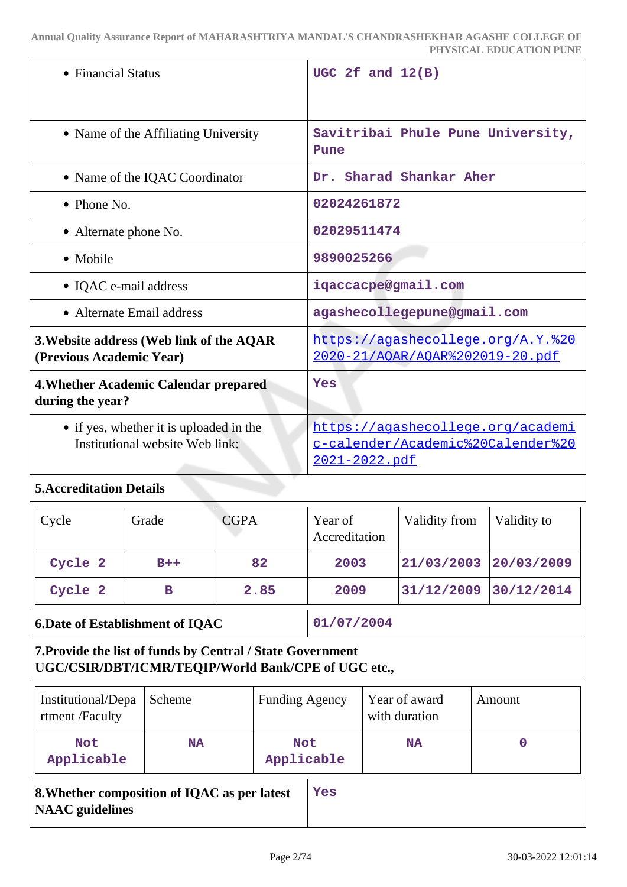| | |
|---|---|
| • Financial Status | UGC 2f and 12(B) |
| • Name of the Affiliating University | Savitribai Phule Pune University, Pune |
| • Name of the IQAC Coordinator | Dr. Sharad Shankar Aher |
| • Phone No. | 02024261872 |
| • Alternate phone No. | 02029511474 |
| • Mobile | 9890025266 |
| • IQAC e-mail address | iqaccacpe@gmail.com |
| • Alternate Email address | agashecollegepune@gmail.com |
| **3.Website address (Web link of the AQAR (Previous Academic Year)** | https://agashecollege.org/A.Y.%202020-21/AQAR/AQAR%202019-20.pdf |
| **4.Whether Academic Calendar prepared during the year?** | Yes |
| • if yes, whether it is uploaded in the Institutional website Web link: | https://agashecollege.org/academic-calender/Academic%20Calender%202021-2022.pdf |

**5.Accreditation Details**

| Cycle | Grade | CGPA | Year of Accreditation | Validity from | Validity to |
|---|---|---|---|---|---|
| Cycle 2 | B++ | 82 | 2003 | 21/03/2003 | 20/03/2009 |
| Cycle 2 | B | 2.85 | 2009 | 31/12/2009 | 30/12/2014 |

| | |
|---|---|
| **6.Date of Establishment of IQAC** | 01/07/2004 |

**7.Provide the list of funds by Central / State Government UGC/CSIR/DBT/ICMR/TEQIP/World Bank/CPE of UGC etc.,**

| Institutional/Department /Faculty | Scheme | Funding Agency | Year of award with duration | Amount |
|---|---|---|---|---|
| Not Applicable | NA | Not Applicable | NA | 0 |

| | |
|---|---|
| **8.Whether composition of IQAC as per latest NAAC guidelines** | Yes |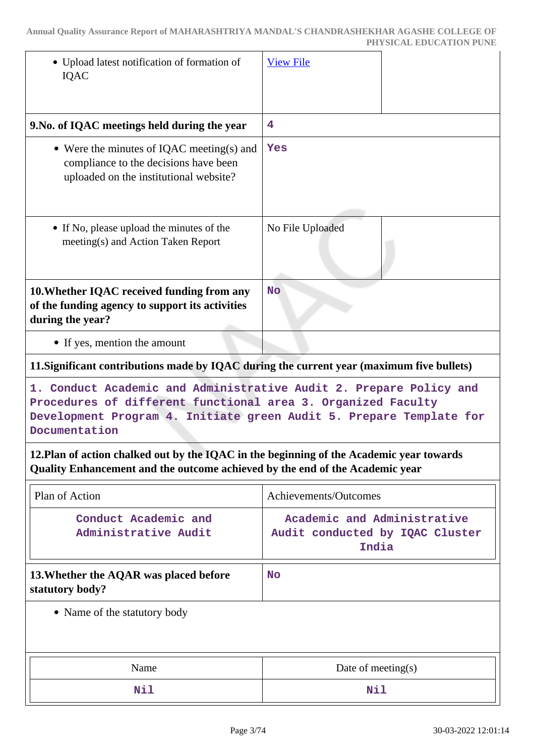| | | |
|---|---|---|
| • Upload latest notification of formation of IQAC | [View File]() | |
| **9.No. of IQAC meetings held during the year** | 4 | |
| • Were the minutes of IQAC meeting(s) and compliance to the decisions have been uploaded on the institutional website? | Yes | |
| • If No, please upload the minutes of the meeting(s) and Action Taken Report | No File Uploaded | |
| **10.Whether IQAC received funding from any of the funding agency to support its activities during the year?** | No | |
| • If yes, mention the amount | | |

**11.Significant contributions made by IQAC during the current year (maximum five bullets)**

1. Conduct Academic and Administrative Audit 2. Prepare Policy and Procedures of different functional area 3. Organized Faculty Development Program 4. Initiate green Audit 5. Prepare Template for Documentation

**12.Plan of action chalked out by the IQAC in the beginning of the Academic year towards Quality Enhancement and the outcome achieved by the end of the Academic year**

| Plan of Action | Achievements/Outcomes |
|---|---|
| Conduct Academic and Administrative Audit | Academic and Administrative Audit conducted by IQAC Cluster India |

| | |
|---|---|
| **13.Whether the AQAR was placed before statutory body?** | No |

• Name of the statutory body

| Name | Date of meeting(s) |
|---|---|
| Nil | Nil |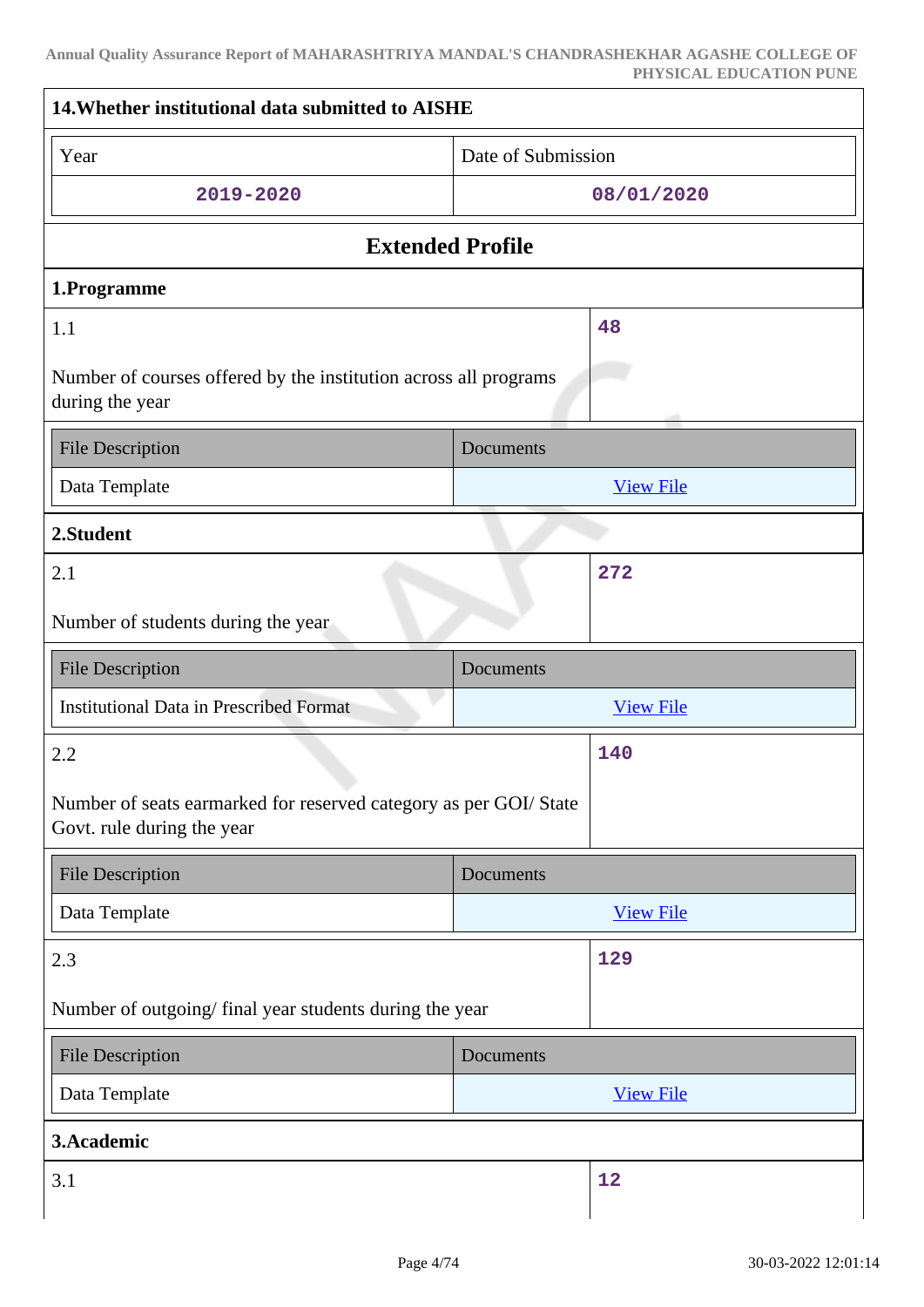**14.Whether institutional data submitted to AISHE**

| Year | Date of Submission |
|---|---|
| 2019-2020 | 08/01/2020 |

## Extended Profile

### 1.Programme

| 1.1 Number of courses offered by the institution across all programs during the year | 48 |
|---|---|

| File Description | Documents |
|---|---|
| Data Template | View File |

### 2.Student

| 2.1 Number of students during the year | 272 |
|---|---|

| File Description | Documents |
|---|---|
| Institutional Data in Prescribed Format | View File |

| 2.2 Number of seats earmarked for reserved category as per GOI/ State Govt. rule during the year | 140 |
|---|---|

| File Description | Documents |
|---|---|
| Data Template | View File |

| 2.3 Number of outgoing/ final year students during the year | 129 |
|---|---|

| File Description | Documents |
|---|---|
| Data Template | View File |

### 3.Academic

| 3.1 | 12 |
|---|---|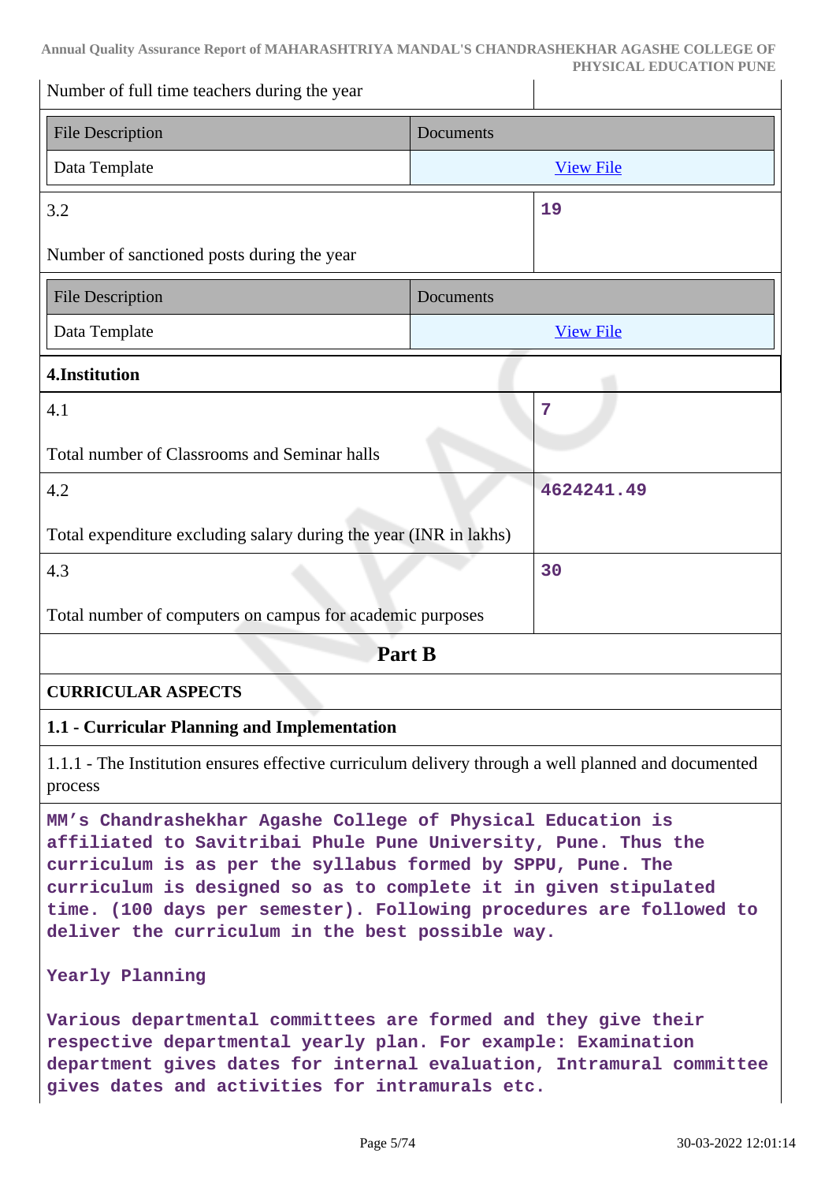| Number of full time teachers during the year | |
|---|---|

| File Description | Documents |
|---|---|
| Data Template | View File |

| 3.2 Number of sanctioned posts during the year | 19 |
|---|---|

| File Description | Documents |
|---|---|
| Data Template | View File |

**4.Institution**

| | |
|---|---|
| 4.1 Total number of Classrooms and Seminar halls | 7 |
| 4.2 Total expenditure excluding salary during the year (INR in lakhs) | 4624241.49 |
| 4.3 Total number of computers on campus for academic purposes | 30 |

## Part B

**CURRICULAR ASPECTS**

**1.1 - Curricular Planning and Implementation**

1.1.1 - The Institution ensures effective curriculum delivery through a well planned and documented process

MM's Chandrashekhar Agashe College of Physical Education is affiliated to Savitribai Phule Pune University, Pune. Thus the curriculum is as per the syllabus formed by SPPU, Pune. The curriculum is designed so as to complete it in given stipulated time. (100 days per semester). Following procedures are followed to deliver the curriculum in the best possible way.

Yearly Planning

Various departmental committees are formed and they give their respective departmental yearly plan. For example: Examination department gives dates for internal evaluation, Intramural committee gives dates and activities for intramurals etc.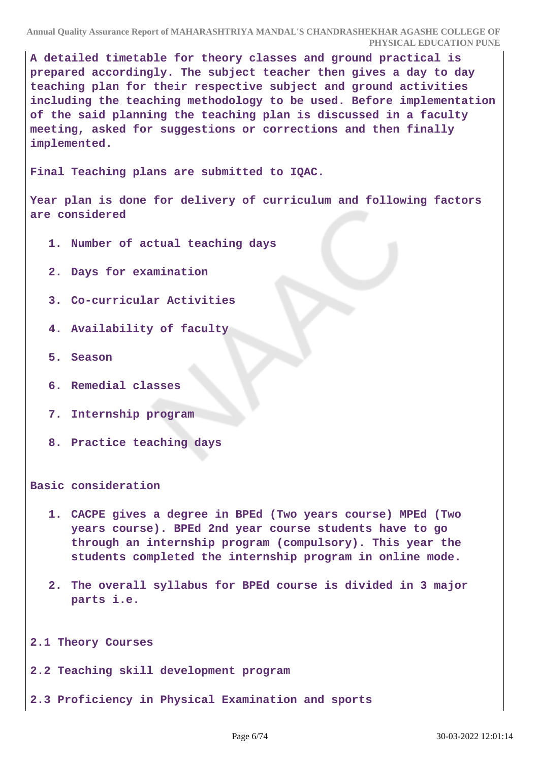**A detailed timetable for theory classes and ground practical is prepared accordingly. The subject teacher then gives a day to day teaching plan for their respective subject and ground activities including the teaching methodology to be used. Before implementation of the said planning the teaching plan is discussed in a faculty meeting, asked for suggestions or corrections and then finally implemented.**

**Final Teaching plans are submitted to IQAC.**

**Year plan is done for delivery of curriculum and following factors are considered**

1. **Number of actual teaching days**
2. **Days for examination**
3. **Co-curricular Activities**
4. **Availability of faculty**
5. **Season**
6. **Remedial classes**
7. **Internship program**
8. **Practice teaching days**

**Basic consideration**

1. **CACPE gives a degree in BPEd (Two years course) MPEd (Two years course). BPEd 2nd year course students have to go through an internship program (compulsory). This year the students completed the internship program in online mode.**
2. **The overall syllabus for BPEd course is divided in 3 major parts i.e.**

**2.1 Theory Courses**

**2.2 Teaching skill development program**

**2.3 Proficiency in Physical Examination and sports**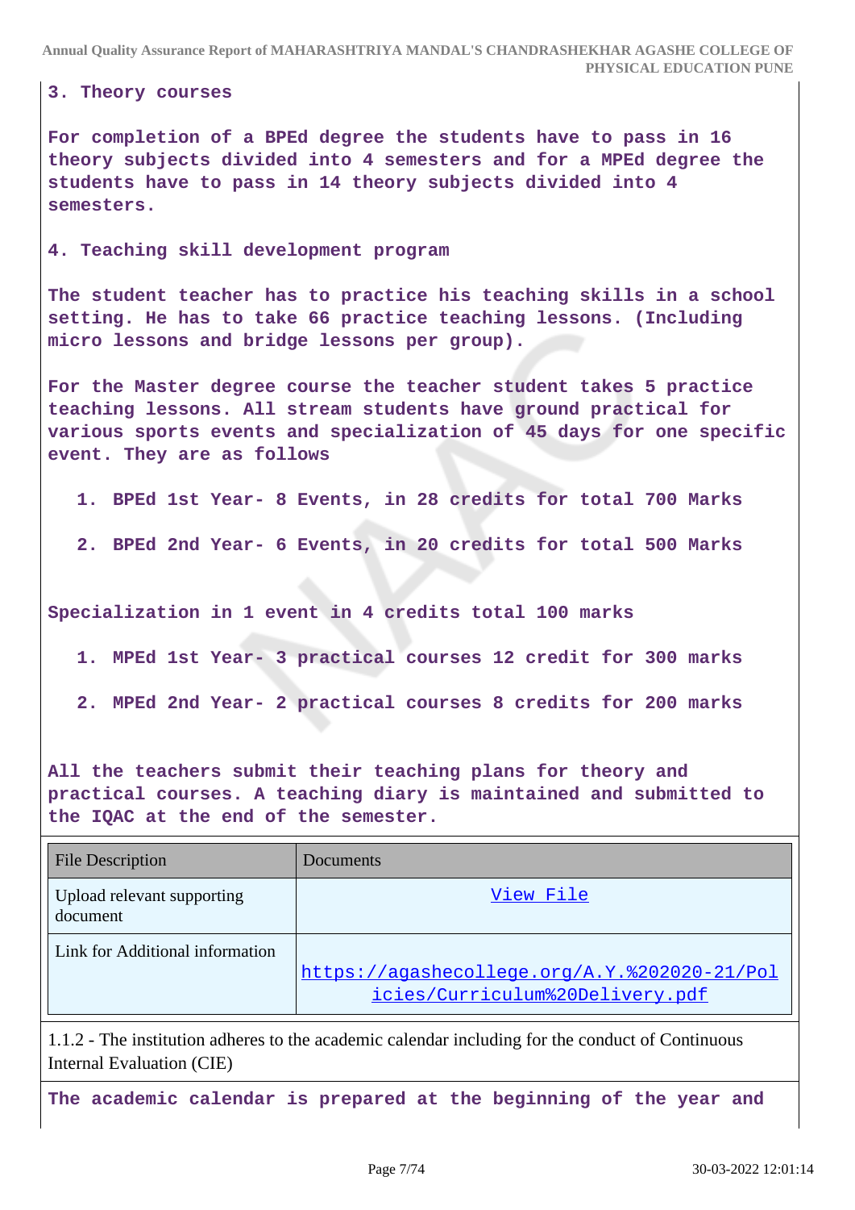**3. Theory courses**

**For completion of a BPEd degree the students have to pass in 16 theory subjects divided into 4 semesters and for a MPEd degree the students have to pass in 14 theory subjects divided into 4 semesters.**

**4. Teaching skill development program**

**The student teacher has to practice his teaching skills in a school setting. He has to take 66 practice teaching lessons. (Including micro lessons and bridge lessons per group).**

**For the Master degree course the teacher student takes 5 practice teaching lessons. All stream students have ground practical for various sports events and specialization of 45 days for one specific event. They are as follows**

1. **BPEd 1st Year- 8 Events, in 28 credits for total 700 Marks**
2. **BPEd 2nd Year- 6 Events, in 20 credits for total 500 Marks**

**Specialization in 1 event in 4 credits total 100 marks**

1. **MPEd 1st Year- 3 practical courses 12 credit for 300 marks**
2. **MPEd 2nd Year- 2 practical courses 8 credits for 200 marks**

**All the teachers submit their teaching plans for theory and practical courses. A teaching diary is maintained and submitted to the IQAC at the end of the semester.**

| File Description | Documents |
|---|---|
| Upload relevant supporting document | View File |
| Link for Additional information | https://agashecollege.org/A.Y.%202020-21/Policies/Curriculum%20Delivery.pdf |

1.1.2 - The institution adheres to the academic calendar including for the conduct of Continuous Internal Evaluation (CIE)

**The academic calendar is prepared at the beginning of the year and**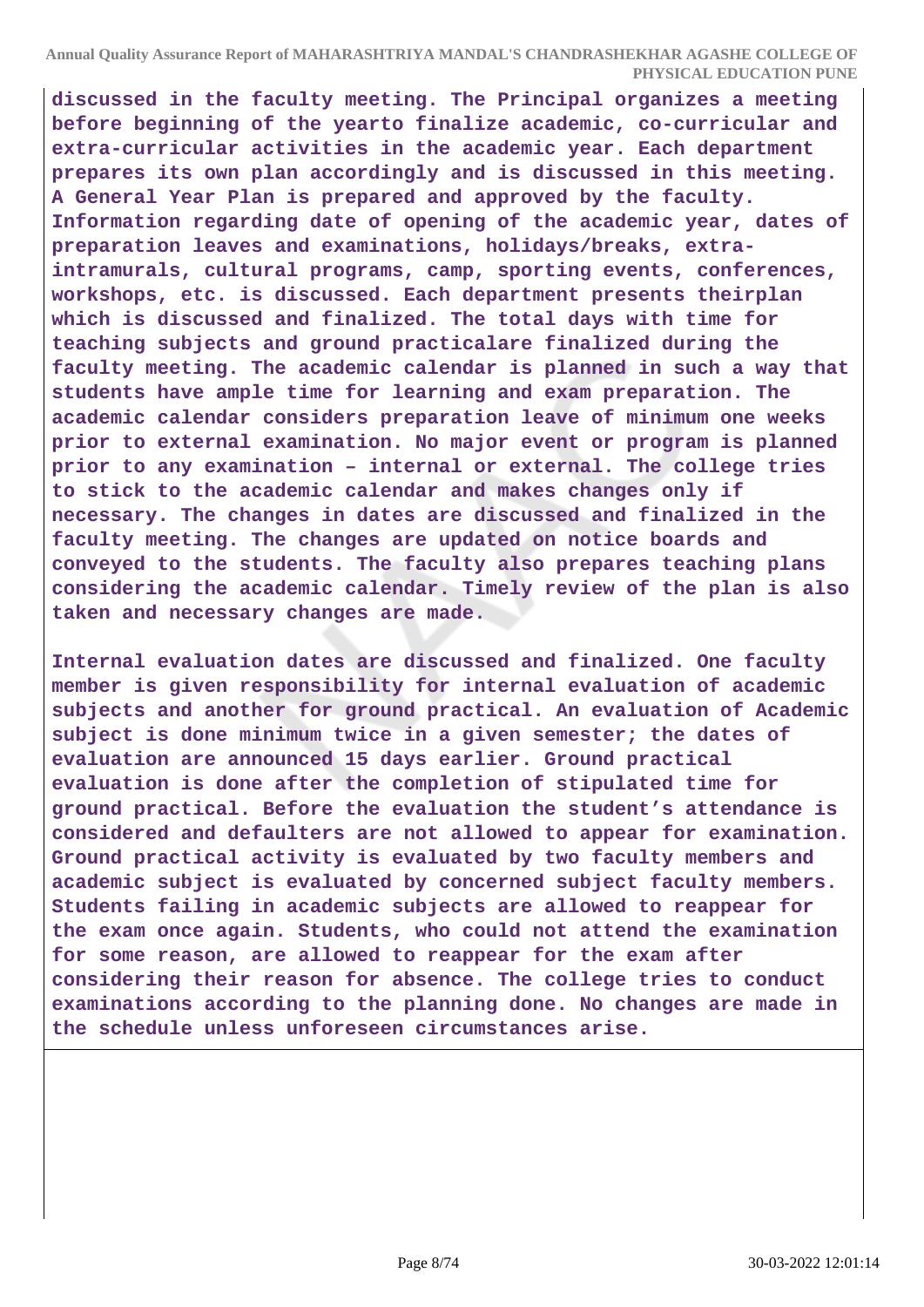**discussed in the faculty meeting. The Principal organizes a meeting before beginning of the yearto finalize academic, co-curricular and extra-curricular activities in the academic year. Each department prepares its own plan accordingly and is discussed in this meeting. A General Year Plan is prepared and approved by the faculty. Information regarding date of opening of the academic year, dates of preparation leaves and examinations, holidays/breaks, extra-intramurals, cultural programs, camp, sporting events, conferences, workshops, etc. is discussed. Each department presents theirplan which is discussed and finalized. The total days with time for teaching subjects and ground practicalare finalized during the faculty meeting. The academic calendar is planned in such a way that students have ample time for learning and exam preparation. The academic calendar considers preparation leave of minimum one weeks prior to external examination. No major event or program is planned prior to any examination – internal or external. The college tries to stick to the academic calendar and makes changes only if necessary. The changes in dates are discussed and finalized in the faculty meeting. The changes are updated on notice boards and conveyed to the students. The faculty also prepares teaching plans considering the academic calendar. Timely review of the plan is also taken and necessary changes are made.**

**Internal evaluation dates are discussed and finalized. One faculty member is given responsibility for internal evaluation of academic subjects and another for ground practical. An evaluation of Academic subject is done minimum twice in a given semester; the dates of evaluation are announced 15 days earlier. Ground practical evaluation is done after the completion of stipulated time for ground practical. Before the evaluation the student's attendance is considered and defaulters are not allowed to appear for examination. Ground practical activity is evaluated by two faculty members and academic subject is evaluated by concerned subject faculty members. Students failing in academic subjects are allowed to reappear for the exam once again. Students, who could not attend the examination for some reason, are allowed to reappear for the exam after considering their reason for absence. The college tries to conduct examinations according to the planning done. No changes are made in the schedule unless unforeseen circumstances arise.**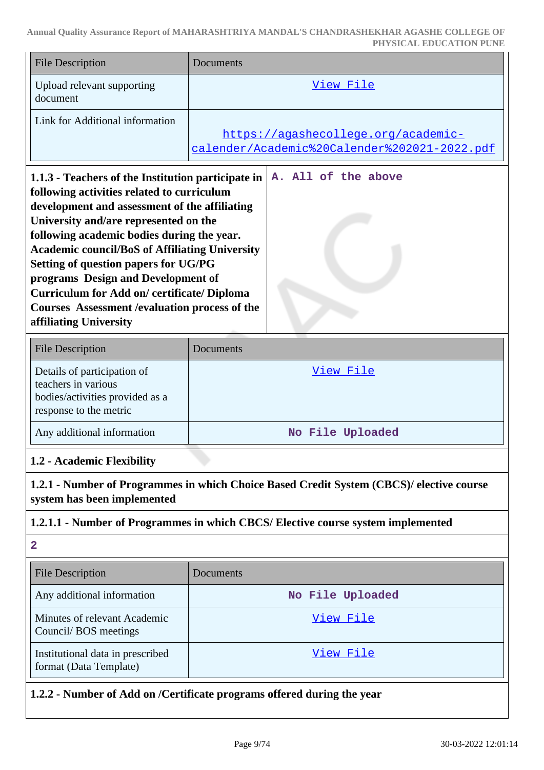| File Description | Documents |
|---|---|
| Upload relevant supporting document | View File |
| Link for Additional information | https://agashecollege.org/academic-calender/Academic%20Calender%202021-2022.pdf |

**1.1.3 - Teachers of the Institution participate in following activities related to curriculum development and assessment of the affiliating University and/are represented on the following academic bodies during the year. Academic council/BoS of Affiliating University Setting of question papers for UG/PG programs Design and Development of Curriculum for Add on/ certificate/ Diploma Courses Assessment /evaluation process of the affiliating University**

A. All of the above

| File Description | Documents |
|---|---|
| Details of participation of teachers in various bodies/activities provided as a response to the metric | View File |
| Any additional information | No File Uploaded |

### 1.2 - Academic Flexibility

**1.2.1 - Number of Programmes in which Choice Based Credit System (CBCS)/ elective course system has been implemented**

**1.2.1.1 - Number of Programmes in which CBCS/ Elective course system implemented**

2

| File Description | Documents |
|---|---|
| Any additional information | No File Uploaded |
| Minutes of relevant Academic Council/ BOS meetings | View File |
| Institutional data in prescribed format (Data Template) | View File |

**1.2.2 - Number of Add on /Certificate programs offered during the year**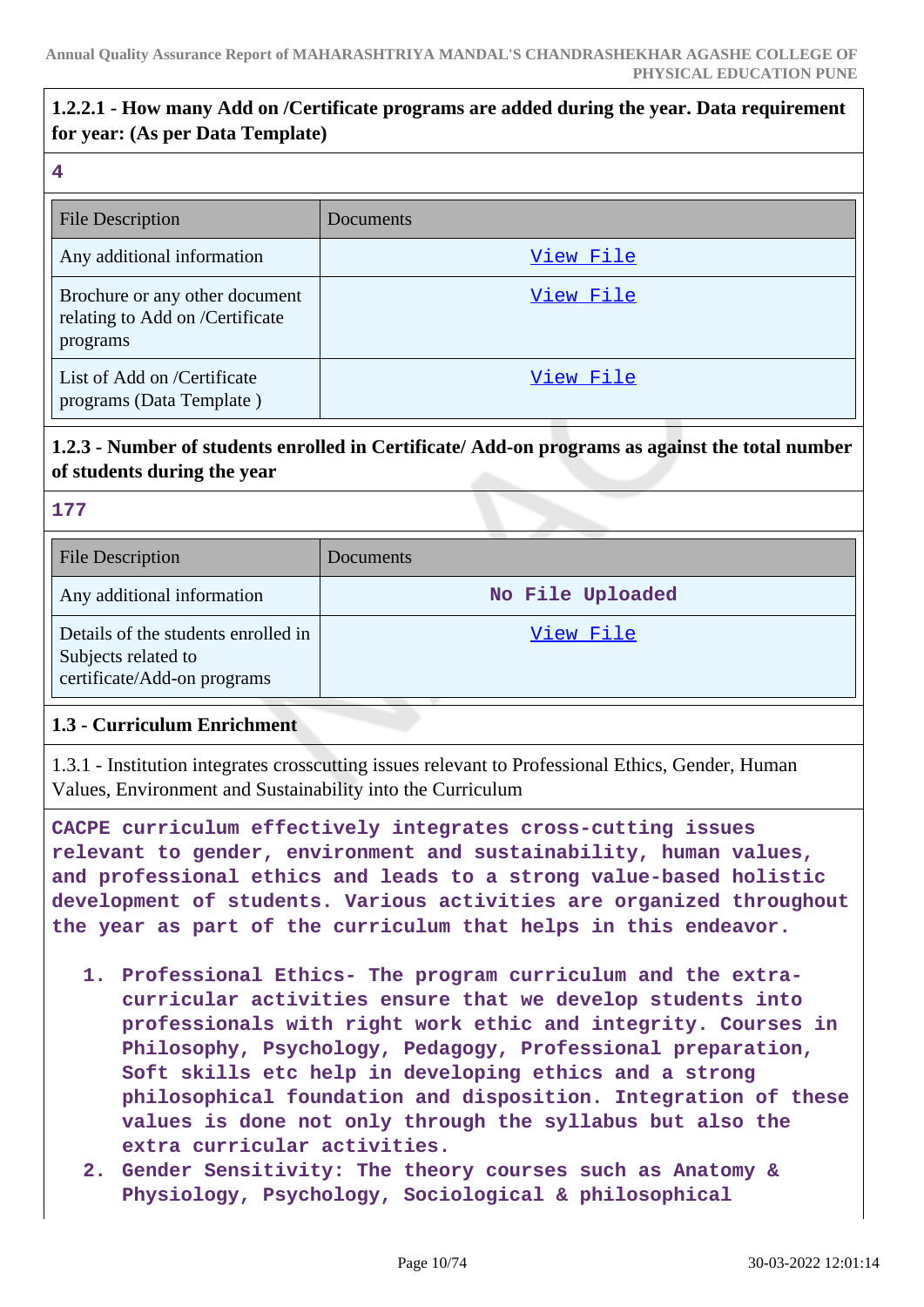**1.2.2.1 - How many Add on /Certificate programs are added during the year. Data requirement for year: (As per Data Template)**

4

| File Description | Documents |
|---|---|
| Any additional information | View File |
| Brochure or any other document relating to Add on /Certificate programs | View File |
| List of Add on /Certificate programs (Data Template ) | View File |

**1.2.3 - Number of students enrolled in Certificate/ Add-on programs as against the total number of students during the year**

177

| File Description | Documents |
|---|---|
| Any additional information | No File Uploaded |
| Details of the students enrolled in Subjects related to certificate/Add-on programs | View File |

**1.3 - Curriculum Enrichment**

1.3.1 - Institution integrates crosscutting issues relevant to Professional Ethics, Gender, Human Values, Environment and Sustainability into the Curriculum

CACPE curriculum effectively integrates cross-cutting issues relevant to gender, environment and sustainability, human values, and professional ethics and leads to a strong value-based holistic development of students. Various activities are organized throughout the year as part of the curriculum that helps in this endeavor.

1. Professional Ethics- The program curriculum and the extra-curricular activities ensure that we develop students into professionals with right work ethic and integrity. Courses in Philosophy, Psychology, Pedagogy, Professional preparation, Soft skills etc help in developing ethics and a strong philosophical foundation and disposition. Integration of these values is done not only through the syllabus but also the extra curricular activities.
2. Gender Sensitivity: The theory courses such as Anatomy & Physiology, Psychology, Sociological & philosophical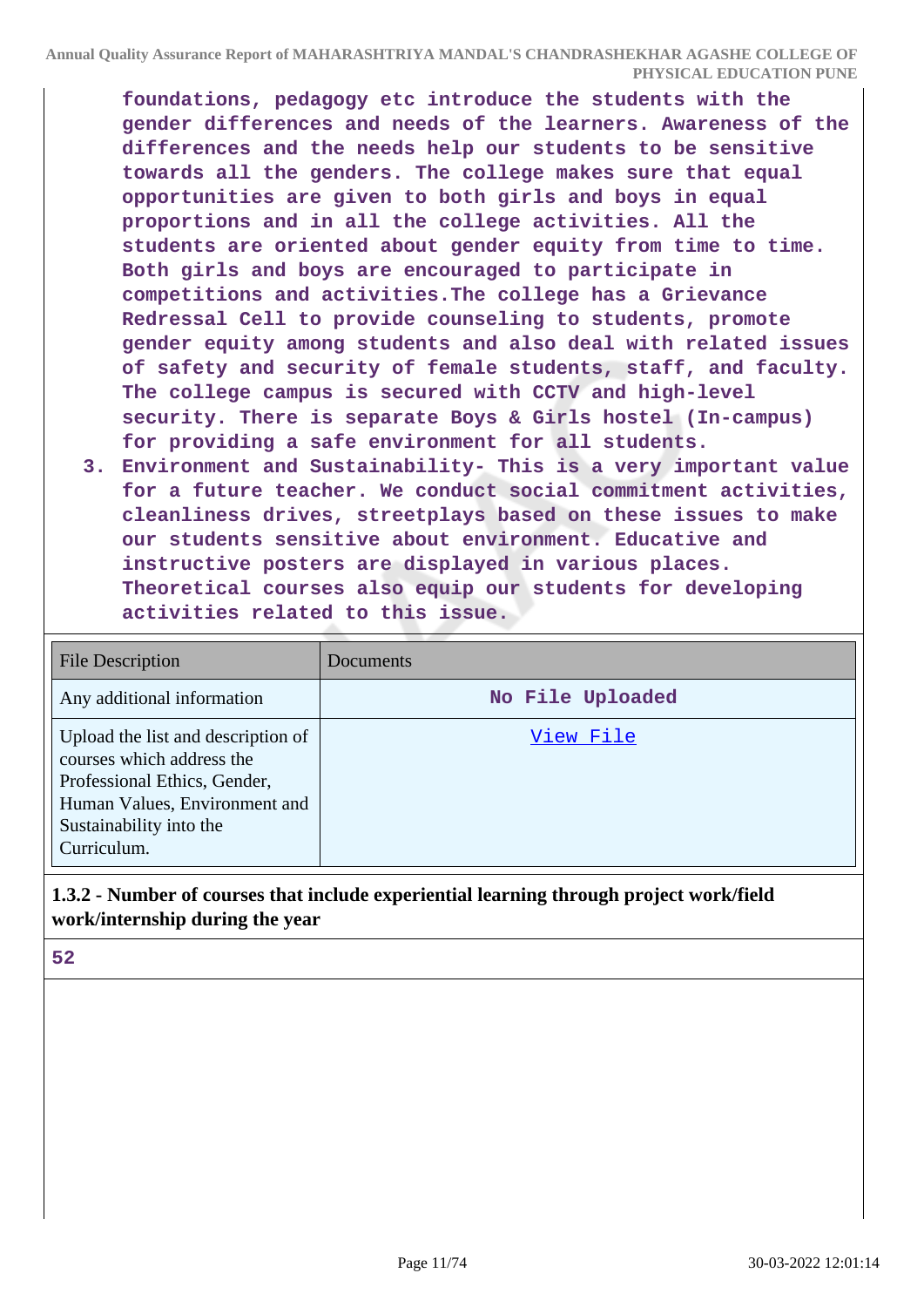foundations, pedagogy etc introduce the students with the gender differences and needs of the learners. Awareness of the differences and the needs help our students to be sensitive towards all the genders. The college makes sure that equal opportunities are given to both girls and boys in equal proportions and in all the college activities. All the students are oriented about gender equity from time to time. Both girls and boys are encouraged to participate in competitions and activities.The college has a Grievance Redressal Cell to provide counseling to students, promote gender equity among students and also deal with related issues of safety and security of female students, staff, and faculty. The college campus is secured with CCTV and high-level security. There is separate Boys & Girls hostel (In-campus) for providing a safe environment for all students.

3. Environment and Sustainability- This is a very important value for a future teacher. We conduct social commitment activities, cleanliness drives, streetplays based on these issues to make our students sensitive about environment. Educative and instructive posters are displayed in various places. Theoretical courses also equip our students for developing activities related to this issue.

| File Description | Documents |
|---|---|
| Any additional information | No File Uploaded |
| Upload the list and description of courses which address the Professional Ethics, Gender, Human Values, Environment and Sustainability into the Curriculum. | View File |

**1.3.2 - Number of courses that include experiential learning through project work/field work/internship during the year**

52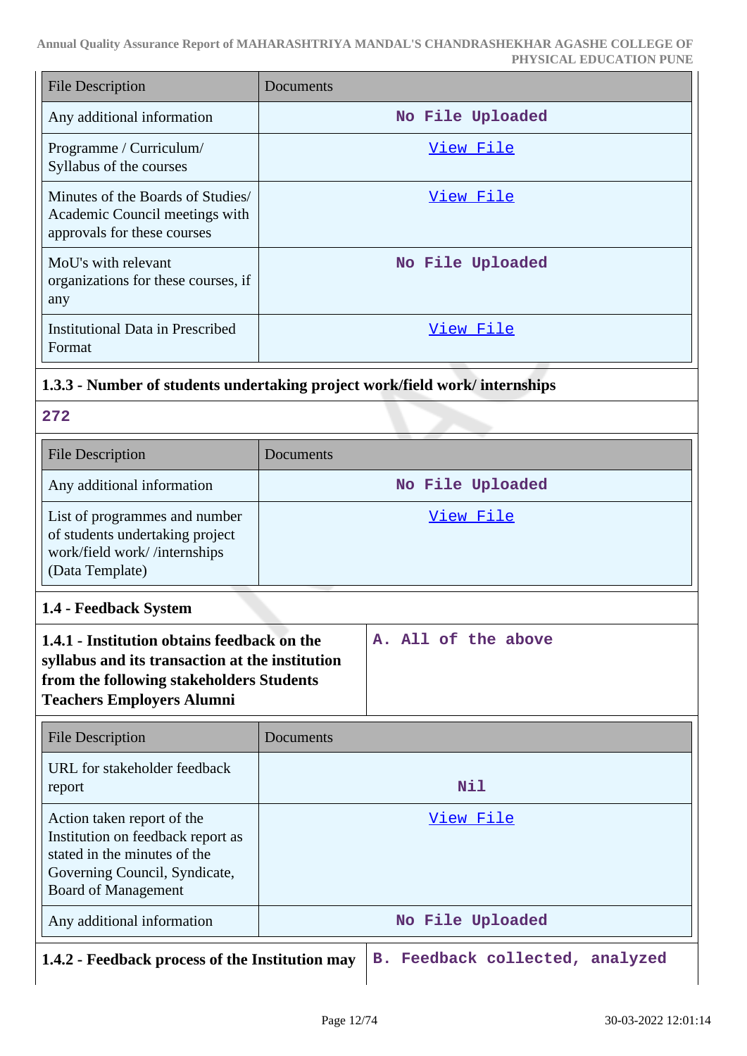| File Description | Documents |
|---|---|
| Any additional information | No File Uploaded |
| Programme / Curriculum/ Syllabus of the courses | View File |
| Minutes of the Boards of Studies/ Academic Council meetings with approvals for these courses | View File |
| MoU's with relevant organizations for these courses, if any | No File Uploaded |
| Institutional Data in Prescribed Format | View File |

**1.3.3 - Number of students undertaking project work/field work/ internships**

272

| File Description | Documents |
|---|---|
| Any additional information | No File Uploaded |
| List of programmes and number of students undertaking project work/field work/ /internships (Data Template) | View File |

### 1.4 - Feedback System

| **1.4.1 - Institution obtains feedback on the syllabus and its transaction at the institution from the following stakeholders Students Teachers Employers Alumni** | A. All of the above |
|---|---|

| File Description | Documents |
|---|---|
| URL for stakeholder feedback report | Nil |
| Action taken report of the Institution on feedback report as stated in the minutes of the Governing Council, Syndicate, Board of Management | View File |
| Any additional information | No File Uploaded |

| **1.4.2 - Feedback process of the Institution may** | B. Feedback collected, analyzed |
|---|---|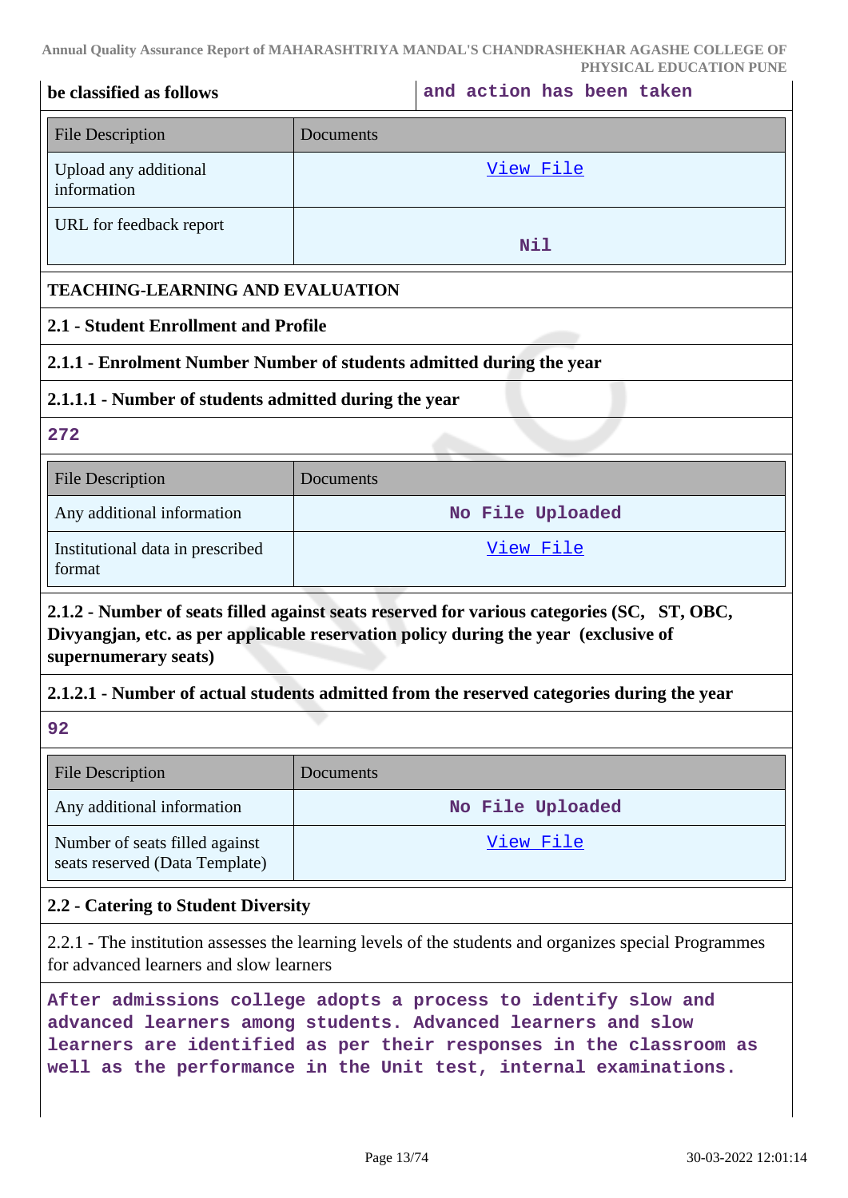| be classified as follows | and action has been taken |
|---|---|

| File Description | Documents |
|---|---|
| Upload any additional information | View File |
| URL for feedback report | Nil |

**TEACHING-LEARNING AND EVALUATION**

**2.1 - Student Enrollment and Profile**

**2.1.1 - Enrolment Number Number of students admitted during the year**

**2.1.1.1 - Number of students admitted during the year**

272

| File Description | Documents |
|---|---|
| Any additional information | No File Uploaded |
| Institutional data in prescribed format | View File |

**2.1.2 - Number of seats filled against seats reserved for various categories (SC, ST, OBC, Divyangjan, etc. as per applicable reservation policy during the year (exclusive of supernumerary seats)**

**2.1.2.1 - Number of actual students admitted from the reserved categories during the year**

92

| File Description | Documents |
|---|---|
| Any additional information | No File Uploaded |
| Number of seats filled against seats reserved (Data Template) | View File |

**2.2 - Catering to Student Diversity**

2.2.1 - The institution assesses the learning levels of the students and organizes special Programmes for advanced learners and slow learners

After admissions college adopts a process to identify slow and advanced learners among students. Advanced learners and slow learners are identified as per their responses in the classroom as well as the performance in the Unit test, internal examinations.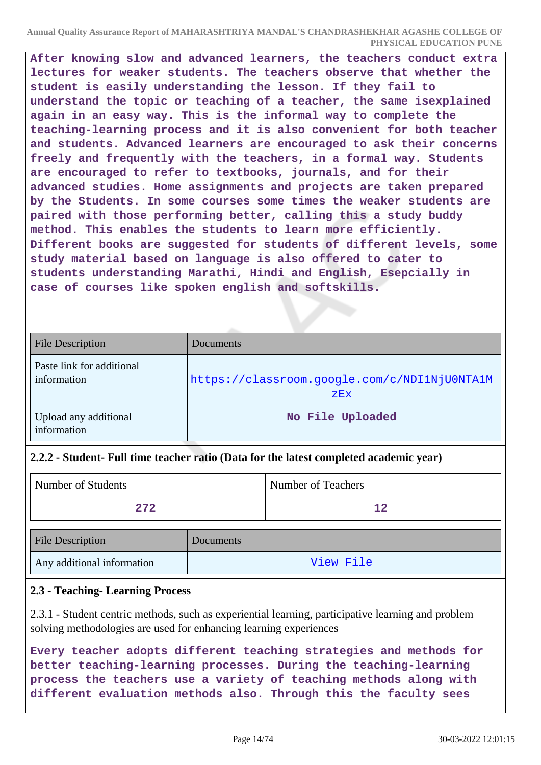**After knowing slow and advanced learners, the teachers conduct extra lectures for weaker students. The teachers observe that whether the student is easily understanding the lesson. If they fail to understand the topic or teaching of a teacher, the same isexplained again in an easy way. This is the informal way to complete the teaching-learning process and it is also convenient for both teacher and students. Advanced learners are encouraged to ask their concerns freely and frequently with the teachers, in a formal way. Students are encouraged to refer to textbooks, journals, and for their advanced studies. Home assignments and projects are taken prepared by the Students. In some courses some times the weaker students are paired with those performing better, calling this a study buddy method. This enables the students to learn more efficiently. Different books are suggested for students of different levels, some study material based on language is also offered to cater to students understanding Marathi, Hindi and English, Esepcially in case of courses like spoken english and softskills.**

| File Description | Documents |
|---|---|
| Paste link for additional information | https://classroom.google.com/c/NDI1NjU0NTA1MzEx |
| Upload any additional information | **No File Uploaded** |

**2.2.2 - Student- Full time teacher ratio (Data for the latest completed academic year)**

| Number of Students | Number of Teachers |
|---|---|
| **272** | **12** |

| File Description | Documents |
|---|---|
| Any additional information | View File |

**2.3 - Teaching- Learning Process**

2.3.1 - Student centric methods, such as experiential learning, participative learning and problem solving methodologies are used for enhancing learning experiences

**Every teacher adopts different teaching strategies and methods for better teaching-learning processes. During the teaching-learning process the teachers use a variety of teaching methods along with different evaluation methods also. Through this the faculty sees**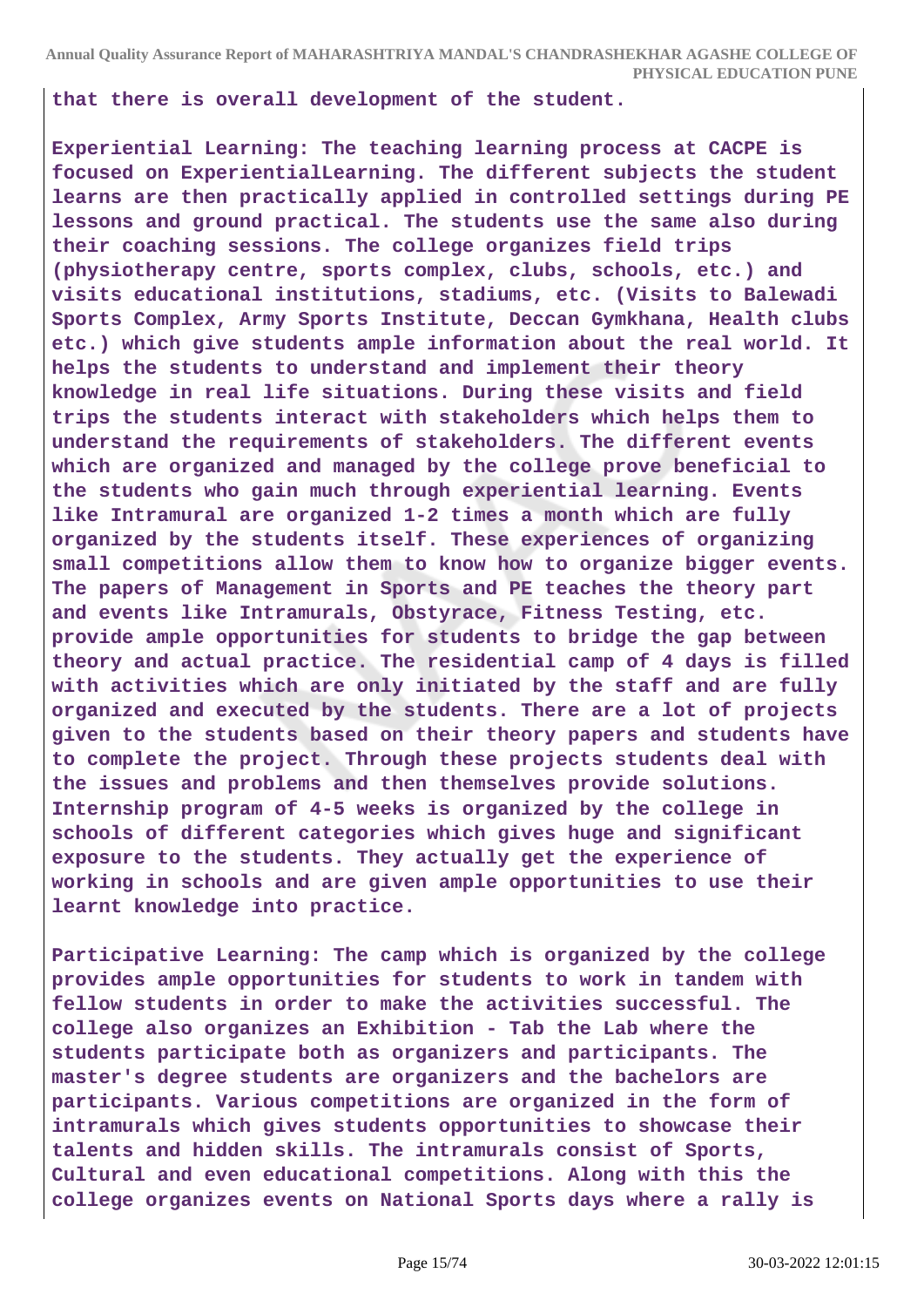that there is overall development of the student.

Experiential Learning: The teaching learning process at CACPE is focused on ExperientialLearning. The different subjects the student learns are then practically applied in controlled settings during PE lessons and ground practical. The students use the same also during their coaching sessions. The college organizes field trips (physiotherapy centre, sports complex, clubs, schools, etc.) and visits educational institutions, stadiums, etc. (Visits to Balewadi Sports Complex, Army Sports Institute, Deccan Gymkhana, Health clubs etc.) which give students ample information about the real world. It helps the students to understand and implement their theory knowledge in real life situations. During these visits and field trips the students interact with stakeholders which helps them to understand the requirements of stakeholders. The different events which are organized and managed by the college prove beneficial to the students who gain much through experiential learning. Events like Intramural are organized 1-2 times a month which are fully organized by the students itself. These experiences of organizing small competitions allow them to know how to organize bigger events. The papers of Management in Sports and PE teaches the theory part and events like Intramurals, Obstyrace, Fitness Testing, etc. provide ample opportunities for students to bridge the gap between theory and actual practice. The residential camp of 4 days is filled with activities which are only initiated by the staff and are fully organized and executed by the students. There are a lot of projects given to the students based on their theory papers and students have to complete the project. Through these projects students deal with the issues and problems and then themselves provide solutions. Internship program of 4-5 weeks is organized by the college in schools of different categories which gives huge and significant exposure to the students. They actually get the experience of working in schools and are given ample opportunities to use their learnt knowledge into practice.

Participative Learning: The camp which is organized by the college provides ample opportunities for students to work in tandem with fellow students in order to make the activities successful. The college also organizes an Exhibition - Tab the Lab where the students participate both as organizers and participants. The master's degree students are organizers and the bachelors are participants. Various competitions are organized in the form of intramurals which gives students opportunities to showcase their talents and hidden skills. The intramurals consist of Sports, Cultural and even educational competitions. Along with this the college organizes events on National Sports days where a rally is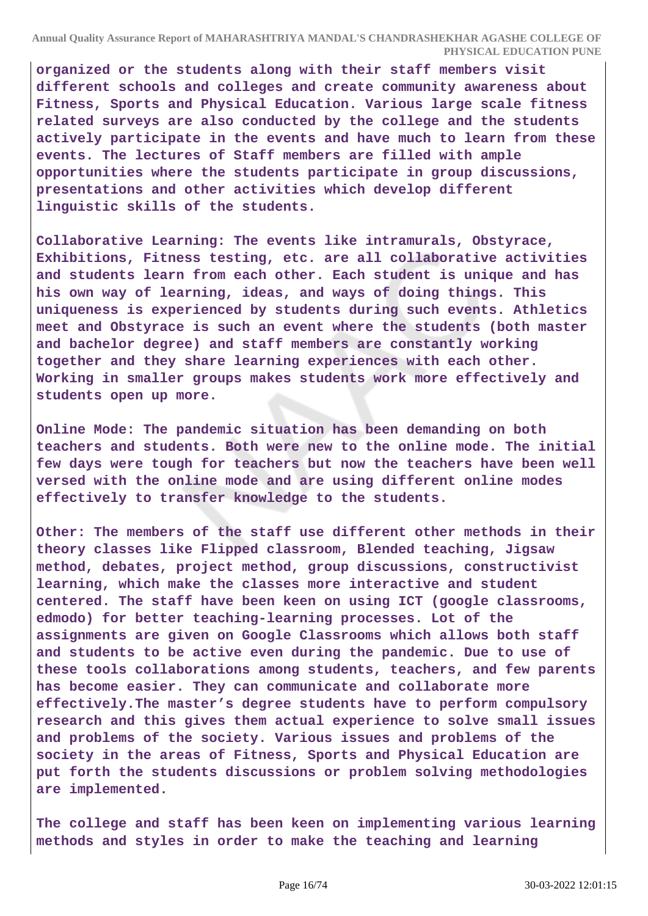**organized or the students along with their staff members visit different schools and colleges and create community awareness about Fitness, Sports and Physical Education. Various large scale fitness related surveys are also conducted by the college and the students actively participate in the events and have much to learn from these events. The lectures of Staff members are filled with ample opportunities where the students participate in group discussions, presentations and other activities which develop different linguistic skills of the students.**

**Collaborative Learning: The events like intramurals, Obstyrace, Exhibitions, Fitness testing, etc. are all collaborative activities and students learn from each other. Each student is unique and has his own way of learning, ideas, and ways of doing things. This uniqueness is experienced by students during such events. Athletics meet and Obstyrace is such an event where the students (both master and bachelor degree) and staff members are constantly working together and they share learning experiences with each other. Working in smaller groups makes students work more effectively and students open up more.**

**Online Mode: The pandemic situation has been demanding on both teachers and students. Both were new to the online mode. The initial few days were tough for teachers but now the teachers have been well versed with the online mode and are using different online modes effectively to transfer knowledge to the students.**

**Other: The members of the staff use different other methods in their theory classes like Flipped classroom, Blended teaching, Jigsaw method, debates, project method, group discussions, constructivist learning, which make the classes more interactive and student centered. The staff have been keen on using ICT (google classrooms, edmodo) for better teaching-learning processes. Lot of the assignments are given on Google Classrooms which allows both staff and students to be active even during the pandemic. Due to use of these tools collaborations among students, teachers, and few parents has become easier. They can communicate and collaborate more effectively.The master's degree students have to perform compulsory research and this gives them actual experience to solve small issues and problems of the society. Various issues and problems of the society in the areas of Fitness, Sports and Physical Education are put forth the students discussions or problem solving methodologies are implemented.**

**The college and staff has been keen on implementing various learning methods and styles in order to make the teaching and learning**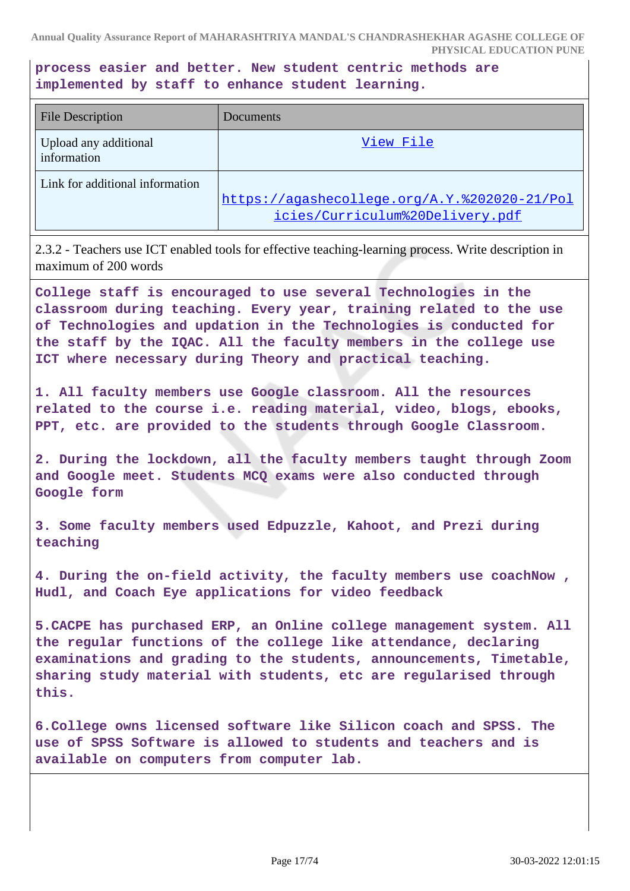**process easier and better. New student centric methods are implemented by staff to enhance student learning.**

| File Description | Documents |
| --- | --- |
| Upload any additional information | View File |
| Link for additional information | https://agashecollege.org/A.Y.%202020-21/Policies/Curriculum%20Delivery.pdf |

2.3.2 - Teachers use ICT enabled tools for effective teaching-learning process. Write description in maximum of 200 words

**College staff is encouraged to use several Technologies in the classroom during teaching. Every year, training related to the use of Technologies and updation in the Technologies is conducted for the staff by the IQAC. All the faculty members in the college use ICT where necessary during Theory and practical teaching.**

**1. All faculty members use Google classroom. All the resources related to the course i.e. reading material, video, blogs, ebooks, PPT, etc. are provided to the students through Google Classroom.**

**2. During the lockdown, all the faculty members taught through Zoom and Google meet. Students MCQ exams were also conducted through Google form**

**3. Some faculty members used Edpuzzle, Kahoot, and Prezi during teaching**

**4. During the on-field activity, the faculty members use coachNow , Hudl, and Coach Eye applications for video feedback**

**5.CACPE has purchased ERP, an Online college management system. All the regular functions of the college like attendance, declaring examinations and grading to the students, announcements, Timetable, sharing study material with students, etc are regularised through this.**

**6.College owns licensed software like Silicon coach and SPSS. The use of SPSS Software is allowed to students and teachers and is available on computers from computer lab.**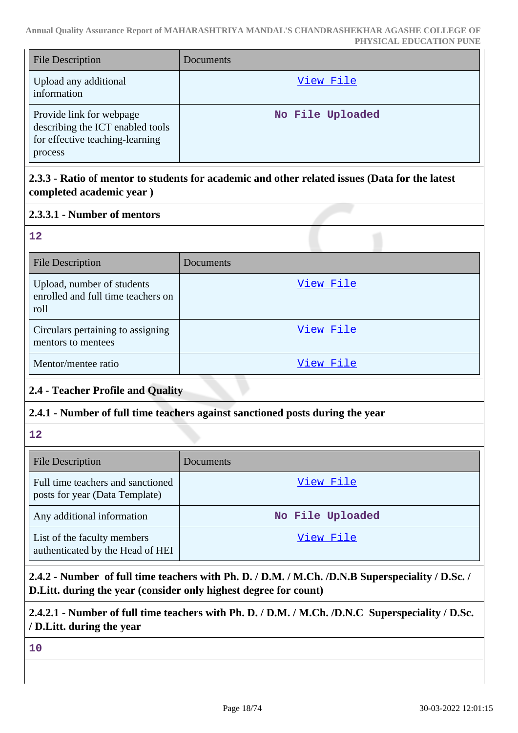| File Description | Documents |
|---|---|
| Upload any additional information | View File |
| Provide link for webpage describing the ICT enabled tools for effective teaching-learning process | No File Uploaded |

**2.3.3 - Ratio of mentor to students for academic and other related issues (Data for the latest completed academic year )**

**2.3.3.1 - Number of mentors**

12

| File Description | Documents |
|---|---|
| Upload, number of students enrolled and full time teachers on roll | View File |
| Circulars pertaining to assigning mentors to mentees | View File |
| Mentor/mentee ratio | View File |

**2.4 - Teacher Profile and Quality**

**2.4.1 - Number of full time teachers against sanctioned posts during the year**

12

| File Description | Documents |
|---|---|
| Full time teachers and sanctioned posts for year (Data Template) | View File |
| Any additional information | No File Uploaded |
| List of the faculty members authenticated by the Head of HEI | View File |

**2.4.2 - Number of full time teachers with Ph. D. / D.M. / M.Ch. /D.N.B Superspeciality / D.Sc. / D.Litt. during the year (consider only highest degree for count)**

**2.4.2.1 - Number of full time teachers with Ph. D. / D.M. / M.Ch. /D.N.C Superspeciality / D.Sc. / D.Litt. during the year**

10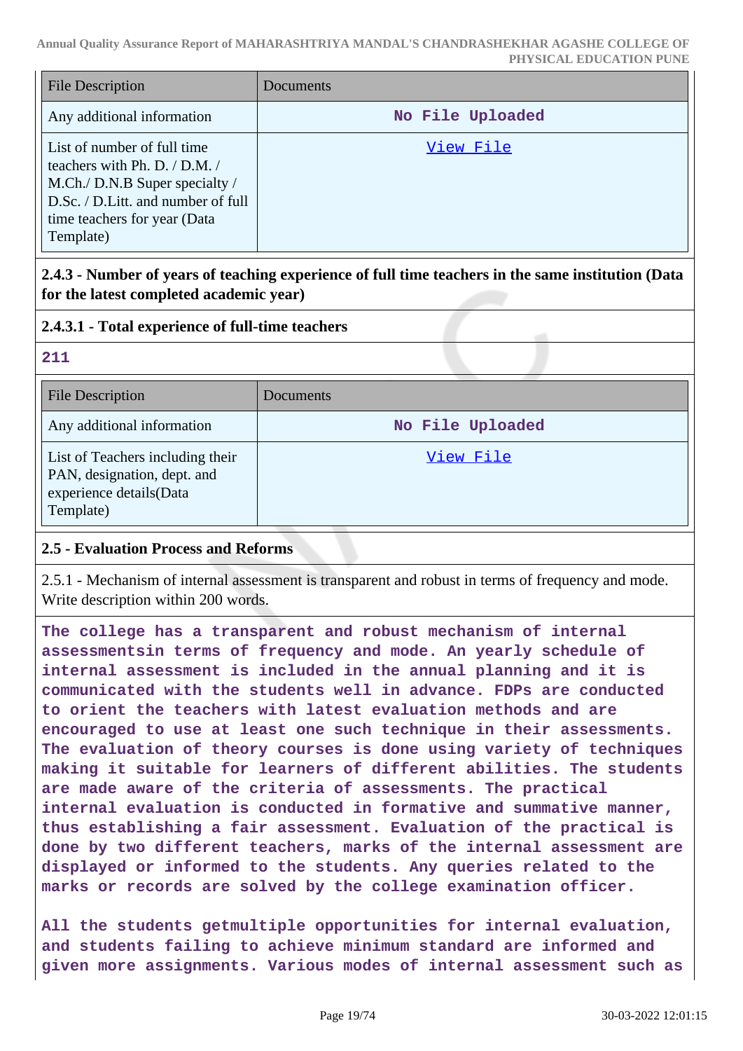| File Description | Documents |
|---|---|
| Any additional information | No File Uploaded |
| List of number of full time teachers with Ph. D. / D.M. / M.Ch./ D.N.B Super specialty / D.Sc. / D.Litt. and number of full time teachers for year (Data Template) | View File |

**2.4.3 - Number of years of teaching experience of full time teachers in the same institution (Data for the latest completed academic year)**

**2.4.3.1 - Total experience of full-time teachers**

**211**

| File Description | Documents |
|---|---|
| Any additional information | No File Uploaded |
| List of Teachers including their PAN, designation, dept. and experience details(Data Template) | View File |

**2.5 - Evaluation Process and Reforms**

2.5.1 - Mechanism of internal assessment is transparent and robust in terms of frequency and mode. Write description within 200 words.

**The college has a transparent and robust mechanism of internal assessmentsin terms of frequency and mode. An yearly schedule of internal assessment is included in the annual planning and it is communicated with the students well in advance. FDPs are conducted to orient the teachers with latest evaluation methods and are encouraged to use at least one such technique in their assessments. The evaluation of theory courses is done using variety of techniques making it suitable for learners of different abilities. The students are made aware of the criteria of assessments. The practical internal evaluation is conducted in formative and summative manner, thus establishing a fair assessment. Evaluation of the practical is done by two different teachers, marks of the internal assessment are displayed or informed to the students. Any queries related to the marks or records are solved by the college examination officer.**

**All the students getmultiple opportunities for internal evaluation, and students failing to achieve minimum standard are informed and given more assignments. Various modes of internal assessment such as**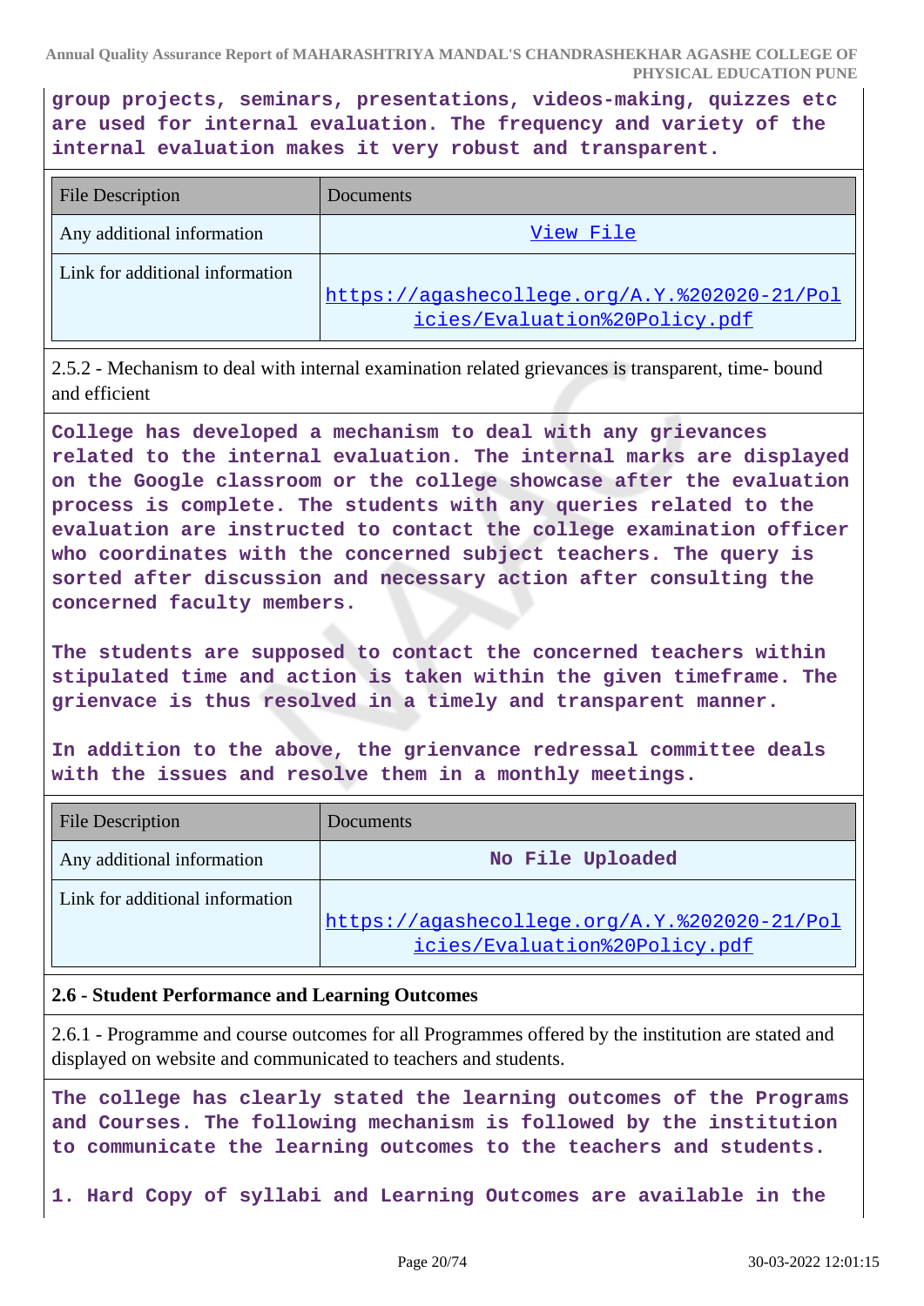**group projects, seminars, presentations, videos-making, quizzes etc are used for internal evaluation. The frequency and variety of the internal evaluation makes it very robust and transparent.**

| File Description | Documents |
|---|---|
| Any additional information | View File |
| Link for additional information | https://agashecollege.org/A.Y.%202020-21/Policies/Evaluation%20Policy.pdf |

2.5.2 - Mechanism to deal with internal examination related grievances is transparent, time- bound and efficient

**College has developed a mechanism to deal with any grievances related to the internal evaluation. The internal marks are displayed on the Google classroom or the college showcase after the evaluation process is complete. The students with any queries related to the evaluation are instructed to contact the college examination officer who coordinates with the concerned subject teachers. The query is sorted after discussion and necessary action after consulting the concerned faculty members.**

**The students are supposed to contact the concerned teachers within stipulated time and action is taken within the given timeframe. The grienvace is thus resolved in a timely and transparent manner.**

**In addition to the above, the grienvance redressal committee deals with the issues and resolve them in a monthly meetings.**

| File Description | Documents |
|---|---|
| Any additional information | No File Uploaded |
| Link for additional information | https://agashecollege.org/A.Y.%202020-21/Policies/Evaluation%20Policy.pdf |

**2.6 - Student Performance and Learning Outcomes**

2.6.1 - Programme and course outcomes for all Programmes offered by the institution are stated and displayed on website and communicated to teachers and students.

**The college has clearly stated the learning outcomes of the Programs and Courses. The following mechanism is followed by the institution to communicate the learning outcomes to the teachers and students.**

**1. Hard Copy of syllabi and Learning Outcomes are available in the**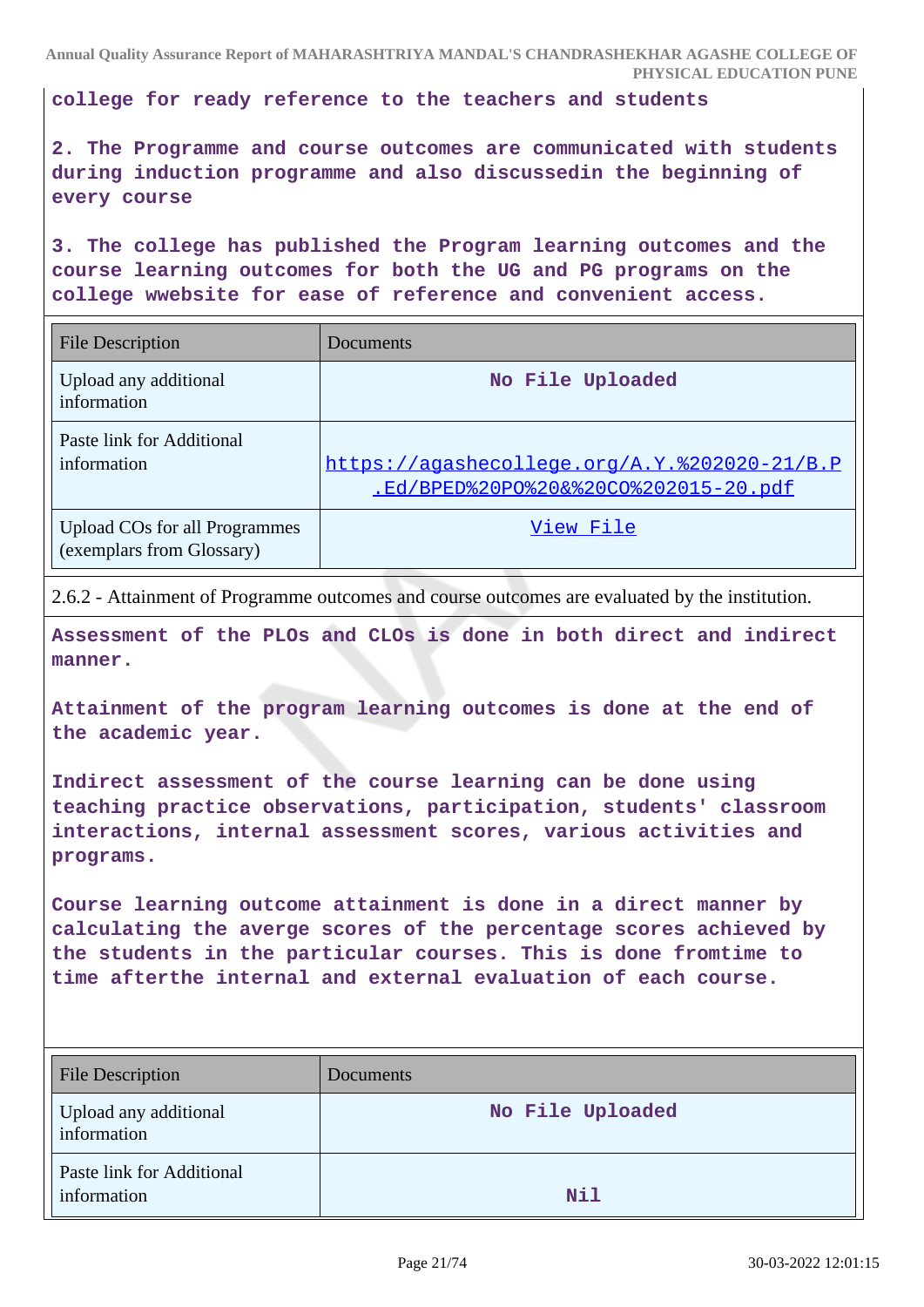college for ready reference to the teachers and students

2. The Programme and course outcomes are communicated with students during induction programme and also discussedin the beginning of every course

3. The college has published the Program learning outcomes and the course learning outcomes for both the UG and PG programs on the college wwebsite for ease of reference and convenient access.

| File Description | Documents |
|---|---|
| Upload any additional information | No File Uploaded |
| Paste link for Additional information | https://agashecollege.org/A.Y.%202020-21/B.P.Ed/BPED%20PO%20&%20CO%202015-20.pdf |
| Upload COs for all Programmes (exemplars from Glossary) | View File |

2.6.2 - Attainment of Programme outcomes and course outcomes are evaluated by the institution.

Assessment of the PLOs and CLOs is done in both direct and indirect manner.

Attainment of the program learning outcomes is done at the end of the academic year.

Indirect assessment of the course learning can be done using teaching practice observations, participation, students' classroom interactions, internal assessment scores, various activities and programs.

Course learning outcome attainment is done in a direct manner by calculating the averge scores of the percentage scores achieved by the students in the particular courses. This is done fromtime to time afterthe internal and external evaluation of each course.

| File Description | Documents |
|---|---|
| Upload any additional information | No File Uploaded |
| Paste link for Additional information | Nil |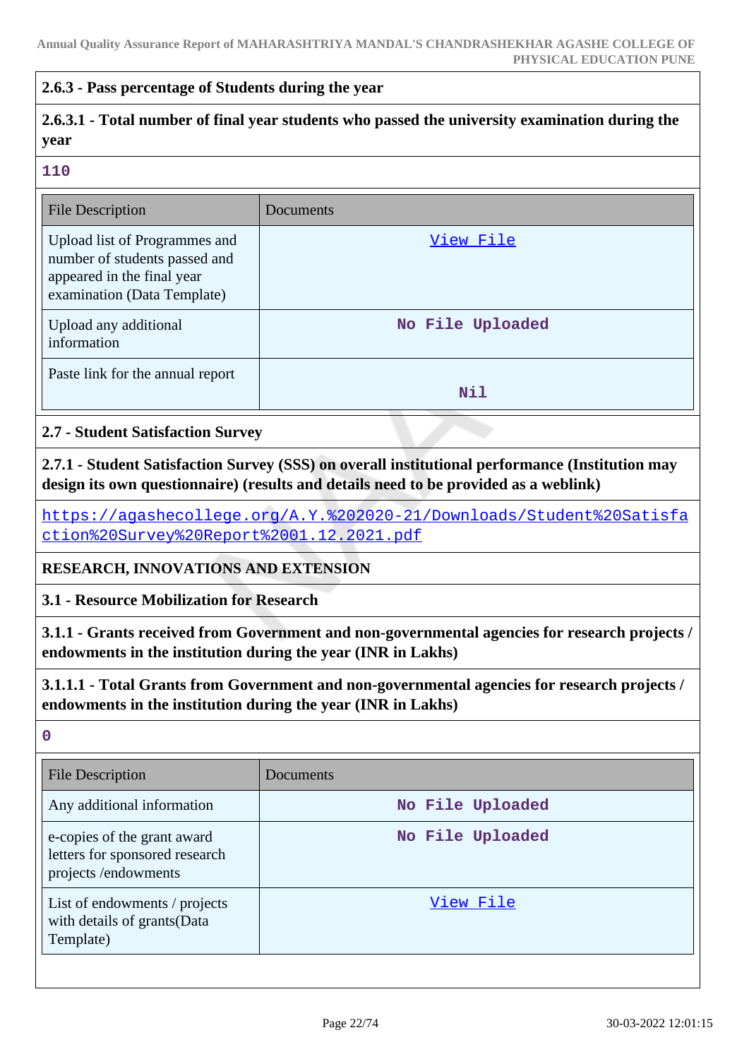### 2.6.3 - Pass percentage of Students during the year

**2.6.3.1 - Total number of final year students who passed the university examination during the year**

110

| File Description | Documents |
|---|---|
| Upload list of Programmes and number of students passed and appeared in the final year examination (Data Template) | View File |
| Upload any additional information | No File Uploaded |
| Paste link for the annual report | Nil |

### 2.7 - Student Satisfaction Survey

**2.7.1 - Student Satisfaction Survey (SSS) on overall institutional performance (Institution may design its own questionnaire) (results and details need to be provided as a weblink)**

https://agashecollege.org/A.Y.%202020-21/Downloads/Student%20Satisfaction%20Survey%20Report%2001.12.2021.pdf

## RESEARCH, INNOVATIONS AND EXTENSION

### 3.1 - Resource Mobilization for Research

**3.1.1 - Grants received from Government and non-governmental agencies for research projects / endowments in the institution during the year (INR in Lakhs)**

**3.1.1.1 - Total Grants from Government and non-governmental agencies for research projects / endowments in the institution during the year (INR in Lakhs)**

0

| File Description | Documents |
|---|---|
| Any additional information | No File Uploaded |
| e-copies of the grant award letters for sponsored research projects /endowments | No File Uploaded |
| List of endowments / projects with details of grants(Data Template) | View File |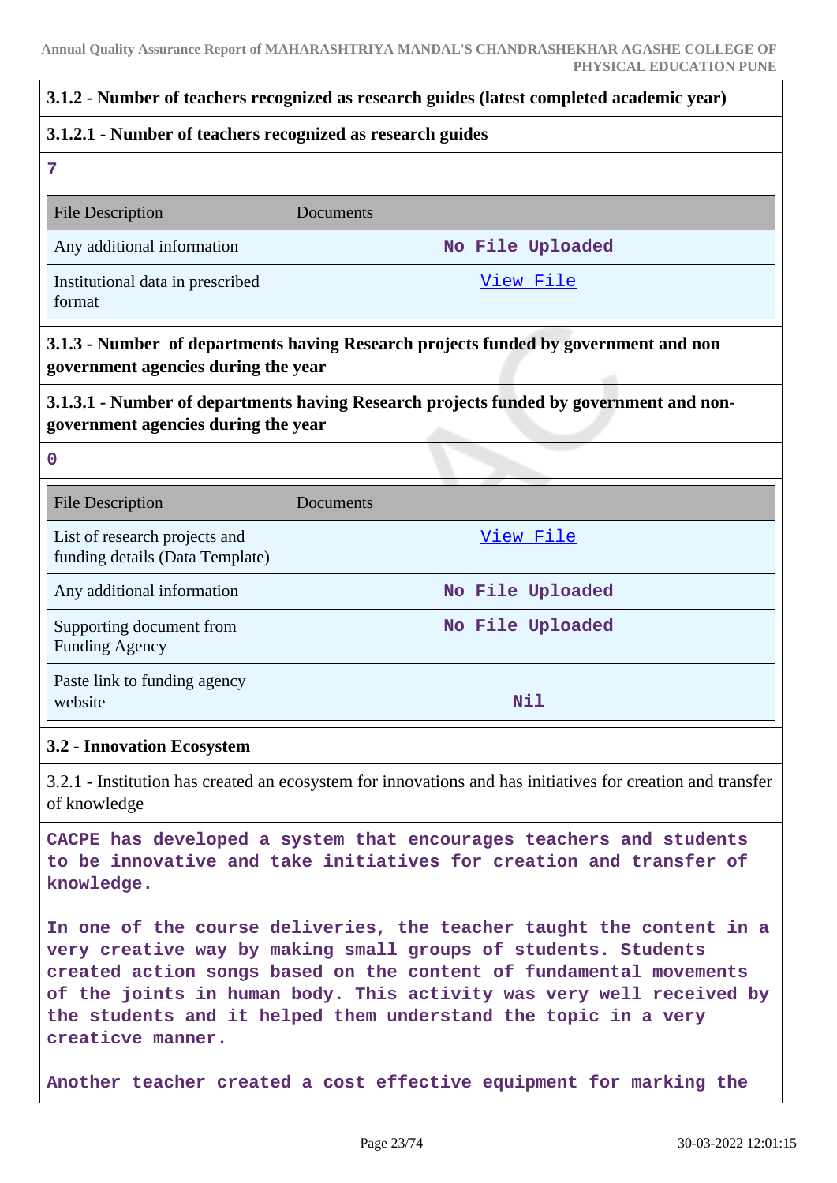### 3.1.2 - Number of teachers recognized as research guides (latest completed academic year)

**3.1.2.1 - Number of teachers recognized as research guides**

7

| File Description | Documents |
|---|---|
| Any additional information | No File Uploaded |
| Institutional data in prescribed format | View File |

### 3.1.3 - Number of departments having Research projects funded by government and non government agencies during the year

**3.1.3.1 - Number of departments having Research projects funded by government and non-government agencies during the year**

0

| File Description | Documents |
|---|---|
| List of research projects and funding details (Data Template) | View File |
| Any additional information | No File Uploaded |
| Supporting document from Funding Agency | No File Uploaded |
| Paste link to funding agency website | Nil |

### 3.2 - Innovation Ecosystem

3.2.1 - Institution has created an ecosystem for innovations and has initiatives for creation and transfer of knowledge

CACPE has developed a system that encourages teachers and students to be innovative and take initiatives for creation and transfer of knowledge.

In one of the course deliveries, the teacher taught the content in a very creative way by making small groups of students. Students created action songs based on the content of fundamental movements of the joints in human body. This activity was very well received by the students and it helped them understand the topic in a very creaticve manner.

Another teacher created a cost effective equipment for marking the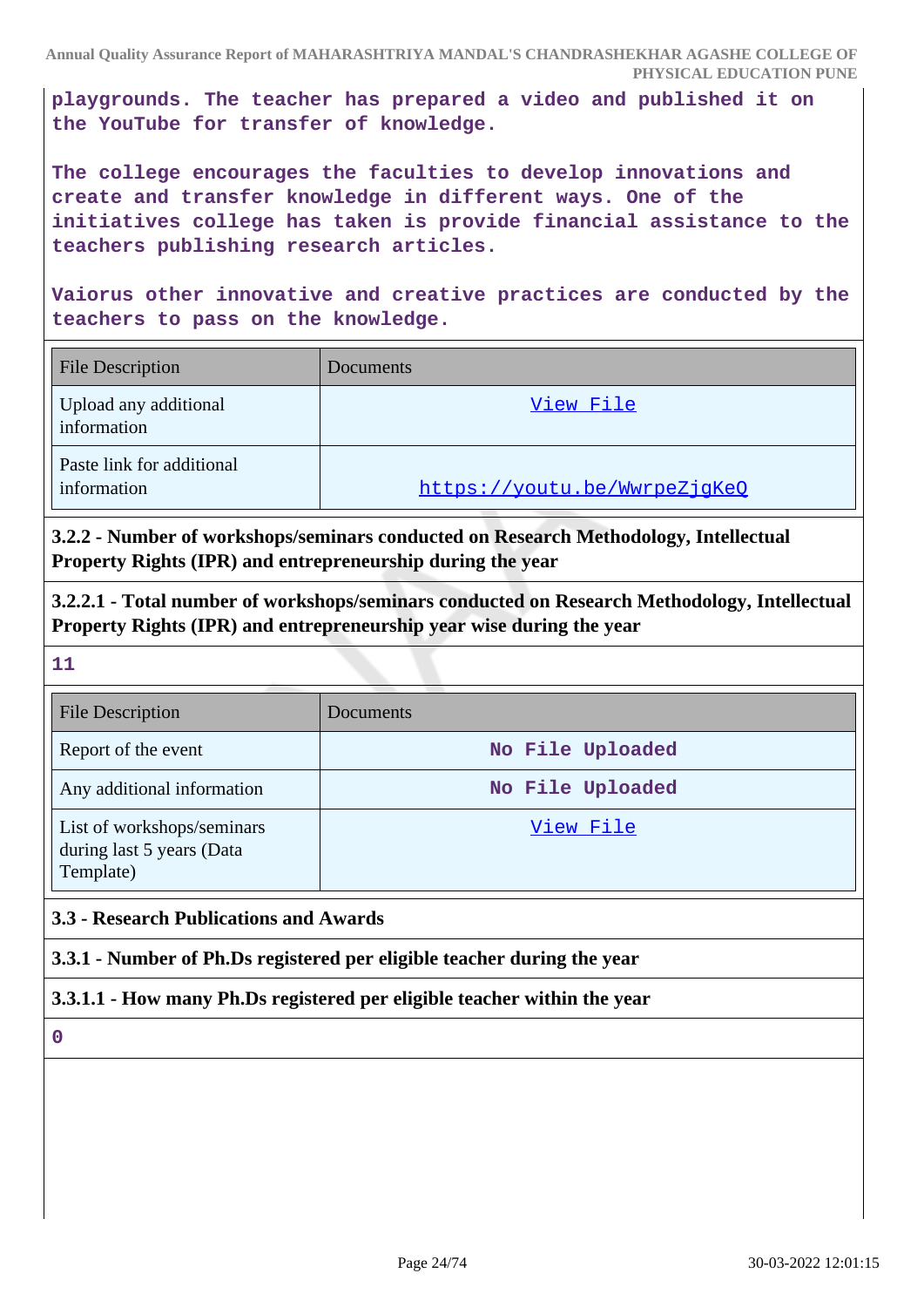playgrounds. The teacher has prepared a video and published it on the YouTube for transfer of knowledge.

The college encourages the faculties to develop innovations and create and transfer knowledge in different ways. One of the initiatives college has taken is provide financial assistance to the teachers publishing research articles.

Vaiorus other innovative and creative practices are conducted by the teachers to pass on the knowledge.

| File Description | Documents |
|---|---|
| Upload any additional information | View File |
| Paste link for additional information | https://youtu.be/WwrpeZjgKeQ |

**3.2.2 - Number of workshops/seminars conducted on Research Methodology, Intellectual Property Rights (IPR) and entrepreneurship during the year**

**3.2.2.1 - Total number of workshops/seminars conducted on Research Methodology, Intellectual Property Rights (IPR) and entrepreneurship year wise during the year**

11

| File Description | Documents |
|---|---|
| Report of the event | No File Uploaded |
| Any additional information | No File Uploaded |
| List of workshops/seminars during last 5 years (Data Template) | View File |

**3.3 - Research Publications and Awards**

**3.3.1 - Number of Ph.Ds registered per eligible teacher during the year**

**3.3.1.1 - How many Ph.Ds registered per eligible teacher within the year**

0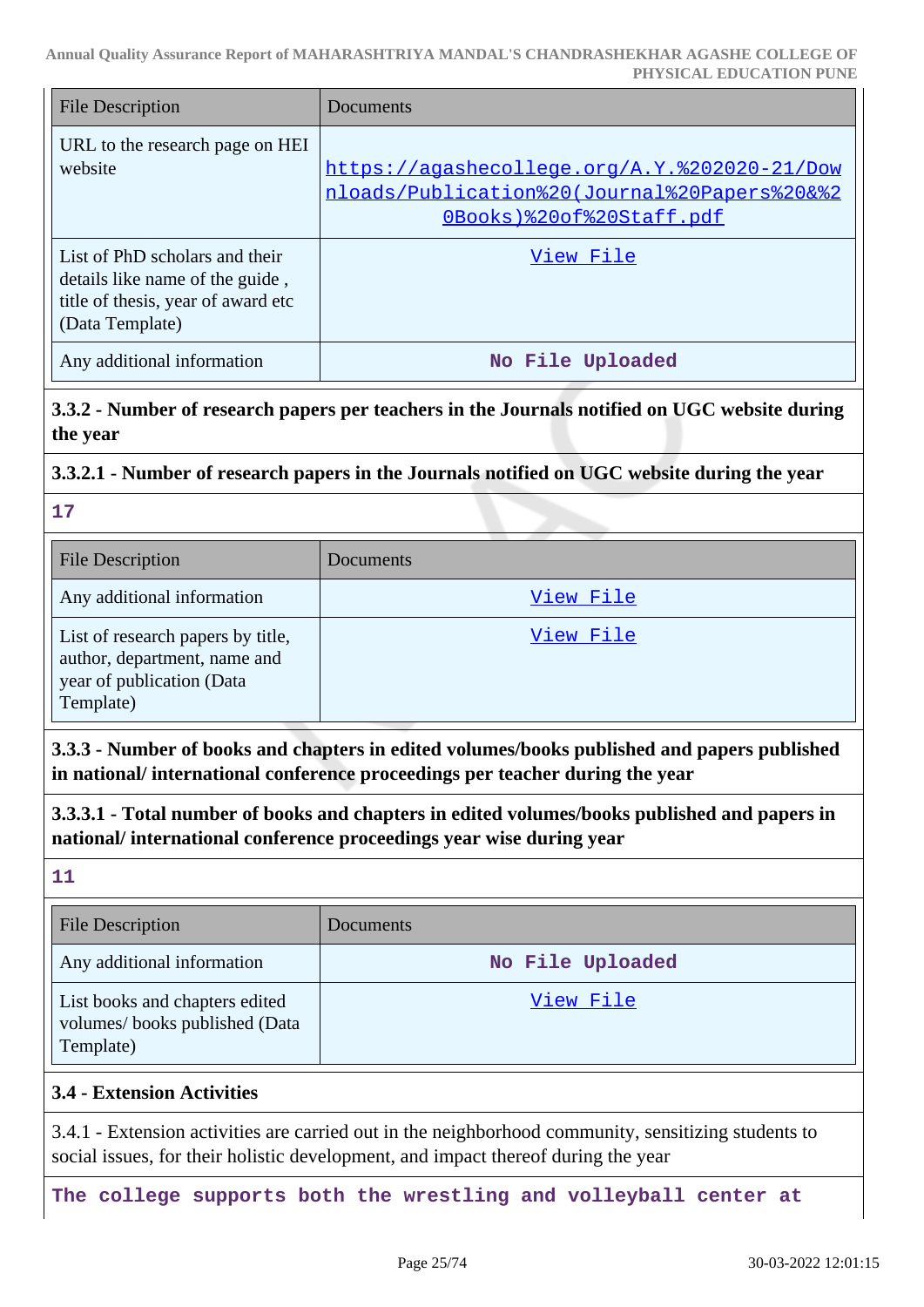| File Description | Documents |
| --- | --- |
| URL to the research page on HEI website | https://agashecollege.org/A.Y.%202020-21/Downloads/Publication%20(Journal%20Papers%20&%20Books)%20of%20Staff.pdf |
| List of PhD scholars and their details like name of the guide , title of thesis, year of award etc (Data Template) | View File |
| Any additional information | No File Uploaded |

**3.3.2 - Number of research papers per teachers in the Journals notified on UGC website during the year**

**3.3.2.1 - Number of research papers in the Journals notified on UGC website during the year**

**17**

| File Description | Documents |
| --- | --- |
| Any additional information | View File |
| List of research papers by title, author, department, name and year of publication (Data Template) | View File |

**3.3.3 - Number of books and chapters in edited volumes/books published and papers published in national/ international conference proceedings per teacher during the year**

**3.3.3.1 - Total number of books and chapters in edited volumes/books published and papers in national/ international conference proceedings year wise during year**

**11**

| File Description | Documents |
| --- | --- |
| Any additional information | No File Uploaded |
| List books and chapters edited volumes/ books published (Data Template) | View File |

**3.4 - Extension Activities**

3.4.1 - Extension activities are carried out in the neighborhood community, sensitizing students to social issues, for their holistic development, and impact thereof during the year

**The college supports both the wrestling and volleyball center at**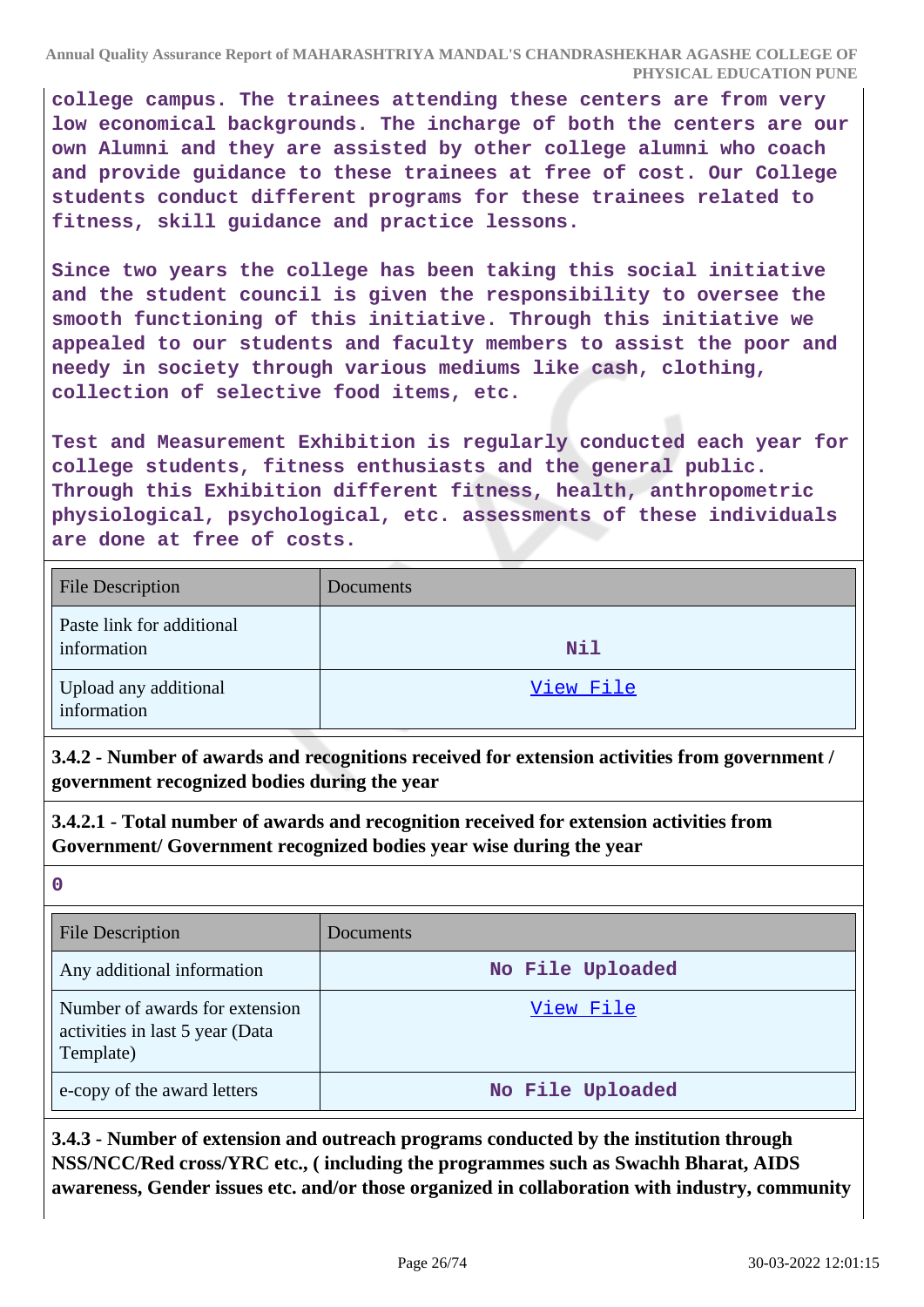college campus. The trainees attending these centers are from very low economical backgrounds. The incharge of both the centers are our own Alumni and they are assisted by other college alumni who coach and provide guidance to these trainees at free of cost. Our College students conduct different programs for these trainees related to fitness, skill guidance and practice lessons.

Since two years the college has been taking this social initiative and the student council is given the responsibility to oversee the smooth functioning of this initiative. Through this initiative we appealed to our students and faculty members to assist the poor and needy in society through various mediums like cash, clothing, collection of selective food items, etc.

Test and Measurement Exhibition is regularly conducted each year for college students, fitness enthusiasts and the general public. Through this Exhibition different fitness, health, anthropometric physiological, psychological, etc. assessments of these individuals are done at free of costs.

| File Description | Documents |
| --- | --- |
| Paste link for additional information | Nil |
| Upload any additional information | View File |

**3.4.2 - Number of awards and recognitions received for extension activities from government / government recognized bodies during the year**

**3.4.2.1 - Total number of awards and recognition received for extension activities from Government/ Government recognized bodies year wise during the year**

0

| File Description | Documents |
| --- | --- |
| Any additional information | No File Uploaded |
| Number of awards for extension activities in last 5 year (Data Template) | View File |
| e-copy of the award letters | No File Uploaded |

**3.4.3 - Number of extension and outreach programs conducted by the institution through NSS/NCC/Red cross/YRC etc., ( including the programmes such as Swachh Bharat, AIDS awareness, Gender issues etc. and/or those organized in collaboration with industry, community**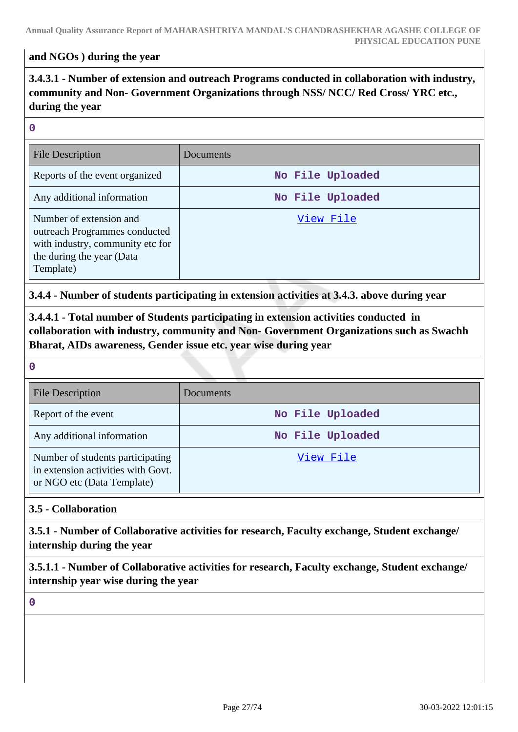and NGOs ) during the year

**3.4.3.1 - Number of extension and outreach Programs conducted in collaboration with industry, community and Non- Government Organizations through NSS/ NCC/ Red Cross/ YRC etc., during the year**

0

| File Description | Documents |
|---|---|
| Reports of the event organized | No File Uploaded |
| Any additional information | No File Uploaded |
| Number of extension and outreach Programmes conducted with industry, community etc for the during the year (Data Template) | View File |

**3.4.4 - Number of students participating in extension activities at 3.4.3. above during year**

**3.4.4.1 - Total number of Students participating in extension activities conducted in collaboration with industry, community and Non- Government Organizations such as Swachh Bharat, AIDs awareness, Gender issue etc. year wise during year**

0

| File Description | Documents |
|---|---|
| Report of the event | No File Uploaded |
| Any additional information | No File Uploaded |
| Number of students participating in extension activities with Govt. or NGO etc (Data Template) | View File |

**3.5 - Collaboration**

**3.5.1 - Number of Collaborative activities for research, Faculty exchange, Student exchange/ internship during the year**

**3.5.1.1 - Number of Collaborative activities for research, Faculty exchange, Student exchange/ internship year wise during the year**

0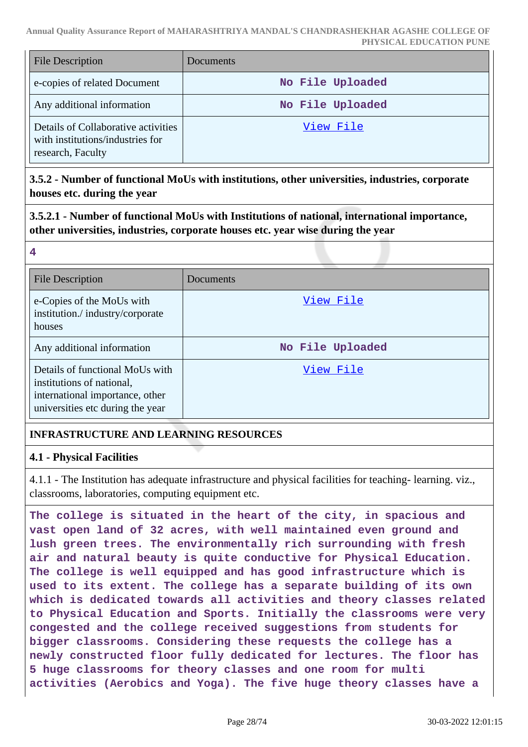| File Description | Documents |
| --- | --- |
| e-copies of related Document | No File Uploaded |
| Any additional information | No File Uploaded |
| Details of Collaborative activities with institutions/industries for research, Faculty | View File |

**3.5.2 - Number of functional MoUs with institutions, other universities, industries, corporate houses etc. during the year**

**3.5.2.1 - Number of functional MoUs with Institutions of national, international importance, other universities, industries, corporate houses etc. year wise during the year**

**4**

| File Description | Documents |
| --- | --- |
| e-Copies of the MoUs with institution./ industry/corporate houses | View File |
| Any additional information | No File Uploaded |
| Details of functional MoUs with institutions of national, international importance, other universities etc during the year | View File |

**INFRASTRUCTURE AND LEARNING RESOURCES**

**4.1 - Physical Facilities**

4.1.1 - The Institution has adequate infrastructure and physical facilities for teaching- learning. viz., classrooms, laboratories, computing equipment etc.

**The college is situated in the heart of the city, in spacious and vast open land of 32 acres, with well maintained even ground and lush green trees. The environmentally rich surrounding with fresh air and natural beauty is quite conductive for Physical Education. The college is well equipped and has good infrastructure which is used to its extent. The college has a separate building of its own which is dedicated towards all activities and theory classes related to Physical Education and Sports. Initially the classrooms were very congested and the college received suggestions from students for bigger classrooms. Considering these requests the college has a newly constructed floor fully dedicated for lectures. The floor has 5 huge classrooms for theory classes and one room for multi activities (Aerobics and Yoga). The five huge theory classes have a**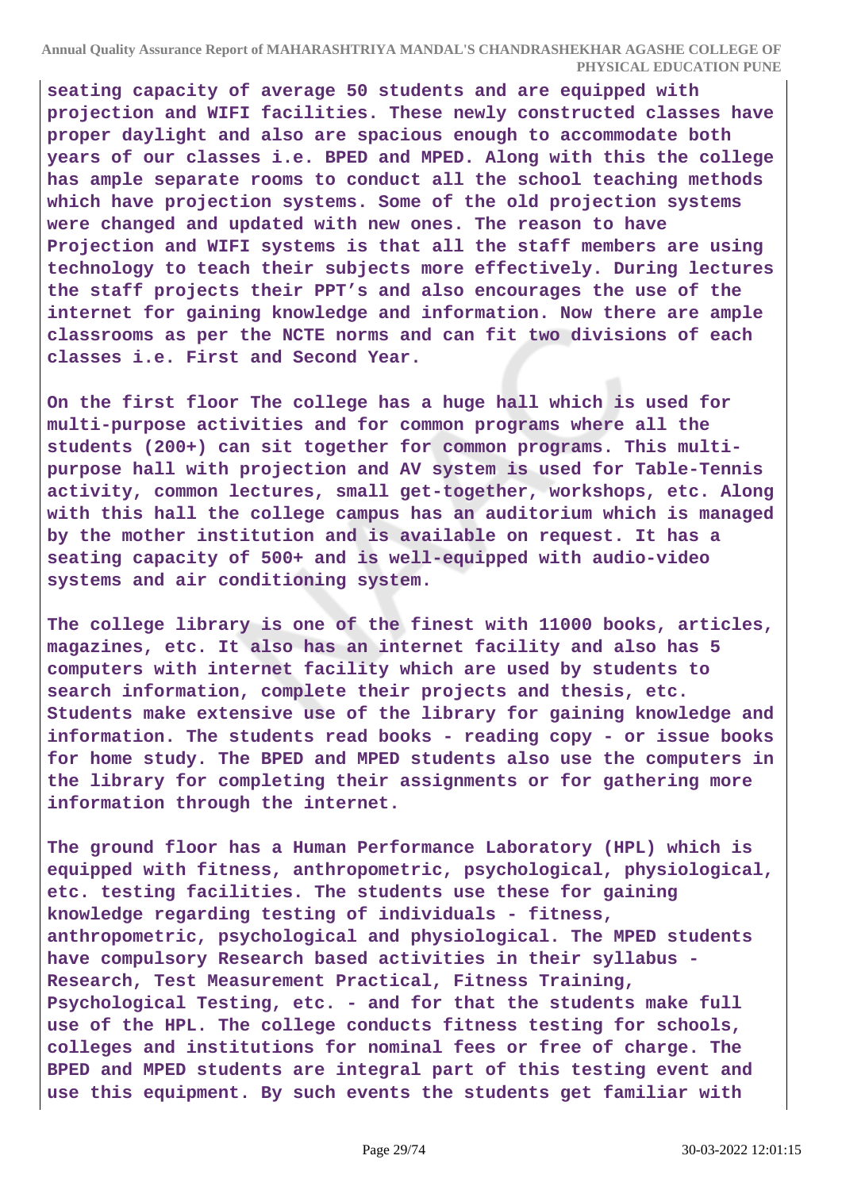**seating capacity of average 50 students and are equipped with projection and WIFI facilities. These newly constructed classes have proper daylight and also are spacious enough to accommodate both years of our classes i.e. BPED and MPED. Along with this the college has ample separate rooms to conduct all the school teaching methods which have projection systems. Some of the old projection systems were changed and updated with new ones. The reason to have Projection and WIFI systems is that all the staff members are using technology to teach their subjects more effectively. During lectures the staff projects their PPT's and also encourages the use of the internet for gaining knowledge and information. Now there are ample classrooms as per the NCTE norms and can fit two divisions of each classes i.e. First and Second Year.**

**On the first floor The college has a huge hall which is used for multi-purpose activities and for common programs where all the students (200+) can sit together for common programs. This multi-purpose hall with projection and AV system is used for Table-Tennis activity, common lectures, small get-together, workshops, etc. Along with this hall the college campus has an auditorium which is managed by the mother institution and is available on request. It has a seating capacity of 500+ and is well-equipped with audio-video systems and air conditioning system.**

**The college library is one of the finest with 11000 books, articles, magazines, etc. It also has an internet facility and also has 5 computers with internet facility which are used by students to search information, complete their projects and thesis, etc. Students make extensive use of the library for gaining knowledge and information. The students read books - reading copy - or issue books for home study. The BPED and MPED students also use the computers in the library for completing their assignments or for gathering more information through the internet.**

**The ground floor has a Human Performance Laboratory (HPL) which is equipped with fitness, anthropometric, psychological, physiological, etc. testing facilities. The students use these for gaining knowledge regarding testing of individuals - fitness, anthropometric, psychological and physiological. The MPED students have compulsory Research based activities in their syllabus - Research, Test Measurement Practical, Fitness Training, Psychological Testing, etc. - and for that the students make full use of the HPL. The college conducts fitness testing for schools, colleges and institutions for nominal fees or free of charge. The BPED and MPED students are integral part of this testing event and use this equipment. By such events the students get familiar with**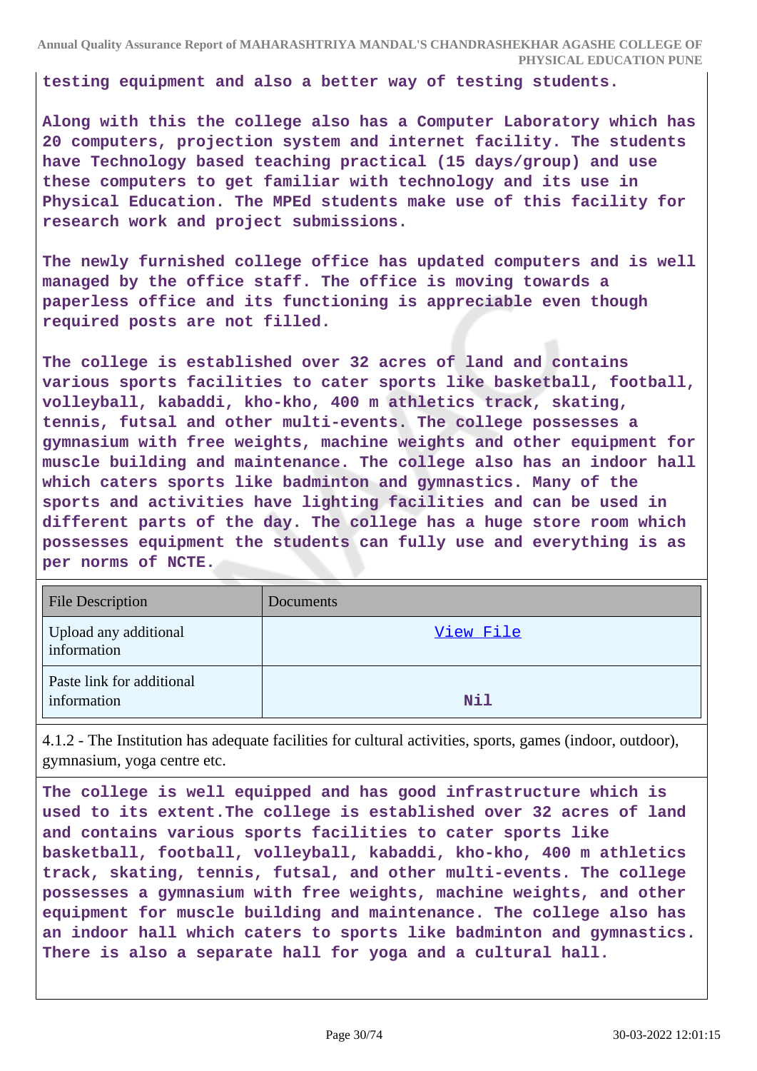**testing equipment and also a better way of testing students.**

**Along with this the college also has a Computer Laboratory which has 20 computers, projection system and internet facility. The students have Technology based teaching practical (15 days/group) and use these computers to get familiar with technology and its use in Physical Education. The MPEd students make use of this facility for research work and project submissions.**

**The newly furnished college office has updated computers and is well managed by the office staff. The office is moving towards a paperless office and its functioning is appreciable even though required posts are not filled.**

**The college is established over 32 acres of land and contains various sports facilities to cater sports like basketball, football, volleyball, kabaddi, kho-kho, 400 m athletics track, skating, tennis, futsal and other multi-events. The college possesses a gymnasium with free weights, machine weights and other equipment for muscle building and maintenance. The college also has an indoor hall which caters sports like badminton and gymnastics. Many of the sports and activities have lighting facilities and can be used in different parts of the day. The college has a huge store room which possesses equipment the students can fully use and everything is as per norms of NCTE.**

| File Description | Documents |
|---|---|
| Upload any additional information | View File |
| Paste link for additional information | Nil |

4.1.2 - The Institution has adequate facilities for cultural activities, sports, games (indoor, outdoor), gymnasium, yoga centre etc.

**The college is well equipped and has good infrastructure which is used to its extent.The college is established over 32 acres of land and contains various sports facilities to cater sports like basketball, football, volleyball, kabaddi, kho-kho, 400 m athletics track, skating, tennis, futsal, and other multi-events. The college possesses a gymnasium with free weights, machine weights, and other equipment for muscle building and maintenance. The college also has an indoor hall which caters to sports like badminton and gymnastics. There is also a separate hall for yoga and a cultural hall.**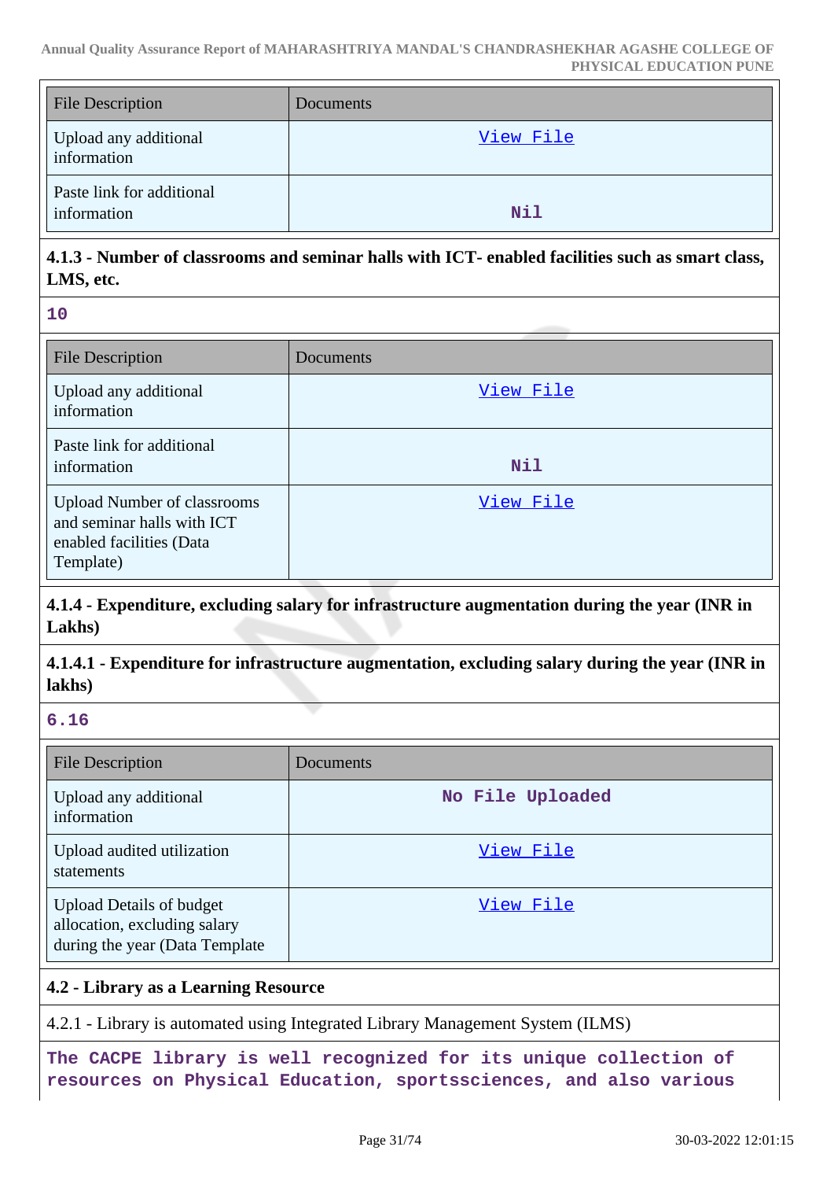| File Description | Documents |
|---|---|
| Upload any additional information | View File |
| Paste link for additional information | Nil |

**4.1.3 - Number of classrooms and seminar halls with ICT- enabled facilities such as smart class, LMS, etc.**

**10**

| File Description | Documents |
|---|---|
| Upload any additional information | View File |
| Paste link for additional information | Nil |
| Upload Number of classrooms and seminar halls with ICT enabled facilities (Data Template) | View File |

**4.1.4 - Expenditure, excluding salary for infrastructure augmentation during the year (INR in Lakhs)**

**4.1.4.1 - Expenditure for infrastructure augmentation, excluding salary during the year (INR in lakhs)**

**6.16**

| File Description | Documents |
|---|---|
| Upload any additional information | No File Uploaded |
| Upload audited utilization statements | View File |
| Upload Details of budget allocation, excluding salary during the year (Data Template | View File |

**4.2 - Library as a Learning Resource**

4.2.1 - Library is automated using Integrated Library Management System (ILMS)

**The CACPE library is well recognized for its unique collection of resources on Physical Education, sportssciences, and also various**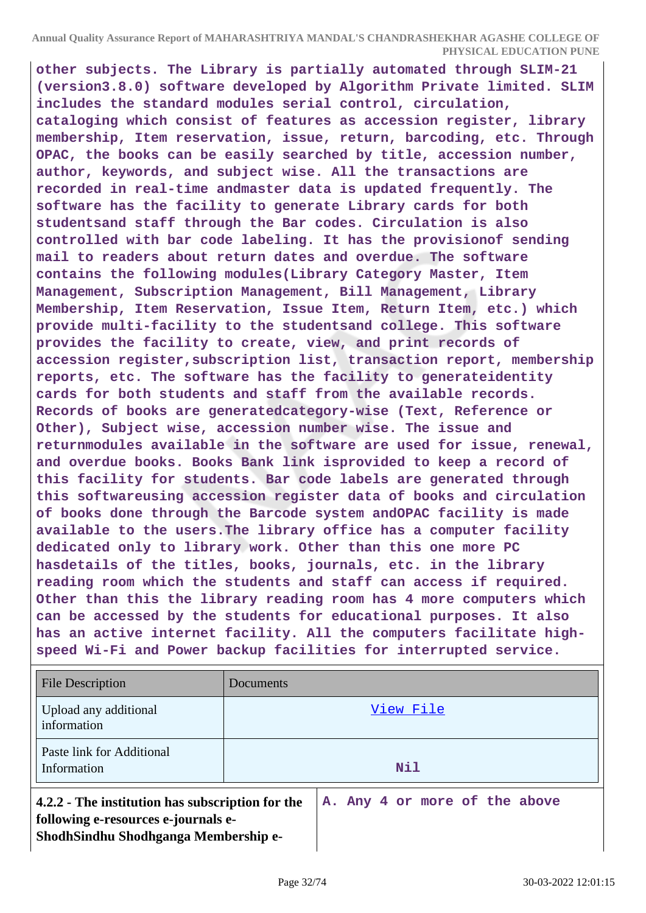**other subjects. The Library is partially automated through SLIM-21 (version3.8.0) software developed by Algorithm Private limited. SLIM includes the standard modules serial control, circulation, cataloging which consist of features as accession register, library membership, Item reservation, issue, return, barcoding, etc. Through OPAC, the books can be easily searched by title, accession number, author, keywords, and subject wise. All the transactions are recorded in real-time andmaster data is updated frequently. The software has the facility to generate Library cards for both studentsand staff through the Bar codes. Circulation is also controlled with bar code labeling. It has the provisionof sending mail to readers about return dates and overdue. The software contains the following modules(Library Category Master, Item Management, Subscription Management, Bill Management, Library Membership, Item Reservation, Issue Item, Return Item, etc.) which provide multi-facility to the studentsand college. This software provides the facility to create, view, and print records of accession register,subscription list, transaction report, membership reports, etc. The software has the facility to generateidentity cards for both students and staff from the available records. Records of books are generatedcategory-wise (Text, Reference or Other), Subject wise, accession number wise. The issue and returnmodules available in the software are used for issue, renewal, and overdue books. Books Bank link isprovided to keep a record of this facility for students. Bar code labels are generated through this softwareusing accession register data of books and circulation of books done through the Barcode system andOPAC facility is made available to the users.The library office has a computer facility dedicated only to library work. Other than this one more PC hasdetails of the titles, books, journals, etc. in the library reading room which the students and staff can access if required. Other than this the library reading room has 4 more computers which can be accessed by the students for educational purposes. It also has an active internet facility. All the computers facilitate high-speed Wi-Fi and Power backup facilities for interrupted service.**

| File Description | Documents |
|---|---|
| Upload any additional information | View File |
| Paste link for Additional Information | Nil |

| **4.2.2 - The institution has subscription for the following e-resources e-journals e-ShodhSindhu Shodhganga Membership e-** | A. Any 4 or more of the above |
|---|---|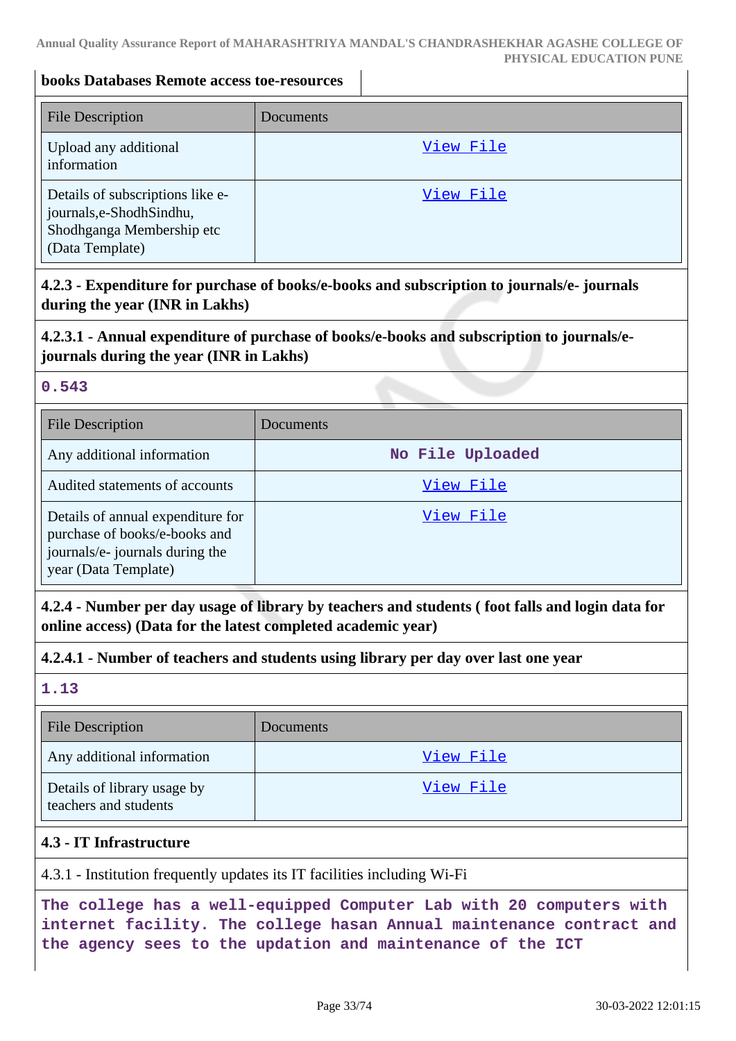**books Databases Remote access toe-resources**

| File Description | Documents |
|---|---|
| Upload any additional information | View File |
| Details of subscriptions like e-journals,e-ShodhSindhu, Shodhganga Membership etc (Data Template) | View File |

**4.2.3 - Expenditure for purchase of books/e-books and subscription to journals/e- journals during the year (INR in Lakhs)**

**4.2.3.1 - Annual expenditure of purchase of books/e-books and subscription to journals/e-journals during the year (INR in Lakhs)**

**0.543**

| File Description | Documents |
|---|---|
| Any additional information | No File Uploaded |
| Audited statements of accounts | View File |
| Details of annual expenditure for purchase of books/e-books and journals/e- journals during the year (Data Template) | View File |

**4.2.4 - Number per day usage of library by teachers and students ( foot falls and login data for online access) (Data for the latest completed academic year)**

**4.2.4.1 - Number of teachers and students using library per day over last one year**

**1.13**

| File Description | Documents |
|---|---|
| Any additional information | View File |
| Details of library usage by teachers and students | View File |

**4.3 - IT Infrastructure**

4.3.1 - Institution frequently updates its IT facilities including Wi-Fi

**The college has a well-equipped Computer Lab with 20 computers with internet facility. The college hasan Annual maintenance contract and the agency sees to the updation and maintenance of the ICT**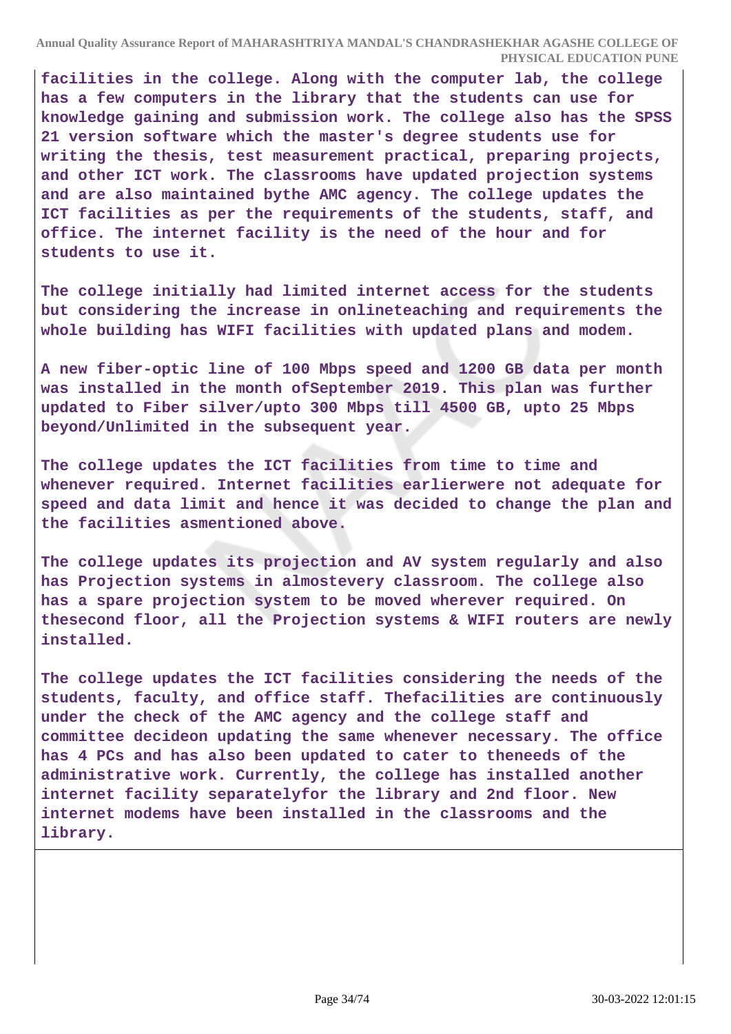**facilities in the college. Along with the computer lab, the college has a few computers in the library that the students can use for knowledge gaining and submission work. The college also has the SPSS 21 version software which the master's degree students use for writing the thesis, test measurement practical, preparing projects, and other ICT work. The classrooms have updated projection systems and are also maintained bythe AMC agency. The college updates the ICT facilities as per the requirements of the students, staff, and office. The internet facility is the need of the hour and for students to use it.**

**The college initially had limited internet access for the students but considering the increase in onlineteaching and requirements the whole building has WIFI facilities with updated plans and modem.**

**A new fiber-optic line of 100 Mbps speed and 1200 GB data per month was installed in the month ofSeptember 2019. This plan was further updated to Fiber silver/upto 300 Mbps till 4500 GB, upto 25 Mbps beyond/Unlimited in the subsequent year.**

**The college updates the ICT facilities from time to time and whenever required. Internet facilities earlierwere not adequate for speed and data limit and hence it was decided to change the plan and the facilities asmentioned above.**

**The college updates its projection and AV system regularly and also has Projection systems in almostevery classroom. The college also has a spare projection system to be moved wherever required. On thesecond floor, all the Projection systems & WIFI routers are newly installed.**

**The college updates the ICT facilities considering the needs of the students, faculty, and office staff. Thefacilities are continuously under the check of the AMC agency and the college staff and committee decideon updating the same whenever necessary. The office has 4 PCs and has also been updated to cater to theneeds of the administrative work. Currently, the college has installed another internet facility separatelyfor the library and 2nd floor. New internet modems have been installed in the classrooms and the library.**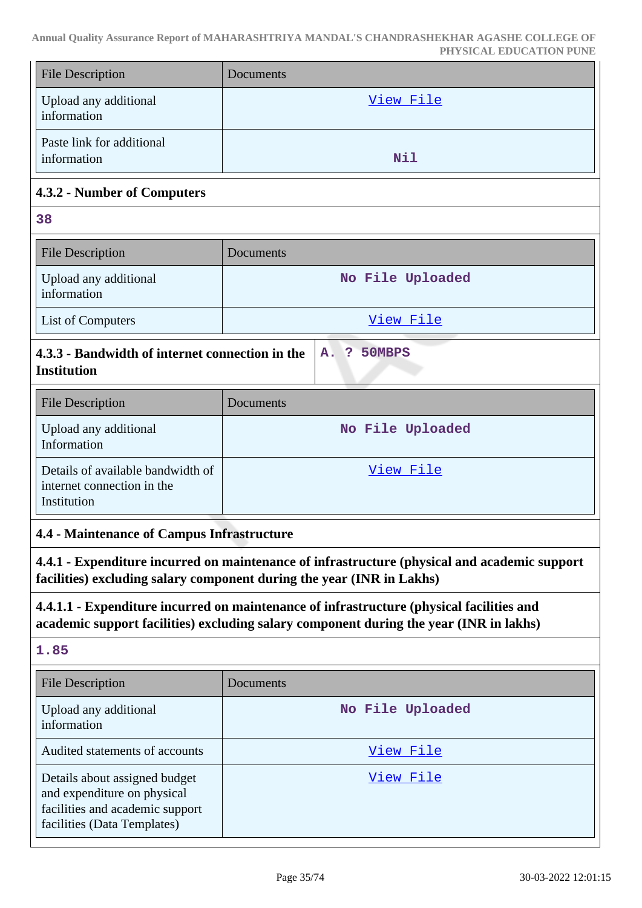| File Description | Documents |
| --- | --- |
| Upload any additional information | View File |
| Paste link for additional information | Nil |

**4.3.2 - Number of Computers**

38

| File Description | Documents |
| --- | --- |
| Upload any additional information | No File Uploaded |
| List of Computers | View File |

**4.3.3 - Bandwidth of internet connection in the Institution**

A. ? 50MBPS

| File Description | Documents |
| --- | --- |
| Upload any additional Information | No File Uploaded |
| Details of available bandwidth of internet connection in the Institution | View File |

### 4.4 - Maintenance of Campus Infrastructure

**4.4.1 - Expenditure incurred on maintenance of infrastructure (physical and academic support facilities) excluding salary component during the year (INR in Lakhs)**

**4.4.1.1 - Expenditure incurred on maintenance of infrastructure (physical facilities and academic support facilities) excluding salary component during the year (INR in lakhs)**

1.85

| File Description | Documents |
| --- | --- |
| Upload any additional information | No File Uploaded |
| Audited statements of accounts | View File |
| Details about assigned budget and expenditure on physical facilities and academic support facilities (Data Templates) | View File |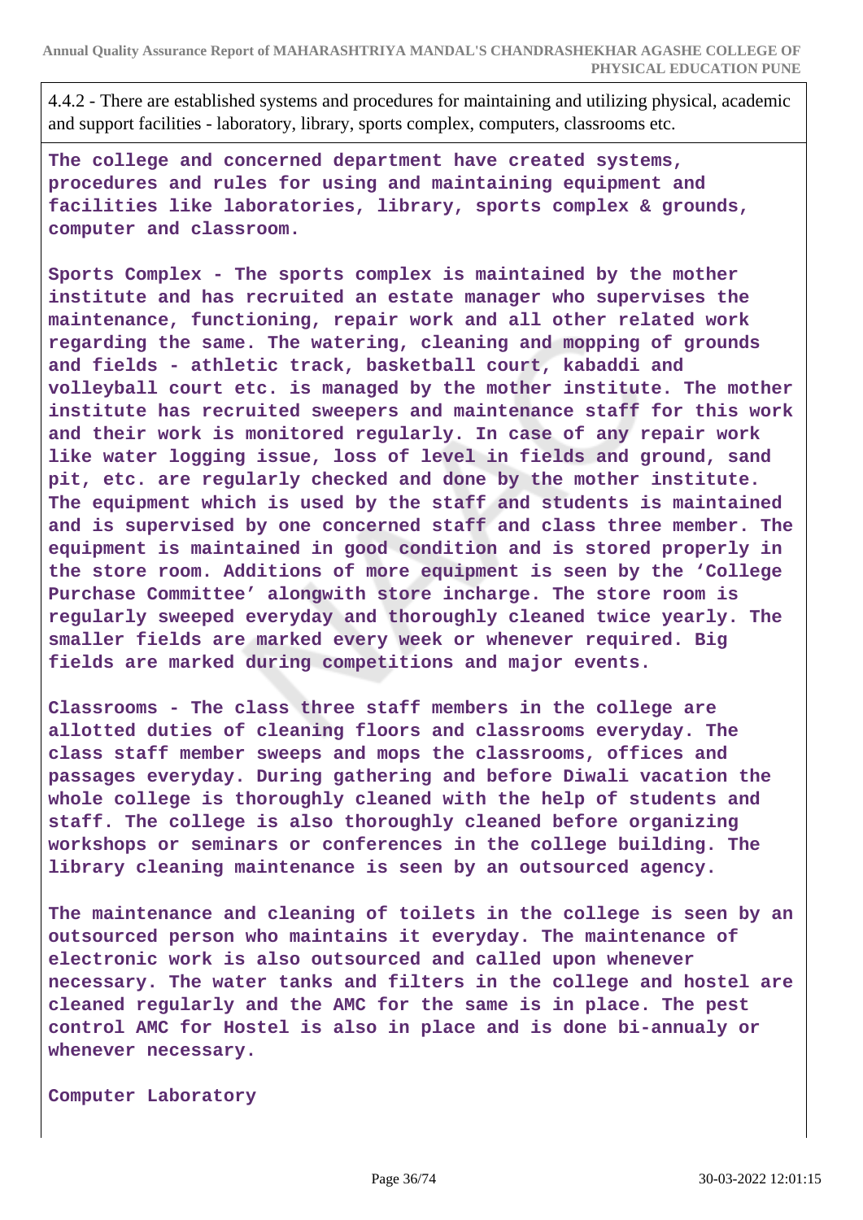4.4.2 - There are established systems and procedures for maintaining and utilizing physical, academic and support facilities - laboratory, library, sports complex, computers, classrooms etc.

**The college and concerned department have created systems, procedures and rules for using and maintaining equipment and facilities like laboratories, library, sports complex & grounds, computer and classroom.**

**Sports Complex - The sports complex is maintained by the mother institute and has recruited an estate manager who supervises the maintenance, functioning, repair work and all other related work regarding the same. The watering, cleaning and mopping of grounds and fields - athletic track, basketball court, kabaddi and volleyball court etc. is managed by the mother institute. The mother institute has recruited sweepers and maintenance staff for this work and their work is monitored regularly. In case of any repair work like water logging issue, loss of level in fields and ground, sand pit, etc. are regularly checked and done by the mother institute. The equipment which is used by the staff and students is maintained and is supervised by one concerned staff and class three member. The equipment is maintained in good condition and is stored properly in the store room. Additions of more equipment is seen by the 'College Purchase Committee' alongwith store incharge. The store room is regularly swept everyday and thoroughly cleaned twice yearly. The smaller fields are marked every week or whenever required. Big fields are marked during competitions and major events.**

**Classrooms - The class three staff members in the college are allotted duties of cleaning floors and classrooms everyday. The class staff member sweeps and mops the classrooms, offices and passages everyday. During gathering and before Diwali vacation the whole college is thoroughly cleaned with the help of students and staff. The college is also thoroughly cleaned before organizing workshops or seminars or conferences in the college building. The library cleaning maintenance is seen by an outsourced agency.**

**The maintenance and cleaning of toilets in the college is seen by an outsourced person who maintains it everyday. The maintenance of electronic work is also outsourced and called upon whenever necessary. The water tanks and filters in the college and hostel are cleaned regularly and the AMC for the same is in place. The pest control AMC for Hostel is also in place and is done bi-annualy or whenever necessary.**

**Computer Laboratory**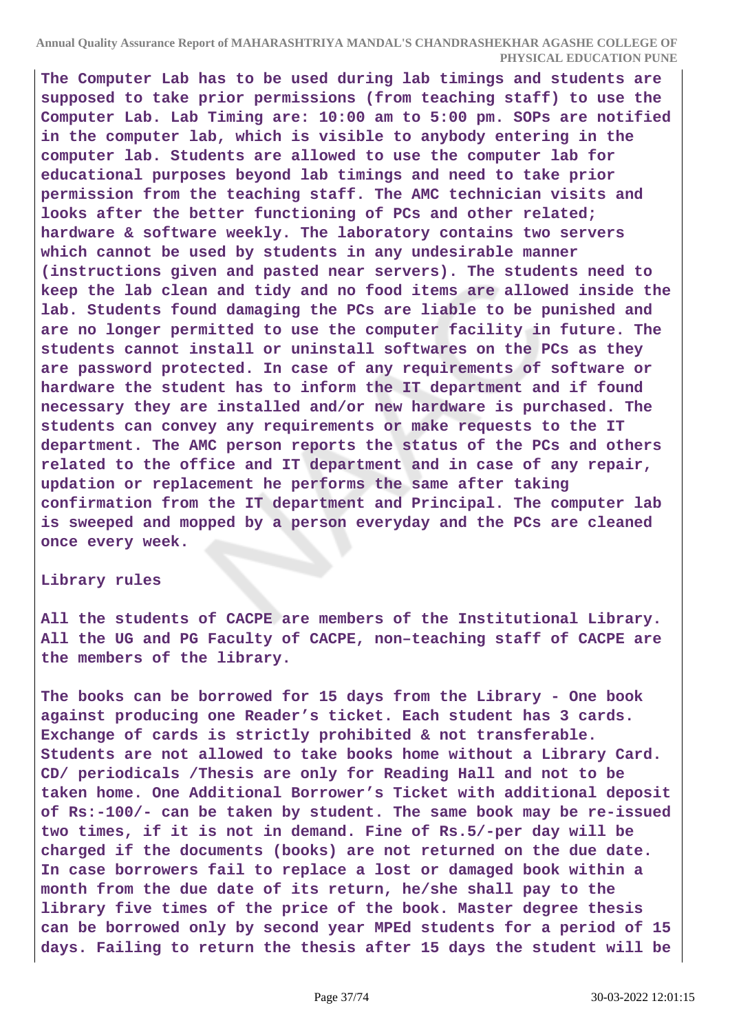**The Computer Lab has to be used during lab timings and students are supposed to take prior permissions (from teaching staff) to use the Computer Lab. Lab Timing are: 10:00 am to 5:00 pm. SOPs are notified in the computer lab, which is visible to anybody entering in the computer lab. Students are allowed to use the computer lab for educational purposes beyond lab timings and need to take prior permission from the teaching staff. The AMC technician visits and looks after the better functioning of PCs and other related; hardware & software weekly. The laboratory contains two servers which cannot be used by students in any undesirable manner (instructions given and pasted near servers). The students need to keep the lab clean and tidy and no food items are allowed inside the lab. Students found damaging the PCs are liable to be punished and are no longer permitted to use the computer facility in future. The students cannot install or uninstall softwares on the PCs as they are password protected. In case of any requirements of software or hardware the student has to inform the IT department and if found necessary they are installed and/or new hardware is purchased. The students can convey any requirements or make requests to the IT department. The AMC person reports the status of the PCs and others related to the office and IT department and in case of any repair, updation or replacement he performs the same after taking confirmation from the IT department and Principal. The computer lab is sweeped and mopped by a person everyday and the PCs are cleaned once every week.**

**Library rules**

**All the students of CACPE are members of the Institutional Library. All the UG and PG Faculty of CACPE, non–teaching staff of CACPE are the members of the library.**

**The books can be borrowed for 15 days from the Library - One book against producing one Reader's ticket. Each student has 3 cards. Exchange of cards is strictly prohibited & not transferable. Students are not allowed to take books home without a Library Card. CD/ periodicals /Thesis are only for Reading Hall and not to be taken home. One Additional Borrower's Ticket with additional deposit of Rs:-100/- can be taken by student. The same book may be re-issued two times, if it is not in demand. Fine of Rs.5/-per day will be charged if the documents (books) are not returned on the due date. In case borrowers fail to replace a lost or damaged book within a month from the due date of its return, he/she shall pay to the library five times of the price of the book. Master degree thesis can be borrowed only by second year MPEd students for a period of 15 days. Failing to return the thesis after 15 days the student will be**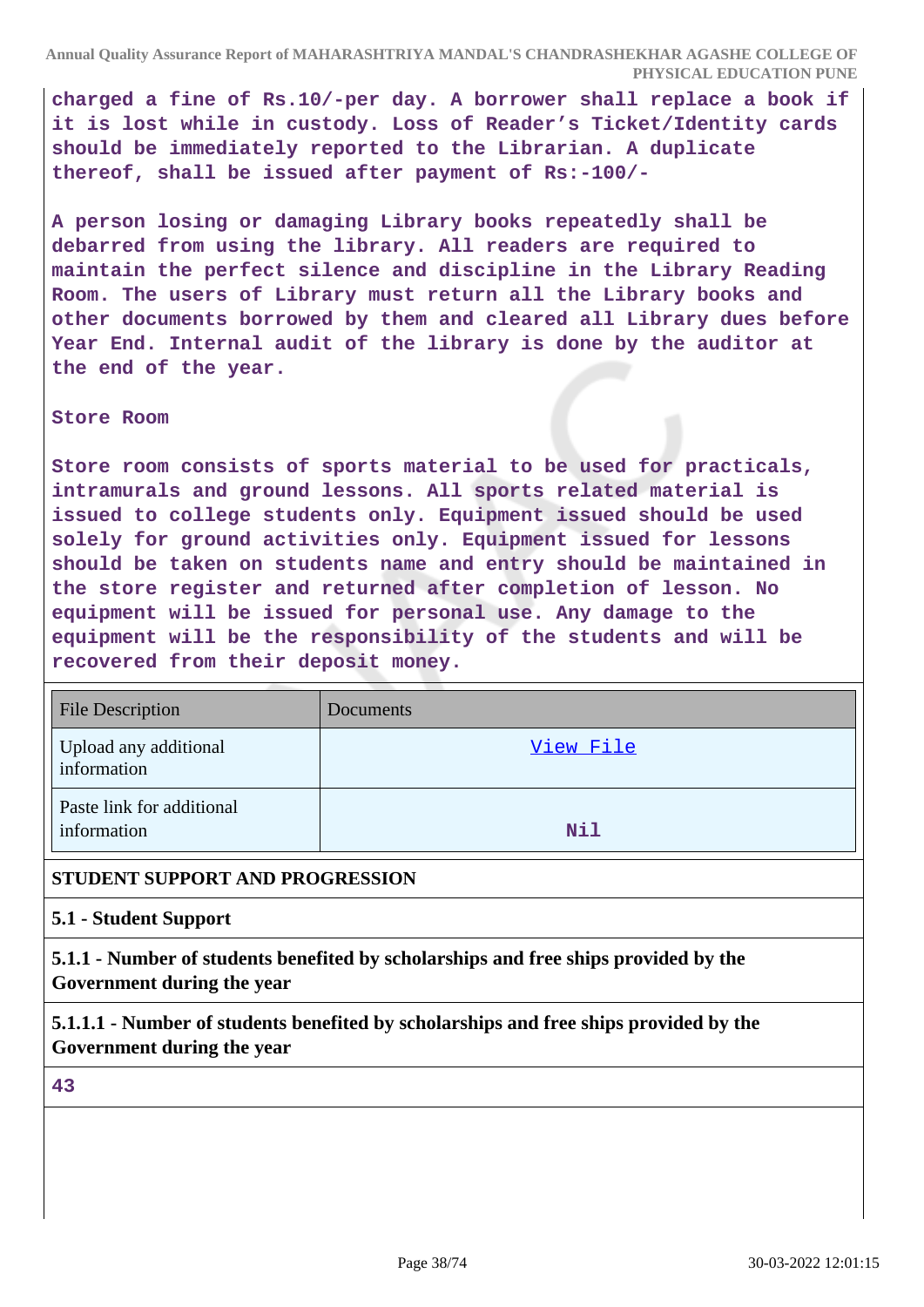**charged a fine of Rs.10/-per day. A borrower shall replace a book if it is lost while in custody. Loss of Reader's Ticket/Identity cards should be immediately reported to the Librarian. A duplicate thereof, shall be issued after payment of Rs:-100/-**

**A person losing or damaging Library books repeatedly shall be debarred from using the library. All readers are required to maintain the perfect silence and discipline in the Library Reading Room. The users of Library must return all the Library books and other documents borrowed by them and cleared all Library dues before Year End. Internal audit of the library is done by the auditor at the end of the year.**

**Store Room**

**Store room consists of sports material to be used for practicals, intramurals and ground lessons. All sports related material is issued to college students only. Equipment issued should be used solely for ground activities only. Equipment issued for lessons should be taken on students name and entry should be maintained in the store register and returned after completion of lesson. No equipment will be issued for personal use. Any damage to the equipment will be the responsibility of the students and will be recovered from their deposit money.**

| File Description | Documents |
|---|---|
| Upload any additional information | View File |
| Paste link for additional information | **Nil** |

**STUDENT SUPPORT AND PROGRESSION**

**5.1 - Student Support**

**5.1.1 - Number of students benefited by scholarships and free ships provided by the Government during the year**

**5.1.1.1 - Number of students benefited by scholarships and free ships provided by the Government during the year**

**43**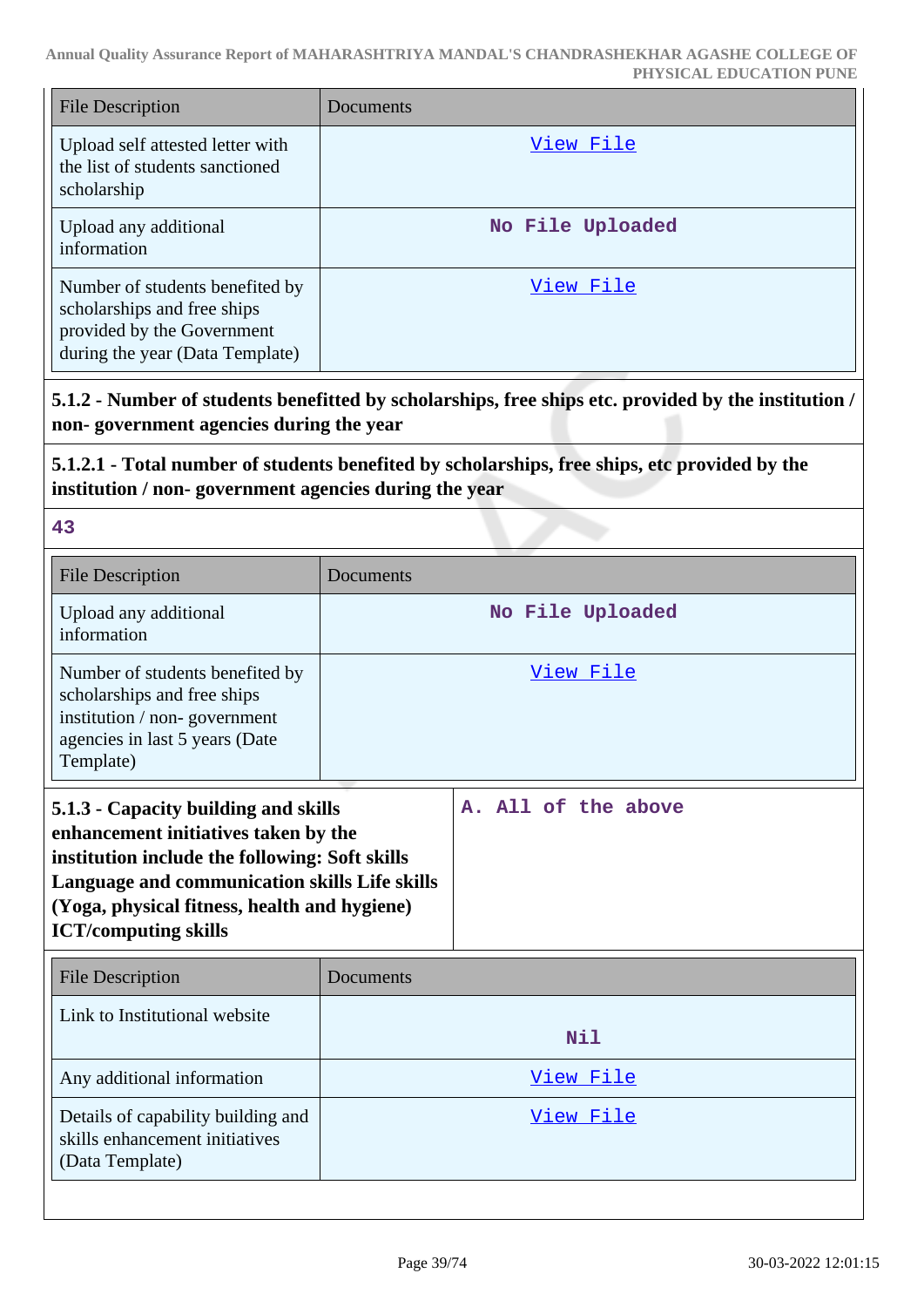| File Description | Documents |
| --- | --- |
| Upload self attested letter with the list of students sanctioned scholarship | View File |
| Upload any additional information | No File Uploaded |
| Number of students benefited by scholarships and free ships provided by the Government during the year (Data Template) | View File |

**5.1.2 - Number of students benefitted by scholarships, free ships etc. provided by the institution / non- government agencies during the year**

**5.1.2.1 - Total number of students benefited by scholarships, free ships, etc provided by the institution / non- government agencies during the year**

**43**

| File Description | Documents |
| --- | --- |
| Upload any additional information | No File Uploaded |
| Number of students benefited by scholarships and free ships institution / non- government agencies in last 5 years (Date Template) | View File |

| **5.1.3 - Capacity building and skills enhancement initiatives taken by the institution include the following: Soft skills Language and communication skills Life skills (Yoga, physical fitness, health and hygiene) ICT/computing skills** | **A. All of the above** |
| --- | --- |

| File Description | Documents |
| --- | --- |
| Link to Institutional website | Nil |
| Any additional information | View File |
| Details of capability building and skills enhancement initiatives (Data Template) | View File |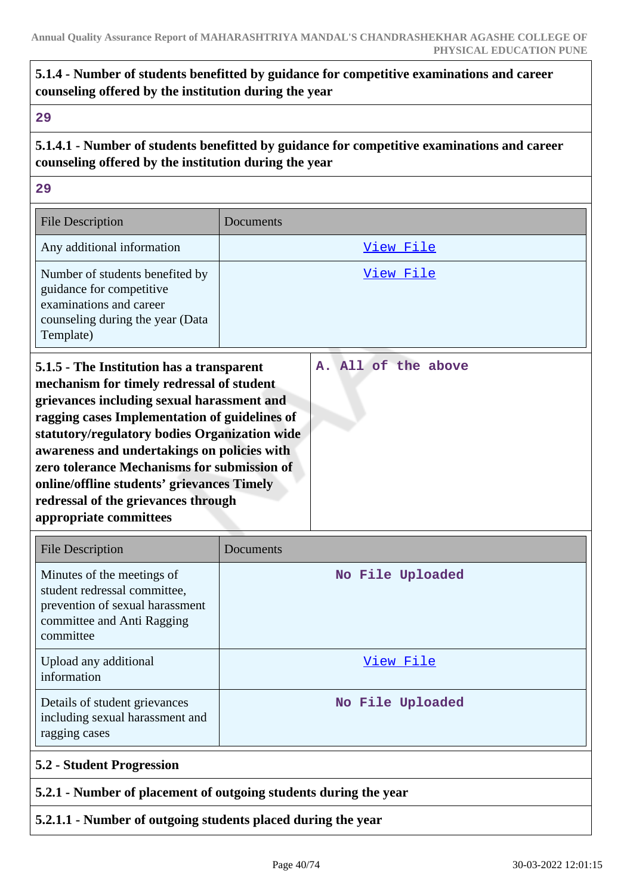**5.1.4 - Number of students benefitted by guidance for competitive examinations and career counseling offered by the institution during the year**

29

**5.1.4.1 - Number of students benefitted by guidance for competitive examinations and career counseling offered by the institution during the year**

29

| File Description | Documents |
|---|---|
| Any additional information | View File |
| Number of students benefited by guidance for competitive examinations and career counseling during the year (Data Template) | View File |

| **5.1.5 - The Institution has a transparent mechanism for timely redressal of student grievances including sexual harassment and ragging cases Implementation of guidelines of statutory/regulatory bodies Organization wide awareness and undertakings on policies with zero tolerance Mechanisms for submission of online/offline students' grievances Timely redressal of the grievances through appropriate committees** | A. All of the above |
|---|---|

| File Description | Documents |
|---|---|
| Minutes of the meetings of student redressal committee, prevention of sexual harassment committee and Anti Ragging committee | No File Uploaded |
| Upload any additional information | View File |
| Details of student grievances including sexual harassment and ragging cases | No File Uploaded |

**5.2 - Student Progression**

**5.2.1 - Number of placement of outgoing students during the year**

**5.2.1.1 - Number of outgoing students placed during the year**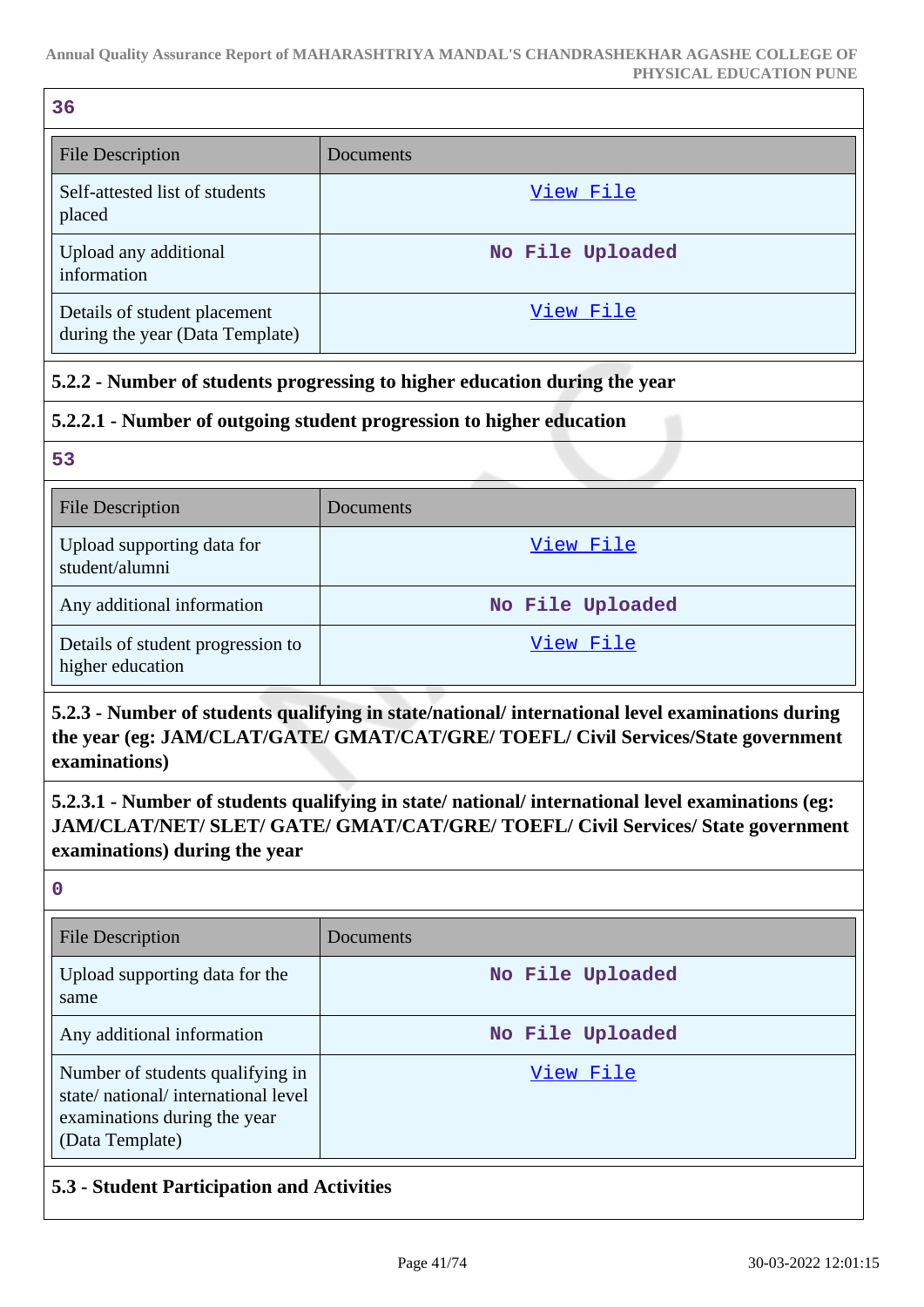36

| File Description | Documents |
|---|---|
| Self-attested list of students placed | View File |
| Upload any additional information | No File Uploaded |
| Details of student placement during the year (Data Template) | View File |

**5.2.2 - Number of students progressing to higher education during the year**

**5.2.2.1 - Number of outgoing student progression to higher education**

53

| File Description | Documents |
|---|---|
| Upload supporting data for student/alumni | View File |
| Any additional information | No File Uploaded |
| Details of student progression to higher education | View File |

**5.2.3 - Number of students qualifying in state/national/ international level examinations during the year (eg: JAM/CLAT/GATE/ GMAT/CAT/GRE/ TOEFL/ Civil Services/State government examinations)**

**5.2.3.1 - Number of students qualifying in state/ national/ international level examinations (eg: JAM/CLAT/NET/ SLET/ GATE/ GMAT/CAT/GRE/ TOEFL/ Civil Services/ State government examinations) during the year**

0

| File Description | Documents |
|---|---|
| Upload supporting data for the same | No File Uploaded |
| Any additional information | No File Uploaded |
| Number of students qualifying in state/ national/ international level examinations during the year (Data Template) | View File |

**5.3 - Student Participation and Activities**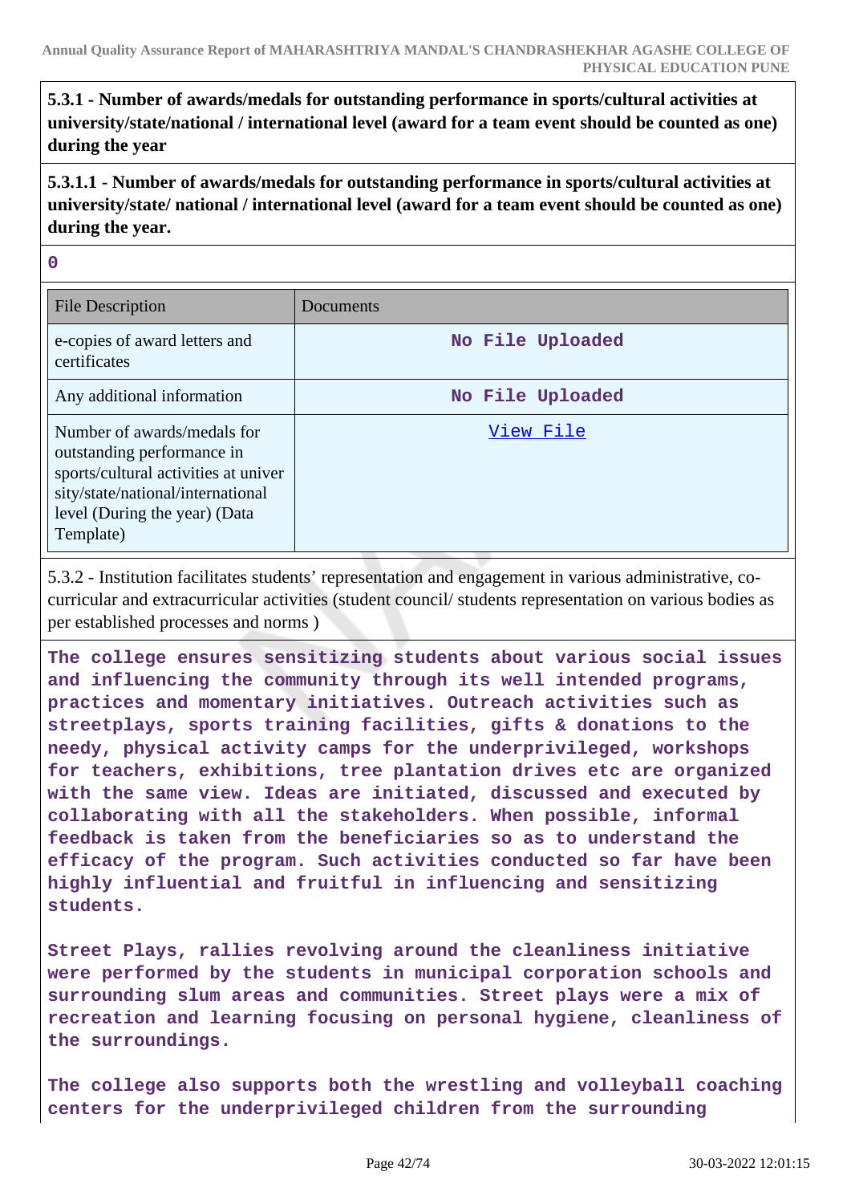**5.3.1 - Number of awards/medals for outstanding performance in sports/cultural activities at university/state/national / international level (award for a team event should be counted as one) during the year**

**5.3.1.1 - Number of awards/medals for outstanding performance in sports/cultural activities at university/state/ national / international level (award for a team event should be counted as one) during the year.**

**0**

| File Description | Documents |
| --- | --- |
| e-copies of award letters and certificates | No File Uploaded |
| Any additional information | No File Uploaded |
| Number of awards/medals for outstanding performance in sports/cultural activities at university/state/national/international level (During the year) (Data Template) | View File |

5.3.2 - Institution facilitates students' representation and engagement in various administrative, co-curricular and extracurricular activities (student council/ students representation on various bodies as per established processes and norms )

**The college ensures sensitizing students about various social issues and influencing the community through its well intended programs, practices and momentary initiatives. Outreach activities such as streetplays, sports training facilities, gifts & donations to the needy, physical activity camps for the underprivileged, workshops for teachers, exhibitions, tree plantation drives etc are organized with the same view. Ideas are initiated, discussed and executed by collaborating with all the stakeholders. When possible, informal feedback is taken from the beneficiaries so as to understand the efficacy of the program. Such activities conducted so far have been highly influential and fruitful in influencing and sensitizing students.**

**Street Plays, rallies revolving around the cleanliness initiative were performed by the students in municipal corporation schools and surrounding slum areas and communities. Street plays were a mix of recreation and learning focusing on personal hygiene, cleanliness of the surroundings.**

**The college also supports both the wrestling and volleyball coaching centers for the underprivileged children from the surrounding**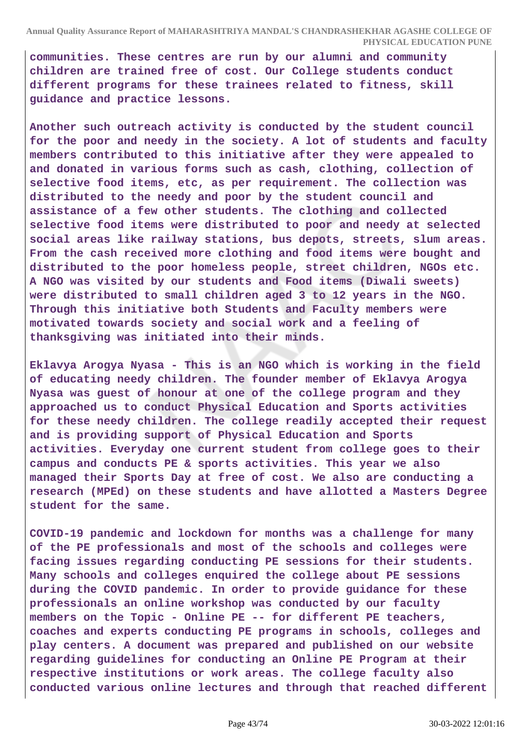**communities. These centres are run by our alumni and community children are trained free of cost. Our College students conduct different programs for these trainees related to fitness, skill guidance and practice lessons.**

**Another such outreach activity is conducted by the student council for the poor and needy in the society. A lot of students and faculty members contributed to this initiative after they were appealed to and donated in various forms such as cash, clothing, collection of selective food items, etc, as per requirement. The collection was distributed to the needy and poor by the student council and assistance of a few other students. The clothing and collected selective food items were distributed to poor and needy at selected social areas like railway stations, bus depots, streets, slum areas. From the cash received more clothing and food items were bought and distributed to the poor homeless people, street children, NGOs etc. A NGO was visited by our students and Food items (Diwali sweets) were distributed to small children aged 3 to 12 years in the NGO. Through this initiative both Students and Faculty members were motivated towards society and social work and a feeling of thanksgiving was initiated into their minds.**

**Eklavya Arogya Nyasa - This is an NGO which is working in the field of educating needy children. The founder member of Eklavya Arogya Nyasa was guest of honour at one of the college program and they approached us to conduct Physical Education and Sports activities for these needy children. The college readily accepted their request and is providing support of Physical Education and Sports activities. Everyday one current student from college goes to their campus and conducts PE & sports activities. This year we also managed their Sports Day at free of cost. We also are conducting a research (MPEd) on these students and have allotted a Masters Degree student for the same.**

**COVID-19 pandemic and lockdown for months was a challenge for many of the PE professionals and most of the schools and colleges were facing issues regarding conducting PE sessions for their students. Many schools and colleges enquired the college about PE sessions during the COVID pandemic. In order to provide guidance for these professionals an online workshop was conducted by our faculty members on the Topic - Online PE -- for different PE teachers, coaches and experts conducting PE programs in schools, colleges and play centers. A document was prepared and published on our website regarding guidelines for conducting an Online PE Program at their respective institutions or work areas. The college faculty also conducted various online lectures and through that reached different**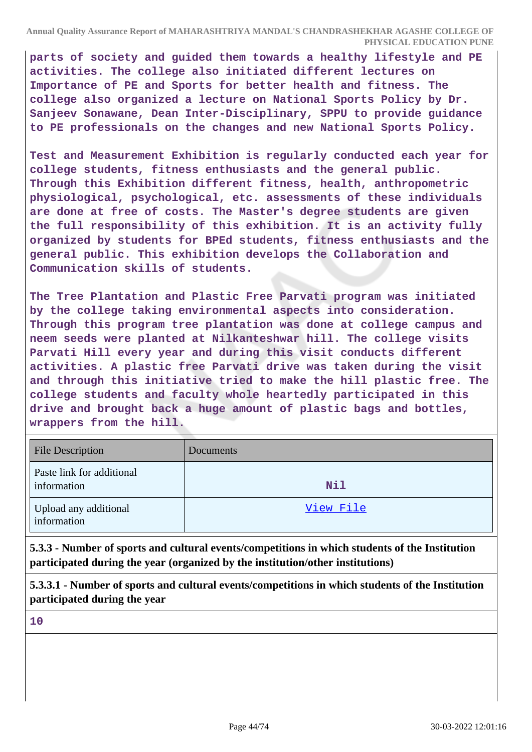parts of society and guided them towards a healthy lifestyle and PE activities. The college also initiated different lectures on Importance of PE and Sports for better health and fitness. The college also organized a lecture on National Sports Policy by Dr. Sanjeev Sonawane, Dean Inter-Disciplinary, SPPU to provide guidance to PE professionals on the changes and new National Sports Policy.

Test and Measurement Exhibition is regularly conducted each year for college students, fitness enthusiasts and the general public. Through this Exhibition different fitness, health, anthropometric physiological, psychological, etc. assessments of these individuals are done at free of costs. The Master's degree students are given the full responsibility of this exhibition. It is an activity fully organized by students for BPEd students, fitness enthusiasts and the general public. This exhibition develops the Collaboration and Communication skills of students.

The Tree Plantation and Plastic Free Parvati program was initiated by the college taking environmental aspects into consideration. Through this program tree plantation was done at college campus and neem seeds were planted at Nilkanteshwar hill. The college visits Parvati Hill every year and during this visit conducts different activities. A plastic free Parvati drive was taken during the visit and through this initiative tried to make the hill plastic free. The college students and faculty whole heartedly participated in this drive and brought back a huge amount of plastic bags and bottles, wrappers from the hill.

| File Description | Documents |
|---|---|
| Paste link for additional information | Nil |
| Upload any additional information | View File |

**5.3.3 - Number of sports and cultural events/competitions in which students of the Institution participated during the year (organized by the institution/other institutions)**

**5.3.3.1 - Number of sports and cultural events/competitions in which students of the Institution participated during the year**

10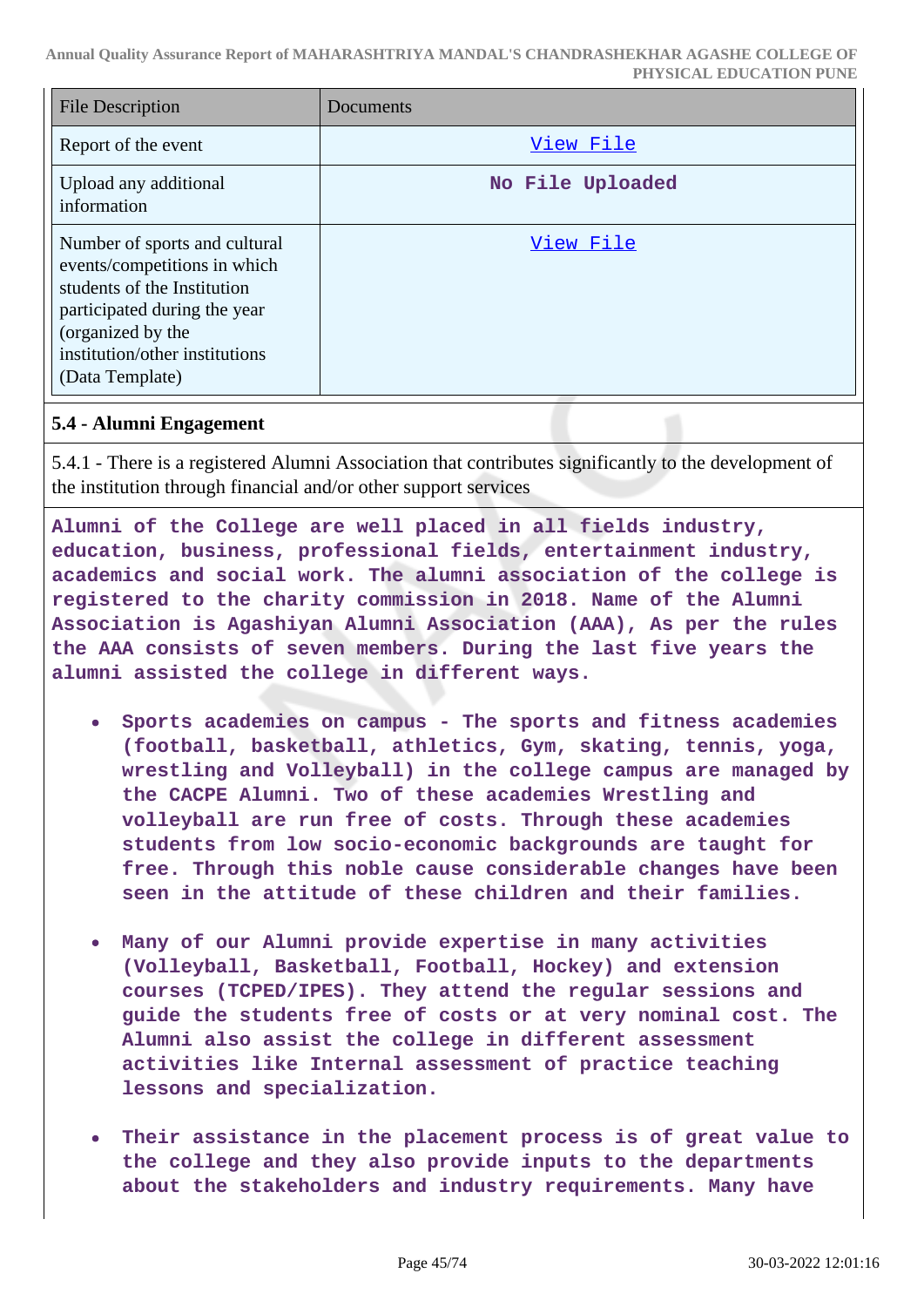| File Description | Documents |
|---|---|
| Report of the event | View File |
| Upload any additional information | No File Uploaded |
| Number of sports and cultural events/competitions in which students of the Institution participated during the year (organized by the institution/other institutions (Data Template) | View File |

### 5.4 - Alumni Engagement

5.4.1 - There is a registered Alumni Association that contributes significantly to the development of the institution through financial and/or other support services

**Alumni of the College are well placed in all fields industry, education, business, professional fields, entertainment industry, academics and social work. The alumni association of the college is registered to the charity commission in 2018. Name of the Alumni Association is Agashiyan Alumni Association (AAA), As per the rules the AAA consists of seven members. During the last five years the alumni assisted the college in different ways.**

- **Sports academies on campus - The sports and fitness academies (football, basketball, athletics, Gym, skating, tennis, yoga, wrestling and Volleyball) in the college campus are managed by the CACPE Alumni. Two of these academies Wrestling and volleyball are run free of costs. Through these academies students from low socio-economic backgrounds are taught for free. Through this noble cause considerable changes have been seen in the attitude of these children and their families.**
- **Many of our Alumni provide expertise in many activities (Volleyball, Basketball, Football, Hockey) and extension courses (TCPED/IPES). They attend the regular sessions and guide the students free of costs or at very nominal cost. The Alumni also assist the college in different assessment activities like Internal assessment of practice teaching lessons and specialization.**
- **Their assistance in the placement process is of great value to the college and they also provide inputs to the departments about the stakeholders and industry requirements. Many have**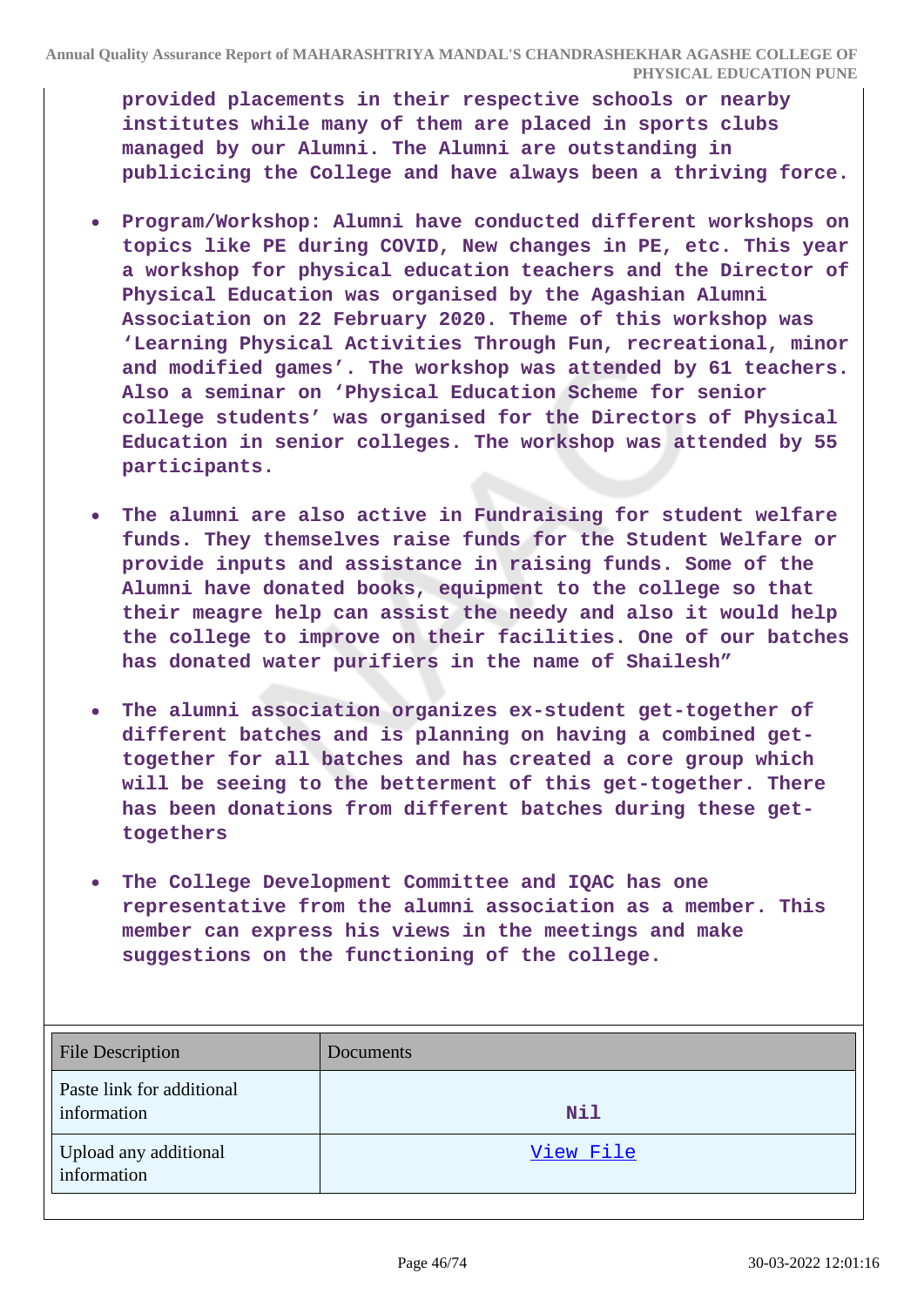provided placements in their respective schools or nearby institutes while many of them are placed in sports clubs managed by our Alumni. The Alumni are outstanding in publicicing the College and have always been a thriving force.

- Program/Workshop: Alumni have conducted different workshops on topics like PE during COVID, New changes in PE, etc. This year a workshop for physical education teachers and the Director of Physical Education was organised by the Agashian Alumni Association on 22 February 2020. Theme of this workshop was 'Learning Physical Activities Through Fun, recreational, minor and modified games'. The workshop was attended by 61 teachers. Also a seminar on 'Physical Education Scheme for senior college students' was organised for the Directors of Physical Education in senior colleges. The workshop was attended by 55 participants.
- The alumni are also active in Fundraising for student welfare funds. They themselves raise funds for the Student Welfare or provide inputs and assistance in raising funds. Some of the Alumni have donated books, equipment to the college so that their meagre help can assist the needy and also it would help the college to improve on their facilities. One of our batches has donated water purifiers in the name of Shailesh"
- The alumni association organizes ex-student get-together of different batches and is planning on having a combined get-together for all batches and has created a core group which will be seeing to the betterment of this get-together. There has been donations from different batches during these get-togethers
- The College Development Committee and IQAC has one representative from the alumni association as a member. This member can express his views in the meetings and make suggestions on the functioning of the college.

| File Description | Documents |
|---|---|
| Paste link for additional information | Nil |
| Upload any additional information | View File |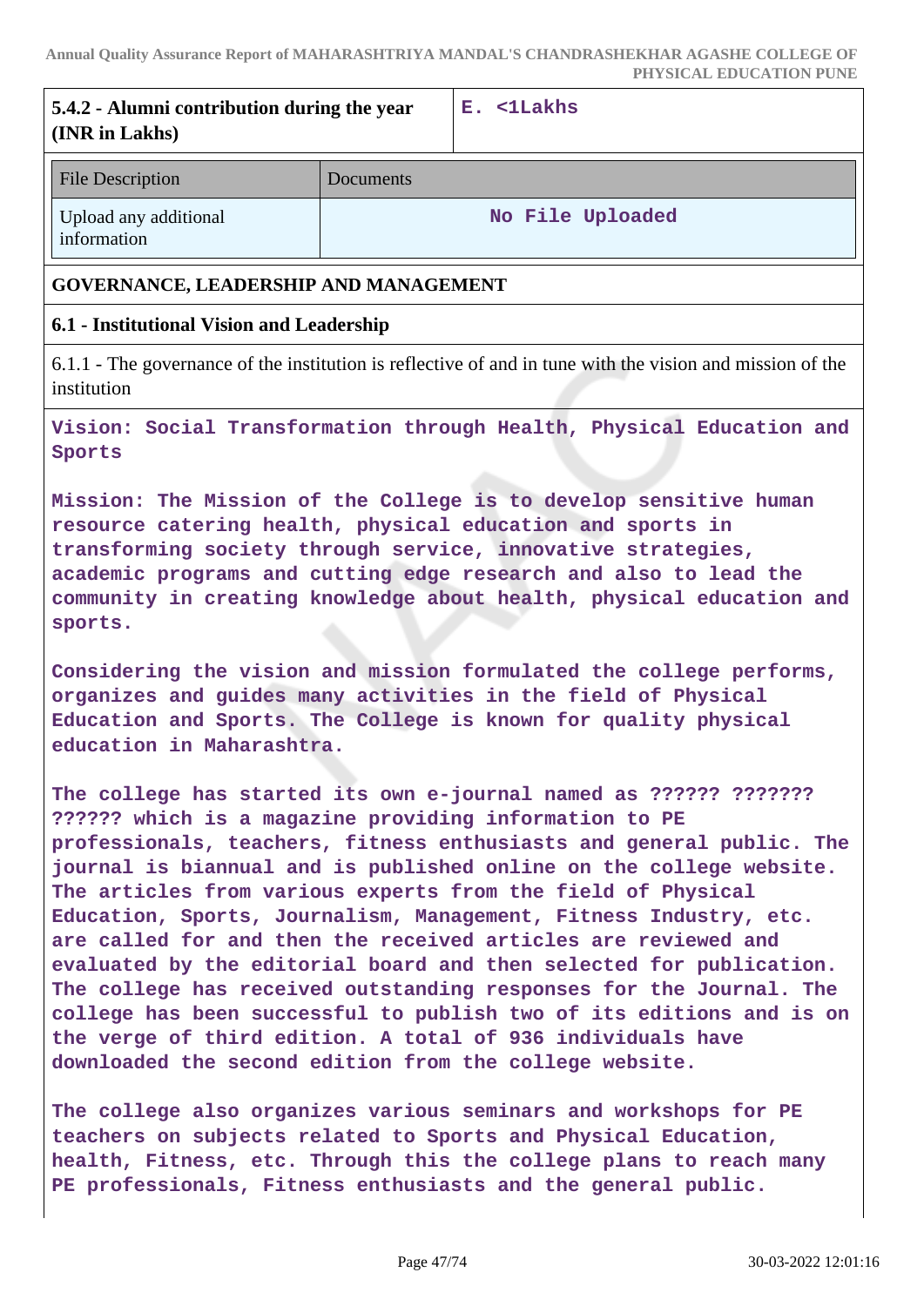| 5.4.2 - Alumni contribution during the year (INR in Lakhs) | E. <1Lakhs |
|---|---|

| File Description | Documents |
|---|---|
| Upload any additional information | No File Uploaded |

**GOVERNANCE, LEADERSHIP AND MANAGEMENT**

**6.1 - Institutional Vision and Leadership**

6.1.1 - The governance of the institution is reflective of and in tune with the vision and mission of the institution

**Vision: Social Transformation through Health, Physical Education and Sports**

**Mission: The Mission of the College is to develop sensitive human resource catering health, physical education and sports in transforming society through service, innovative strategies, academic programs and cutting edge research and also to lead the community in creating knowledge about health, physical education and sports.**

**Considering the vision and mission formulated the college performs, organizes and guides many activities in the field of Physical Education and Sports. The College is known for quality physical education in Maharashtra.**

**The college has started its own e-journal named as ?????? ??????? ?????? which is a magazine providing information to PE professionals, teachers, fitness enthusiasts and general public. The journal is biannual and is published online on the college website. The articles from various experts from the field of Physical Education, Sports, Journalism, Management, Fitness Industry, etc. are called for and then the received articles are reviewed and evaluated by the editorial board and then selected for publication. The college has received outstanding responses for the Journal. The college has been successful to publish two of its editions and is on the verge of third edition. A total of 936 individuals have downloaded the second edition from the college website.**

**The college also organizes various seminars and workshops for PE teachers on subjects related to Sports and Physical Education, health, Fitness, etc. Through this the college plans to reach many PE professionals, Fitness enthusiasts and the general public.**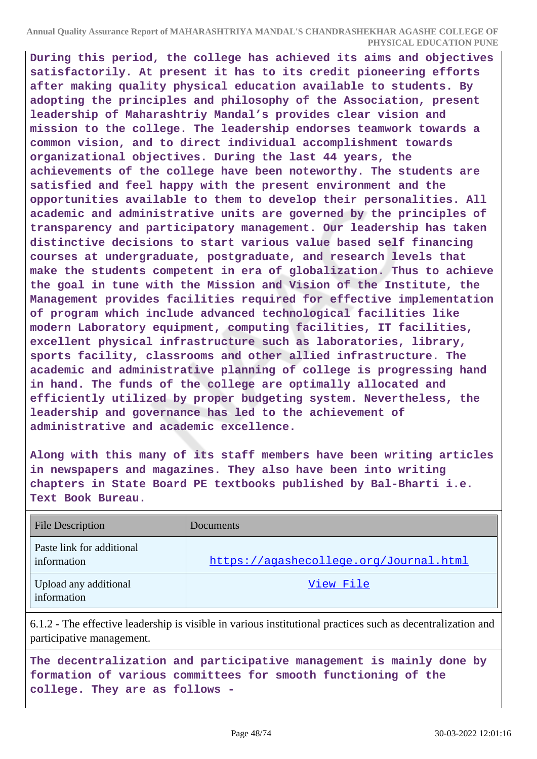**During this period, the college has achieved its aims and objectives satisfactorily. At present it has to its credit pioneering efforts after making quality physical education available to students. By adopting the principles and philosophy of the Association, present leadership of Maharashtriy Mandal's provides clear vision and mission to the college. The leadership endorses teamwork towards a common vision, and to direct individual accomplishment towards organizational objectives. During the last 44 years, the achievements of the college have been noteworthy. The students are satisfied and feel happy with the present environment and the opportunities available to them to develop their personalities. All academic and administrative units are governed by the principles of transparency and participatory management. Our leadership has taken distinctive decisions to start various value based self financing courses at undergraduate, postgraduate, and research levels that make the students competent in era of globalization. Thus to achieve the goal in tune with the Mission and Vision of the Institute, the Management provides facilities required for effective implementation of program which include advanced technological facilities like modern Laboratory equipment, computing facilities, IT facilities, excellent physical infrastructure such as laboratories, library, sports facility, classrooms and other allied infrastructure. The academic and administrative planning of college is progressing hand in hand. The funds of the college are optimally allocated and efficiently utilized by proper budgeting system. Nevertheless, the leadership and governance has led to the achievement of administrative and academic excellence.**

**Along with this many of its staff members have been writing articles in newspapers and magazines. They also have been into writing chapters in State Board PE textbooks published by Bal-Bharti i.e. Text Book Bureau.**

| File Description | Documents |
|---|---|
| Paste link for additional information | https://agashecollege.org/Journal.html |
| Upload any additional information | View File |

6.1.2 - The effective leadership is visible in various institutional practices such as decentralization and participative management.

**The decentralization and participative management is mainly done by formation of various committees for smooth functioning of the college. They are as follows -**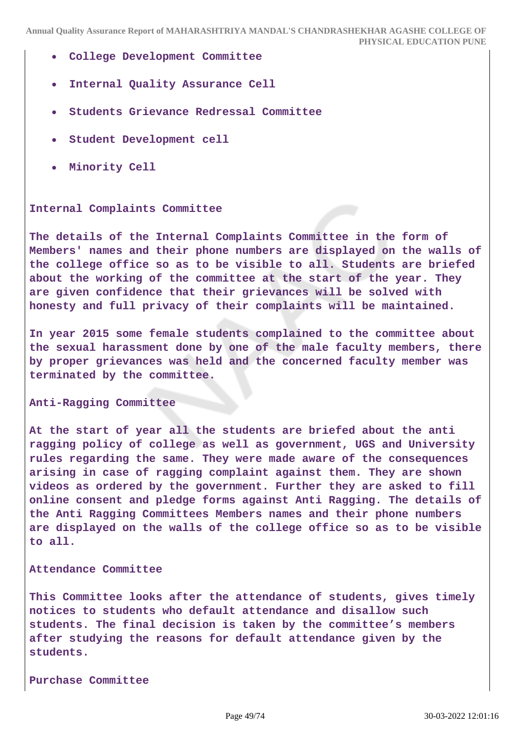- College Development Committee
- Internal Quality Assurance Cell
- Students Grievance Redressal Committee
- Student Development cell
- Minority Cell

**Internal Complaints Committee**

The details of the Internal Complaints Committee in the form of Members' names and their phone numbers are displayed on the walls of the college office so as to be visible to all. Students are briefed about the working of the committee at the start of the year. They are given confidence that their grievances will be solved with honesty and full privacy of their complaints will be maintained.

In year 2015 some female students complained to the committee about the sexual harassment done by one of the male faculty members, there by proper grievances was held and the concerned faculty member was terminated by the committee.

**Anti-Ragging Committee**

At the start of year all the students are briefed about the anti ragging policy of college as well as government, UGS and University rules regarding the same. They were made aware of the consequences arising in case of ragging complaint against them. They are shown videos as ordered by the government. Further they are asked to fill online consent and pledge forms against Anti Ragging. The details of the Anti Ragging Committees Members names and their phone numbers are displayed on the walls of the college office so as to be visible to all.

**Attendance Committee**

This Committee looks after the attendance of students, gives timely notices to students who default attendance and disallow such students. The final decision is taken by the committee's members after studying the reasons for default attendance given by the students.

**Purchase Committee**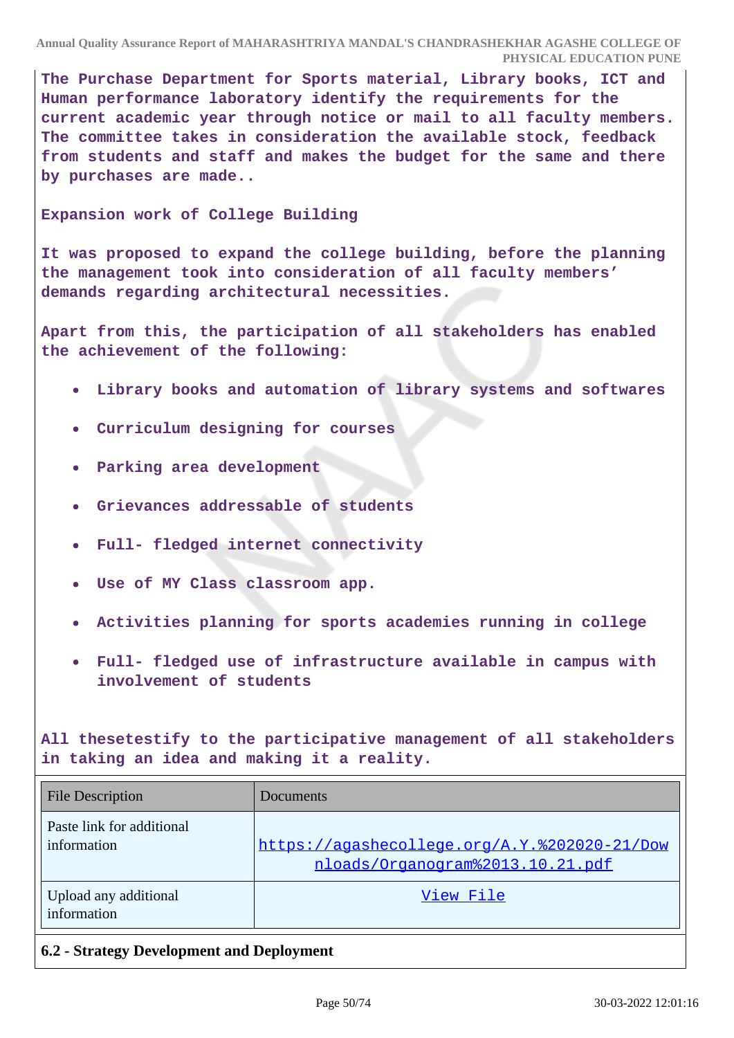The Purchase Department for Sports material, Library books, ICT and Human performance laboratory identify the requirements for the current academic year through notice or mail to all faculty members. The committee takes in consideration the available stock, feedback from students and staff and makes the budget for the same and there by purchases are made..

Expansion work of College Building

It was proposed to expand the college building, before the planning the management took into consideration of all faculty members' demands regarding architectural necessities.

Apart from this, the participation of all stakeholders has enabled the achievement of the following:

- Library books and automation of library systems and softwares
- Curriculum designing for courses
- Parking area development
- Grievances addressable of students
- Full- fledged internet connectivity
- Use of MY Class classroom app.
- Activities planning for sports academies running in college
- Full- fledged use of infrastructure available in campus with involvement of students

All thesetestify to the participative management of all stakeholders in taking an idea and making it a reality.

| File Description | Documents |
| --- | --- |
| Paste link for additional information | https://agashecollege.org/A.Y.%202020-21/Downloads/Organogram%2013.10.21.pdf |
| Upload any additional information | View File |

**6.2 - Strategy Development and Deployment**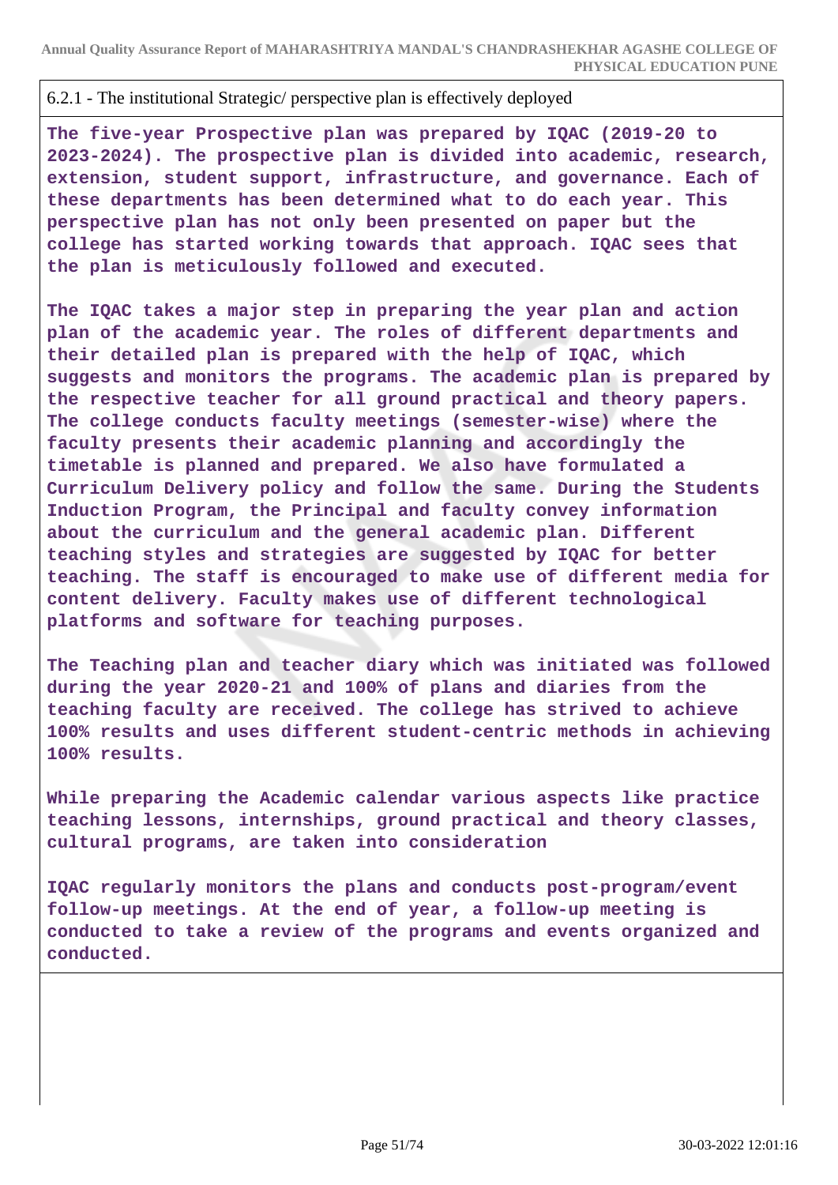6.2.1 - The institutional Strategic/ perspective plan is effectively deployed

**The five-year Prospective plan was prepared by IQAC (2019-20 to 2023-2024). The prospective plan is divided into academic, research, extension, student support, infrastructure, and governance. Each of these departments has been determined what to do each year. This perspective plan has not only been presented on paper but the college has started working towards that approach. IQAC sees that the plan is meticulously followed and executed.**

**The IQAC takes a major step in preparing the year plan and action plan of the academic year. The roles of different departments and their detailed plan is prepared with the help of IQAC, which suggests and monitors the programs. The academic plan is prepared by the respective teacher for all ground practical and theory papers. The college conducts faculty meetings (semester-wise) where the faculty presents their academic planning and accordingly the timetable is planned and prepared. We also have formulated a Curriculum Delivery policy and follow the same. During the Students Induction Program, the Principal and faculty convey information about the curriculum and the general academic plan. Different teaching styles and strategies are suggested by IQAC for better teaching. The staff is encouraged to make use of different media for content delivery. Faculty makes use of different technological platforms and software for teaching purposes.**

**The Teaching plan and teacher diary which was initiated was followed during the year 2020-21 and 100% of plans and diaries from the teaching faculty are received. The college has strived to achieve 100% results and uses different student-centric methods in achieving 100% results.**

**While preparing the Academic calendar various aspects like practice teaching lessons, internships, ground practical and theory classes, cultural programs, are taken into consideration**

**IQAC regularly monitors the plans and conducts post-program/event follow-up meetings. At the end of year, a follow-up meeting is conducted to take a review of the programs and events organized and conducted.**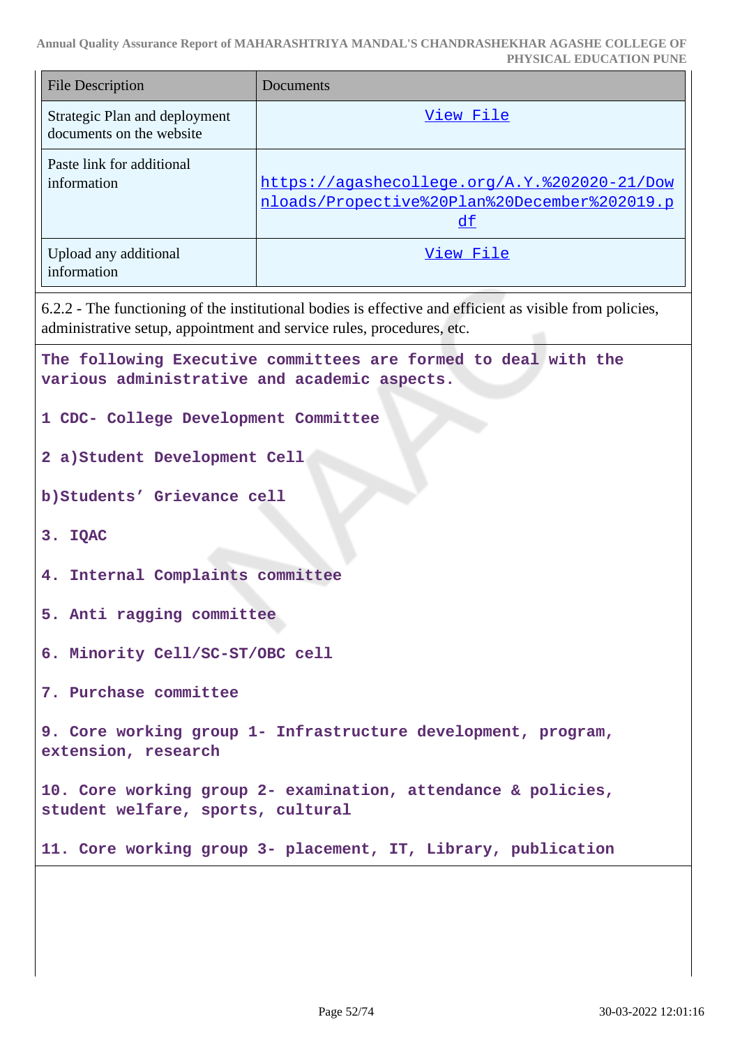| File Description | Documents |
|---|---|
| Strategic Plan and deployment documents on the website | View File |
| Paste link for additional information | https://agashecollege.org/A.Y.%202020-21/Downloads/Propective%20Plan%20December%202019.pdf |
| Upload any additional information | View File |

6.2.2 - The functioning of the institutional bodies is effective and efficient as visible from policies, administrative setup, appointment and service rules, procedures, etc.

**The following Executive committees are formed to deal with the various administrative and academic aspects.**

**1 CDC- College Development Committee**

**2 a)Student Development Cell**

**b)Students' Grievance cell**

**3. IQAC**

**4. Internal Complaints committee**

**5. Anti ragging committee**

**6. Minority Cell/SC-ST/OBC cell**

**7. Purchase committee**

**9. Core working group 1- Infrastructure development, program, extension, research**

**10. Core working group 2- examination, attendance & policies, student welfare, sports, cultural**

**11. Core working group 3- placement, IT, Library, publication**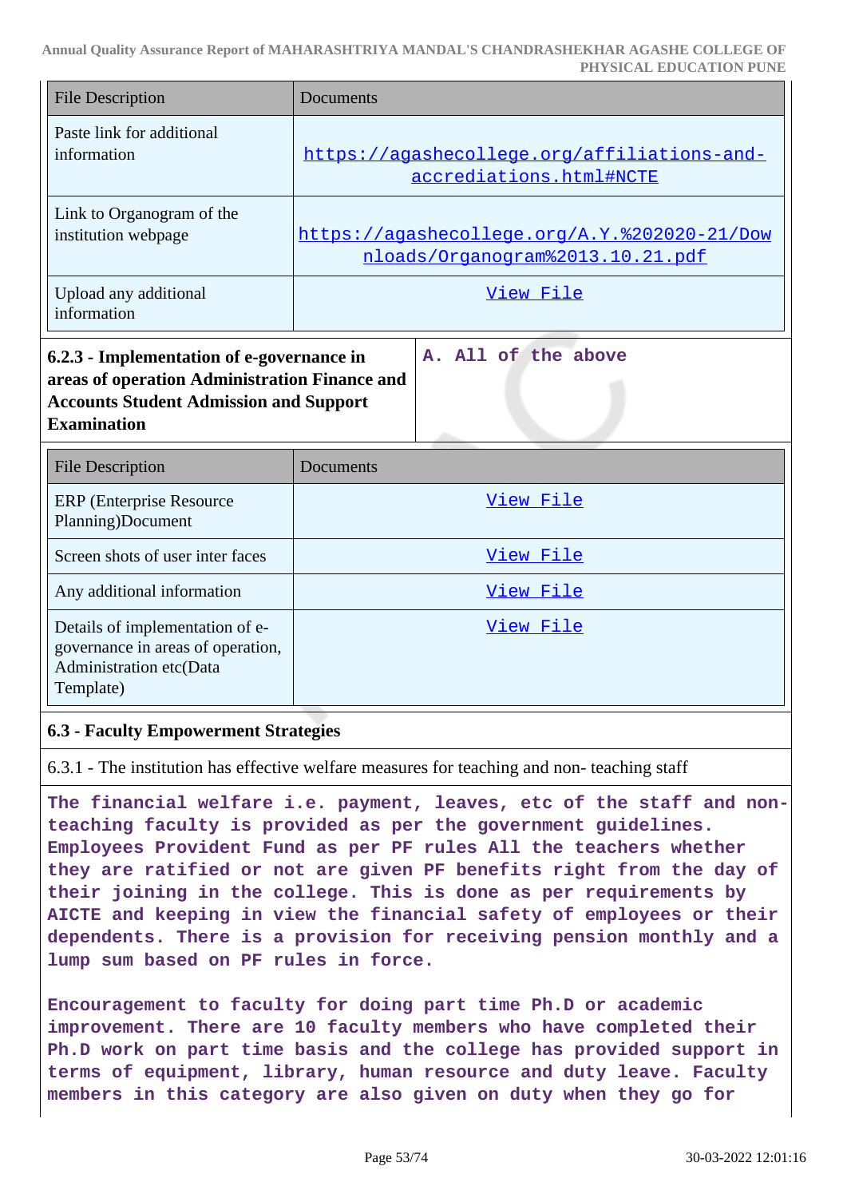| File Description | Documents |
| --- | --- |
| Paste link for additional information | https://agashecollege.org/affiliations-and-accrediations.html#NCTE |
| Link to Organogram of the institution webpage | https://agashecollege.org/A.Y.%202020-21/Downloads/Organogram%2013.10.21.pdf |
| Upload any additional information | View File |

| **6.2.3 - Implementation of e-governance in areas of operation Administration Finance and Accounts Student Admission and Support Examination** | **A. All of the above** |
| --- | --- |

| File Description | Documents |
| --- | --- |
| ERP (Enterprise Resource Planning)Document | View File |
| Screen shots of user inter faces | View File |
| Any additional information | View File |
| Details of implementation of e-governance in areas of operation, Administration etc(Data Template) | View File |

### 6.3 - Faculty Empowerment Strategies

6.3.1 - The institution has effective welfare measures for teaching and non- teaching staff

**The financial welfare i.e. payment, leaves, etc of the staff and non-teaching faculty is provided as per the government guidelines. Employees Provident Fund as per PF rules All the teachers whether they are ratified or not are given PF benefits right from the day of their joining in the college. This is done as per requirements by AICTE and keeping in view the financial safety of employees or their dependents. There is a provision for receiving pension monthly and a lump sum based on PF rules in force.**

**Encouragement to faculty for doing part time Ph.D or academic improvement. There are 10 faculty members who have completed their Ph.D work on part time basis and the college has provided support in terms of equipment, library, human resource and duty leave. Faculty members in this category are also given on duty when they go for**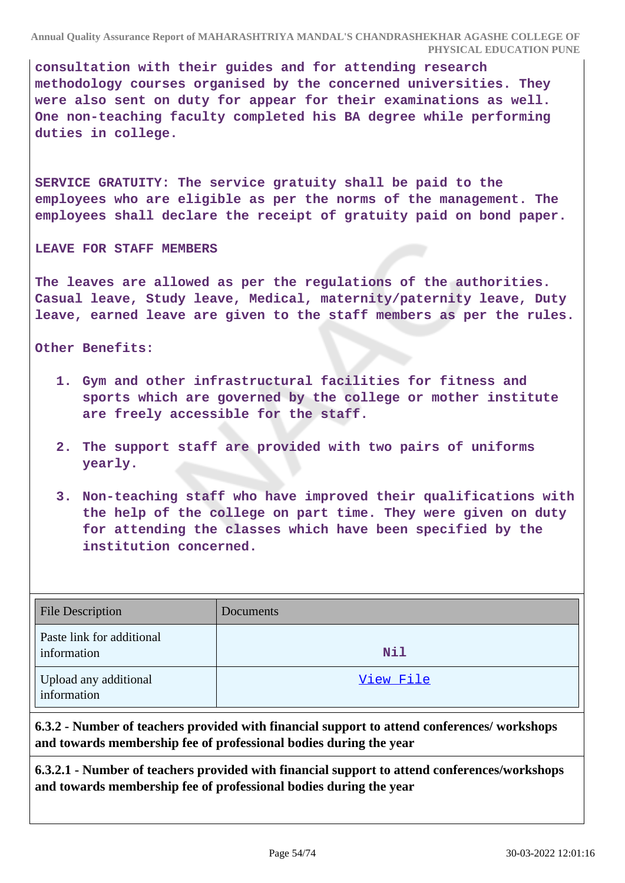**consultation with their guides and for attending research methodology courses organised by the concerned universities. They were also sent on duty for appear for their examinations as well. One non-teaching faculty completed his BA degree while performing duties in college.**

**SERVICE GRATUITY: The service gratuity shall be paid to the employees who are eligible as per the norms of the management. The employees shall declare the receipt of gratuity paid on bond paper.**

**LEAVE FOR STAFF MEMBERS**

**The leaves are allowed as per the regulations of the authorities. Casual leave, Study leave, Medical, maternity/paternity leave, Duty leave, earned leave are given to the staff members as per the rules.**

**Other Benefits:**

1. **Gym and other infrastructural facilities for fitness and sports which are governed by the college or mother institute are freely accessible for the staff.**
2. **The support staff are provided with two pairs of uniforms yearly.**
3. **Non-teaching staff who have improved their qualifications with the help of the college on part time. They were given on duty for attending the classes which have been specified by the institution concerned.**

| File Description | Documents |
|---|---|
| Paste link for additional information | Nil |
| Upload any additional information | View File |

**6.3.2 - Number of teachers provided with financial support to attend conferences/ workshops and towards membership fee of professional bodies during the year**

**6.3.2.1 - Number of teachers provided with financial support to attend conferences/workshops and towards membership fee of professional bodies during the year**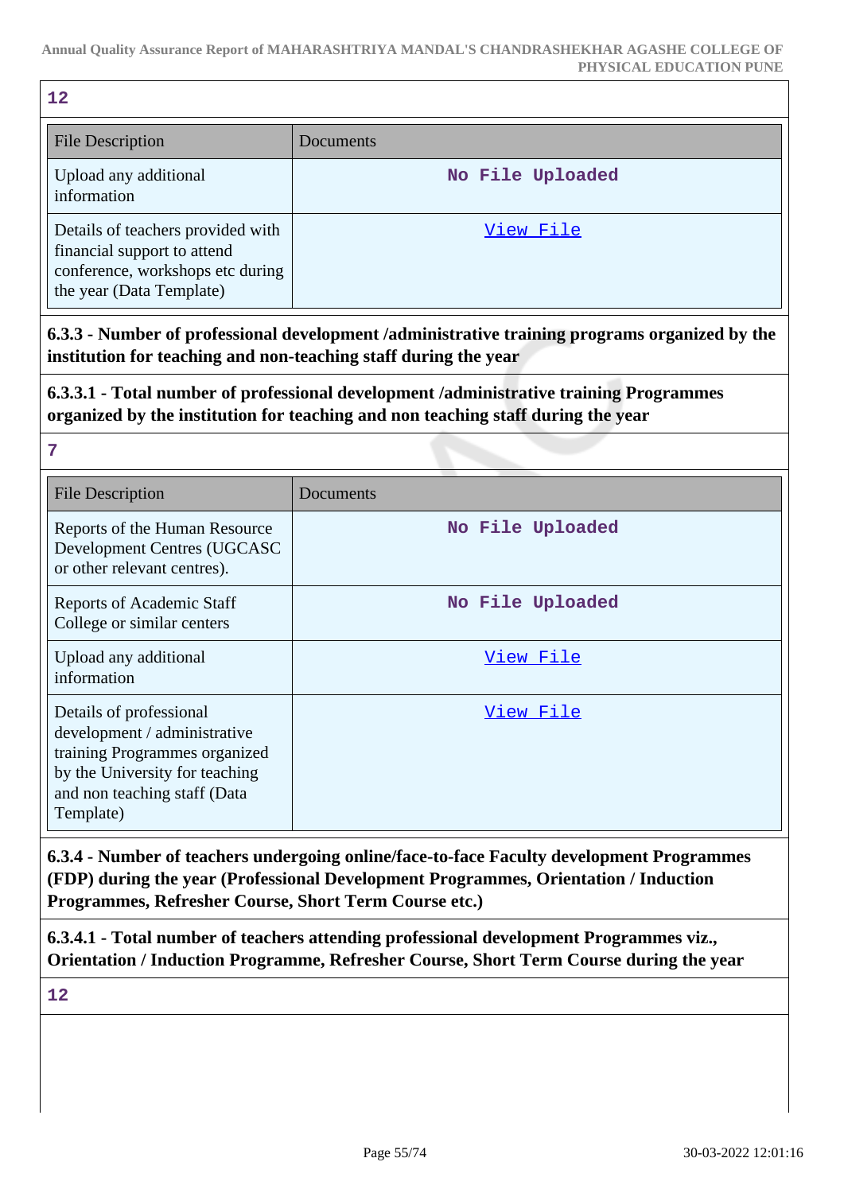**12**

| File Description | Documents |
|---|---|
| Upload any additional information | No File Uploaded |
| Details of teachers provided with financial support to attend conference, workshops etc during the year (Data Template) | View File |

**6.3.3 - Number of professional development /administrative training programs organized by the institution for teaching and non-teaching staff during the year**

**6.3.3.1 - Total number of professional development /administrative training Programmes organized by the institution for teaching and non teaching staff during the year**

**7**

| File Description | Documents |
|---|---|
| Reports of the Human Resource Development Centres (UGCASC or other relevant centres). | No File Uploaded |
| Reports of Academic Staff College or similar centers | No File Uploaded |
| Upload any additional information | View File |
| Details of professional development / administrative training Programmes organized by the University for teaching and non teaching staff (Data Template) | View File |

**6.3.4 - Number of teachers undergoing online/face-to-face Faculty development Programmes (FDP) during the year (Professional Development Programmes, Orientation / Induction Programmes, Refresher Course, Short Term Course etc.)**

**6.3.4.1 - Total number of teachers attending professional development Programmes viz., Orientation / Induction Programme, Refresher Course, Short Term Course during the year**

**12**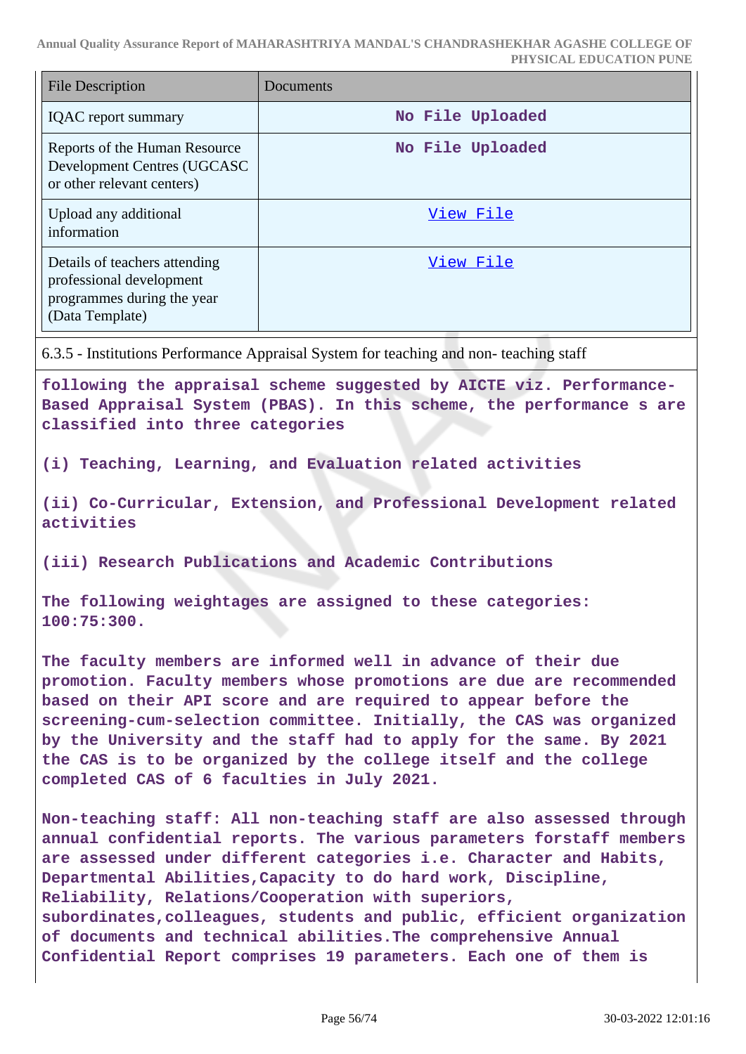| File Description | Documents |
|---|---|
| IQAC report summary | No File Uploaded |
| Reports of the Human Resource Development Centres (UGCASC or other relevant centers) | No File Uploaded |
| Upload any additional information | View File |
| Details of teachers attending professional development programmes during the year (Data Template) | View File |

6.3.5 - Institutions Performance Appraisal System for teaching and non- teaching staff

following the appraisal scheme suggested by AICTE viz. Performance-Based Appraisal System (PBAS). In this scheme, the performance s are classified into three categories

(i) Teaching, Learning, and Evaluation related activities

(ii) Co-Curricular, Extension, and Professional Development related activities

(iii) Research Publications and Academic Contributions

The following weightages are assigned to these categories: 100:75:300.

The faculty members are informed well in advance of their due promotion. Faculty members whose promotions are due are recommended based on their API score and are required to appear before the screening-cum-selection committee. Initially, the CAS was organized by the University and the staff had to apply for the same. By 2021 the CAS is to be organized by the college itself and the college completed CAS of 6 faculties in July 2021.

Non-teaching staff: All non-teaching staff are also assessed through annual confidential reports. The various parameters forstaff members are assessed under different categories i.e. Character and Habits, Departmental Abilities,Capacity to do hard work, Discipline, Reliability, Relations/Cooperation with superiors, subordinates,colleagues, students and public, efficient organization of documents and technical abilities.The comprehensive Annual Confidential Report comprises 19 parameters. Each one of them is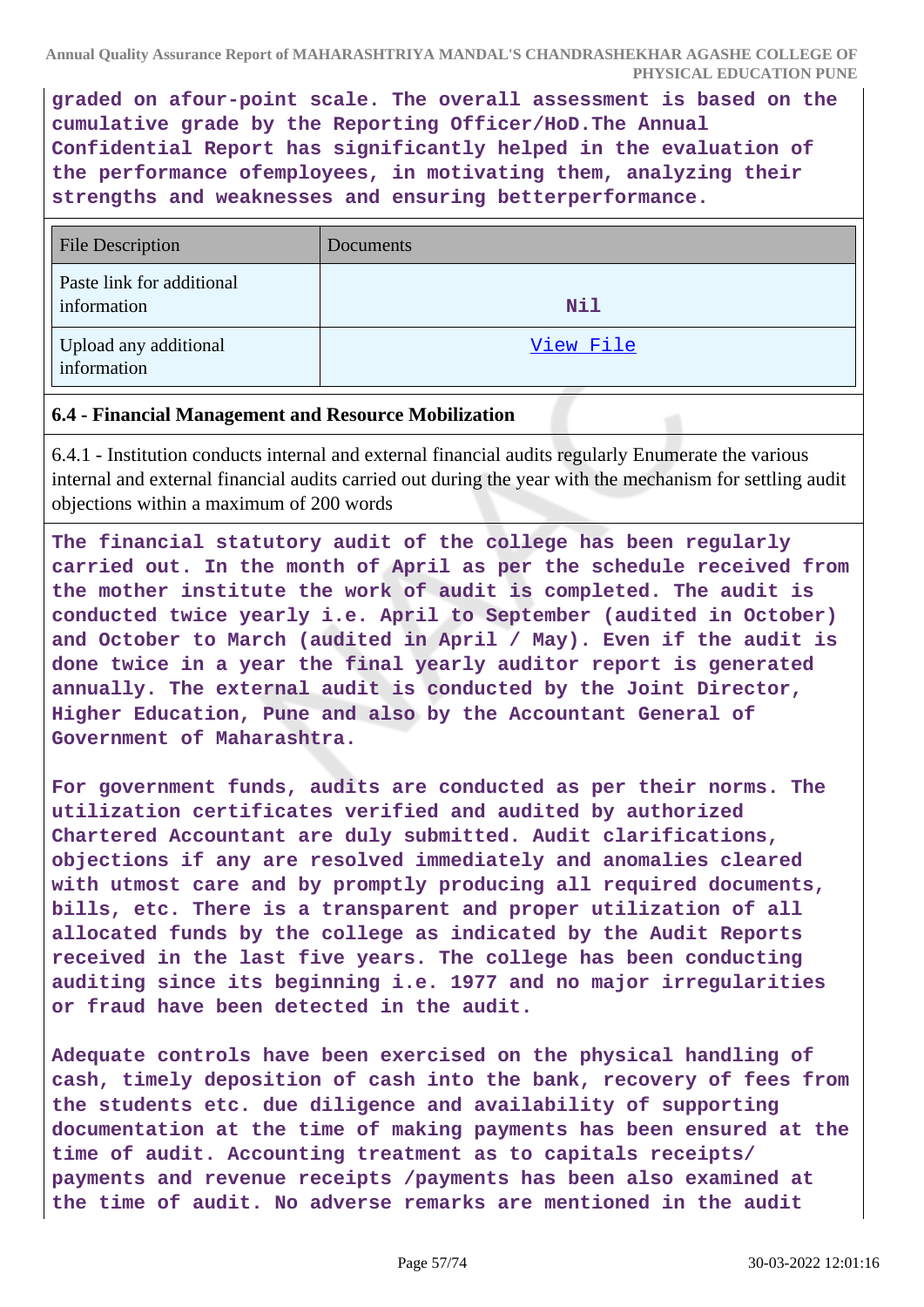**graded on afour-point scale. The overall assessment is based on the cumulative grade by the Reporting Officer/HoD.The Annual Confidential Report has significantly helped in the evaluation of the performance ofemployees, in motivating them, analyzing their strengths and weaknesses and ensuring betterperformance.**

| File Description | Documents |
|---|---|
| Paste link for additional information | Nil |
| Upload any additional information | View File |

**6.4 - Financial Management and Resource Mobilization**

6.4.1 - Institution conducts internal and external financial audits regularly Enumerate the various internal and external financial audits carried out during the year with the mechanism for settling audit objections within a maximum of 200 words

**The financial statutory audit of the college has been regularly carried out. In the month of April as per the schedule received from the mother institute the work of audit is completed. The audit is conducted twice yearly i.e. April to September (audited in October) and October to March (audited in April / May). Even if the audit is done twice in a year the final yearly auditor report is generated annually. The external audit is conducted by the Joint Director, Higher Education, Pune and also by the Accountant General of Government of Maharashtra.**

**For government funds, audits are conducted as per their norms. The utilization certificates verified and audited by authorized Chartered Accountant are duly submitted. Audit clarifications, objections if any are resolved immediately and anomalies cleared with utmost care and by promptly producing all required documents, bills, etc. There is a transparent and proper utilization of all allocated funds by the college as indicated by the Audit Reports received in the last five years. The college has been conducting auditing since its beginning i.e. 1977 and no major irregularities or fraud have been detected in the audit.**

**Adequate controls have been exercised on the physical handling of cash, timely deposition of cash into the bank, recovery of fees from the students etc. due diligence and availability of supporting documentation at the time of making payments has been ensured at the time of audit. Accounting treatment as to capitals receipts/ payments and revenue receipts /payments has been also examined at the time of audit. No adverse remarks are mentioned in the audit**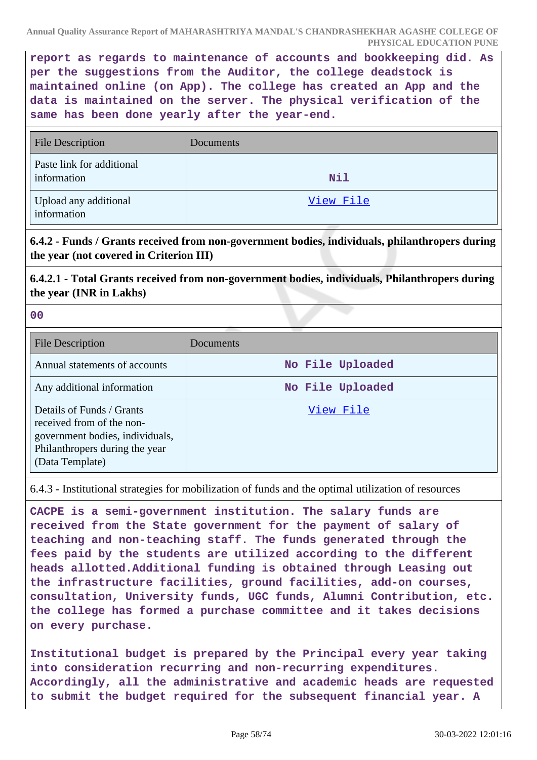**report as regards to maintenance of accounts and bookkeeping did. As per the suggestions from the Auditor, the college deadstock is maintained online (on App). The college has created an App and the data is maintained on the server. The physical verification of the same has been done yearly after the year-end.**

| File Description | Documents |
|---|---|
| Paste link for additional information | Nil |
| Upload any additional information | View File |

**6.4.2 - Funds / Grants received from non-government bodies, individuals, philanthropers during the year (not covered in Criterion III)**

**6.4.2.1 - Total Grants received from non-government bodies, individuals, Philanthropers during the year (INR in Lakhs)**

**00**

| File Description | Documents |
|---|---|
| Annual statements of accounts | No File Uploaded |
| Any additional information | No File Uploaded |
| Details of Funds / Grants received from of the non-government bodies, individuals, Philanthropers during the year (Data Template) | View File |

6.4.3 - Institutional strategies for mobilization of funds and the optimal utilization of resources

**CACPE is a semi-government institution. The salary funds are received from the State government for the payment of salary of teaching and non-teaching staff. The funds generated through the fees paid by the students are utilized according to the different heads allotted.Additional funding is obtained through Leasing out the infrastructure facilities, ground facilities, add-on courses, consultation, University funds, UGC funds, Alumni Contribution, etc. the college has formed a purchase committee and it takes decisions on every purchase.**

**Institutional budget is prepared by the Principal every year taking into consideration recurring and non-recurring expenditures. Accordingly, all the administrative and academic heads are requested to submit the budget required for the subsequent financial year. A**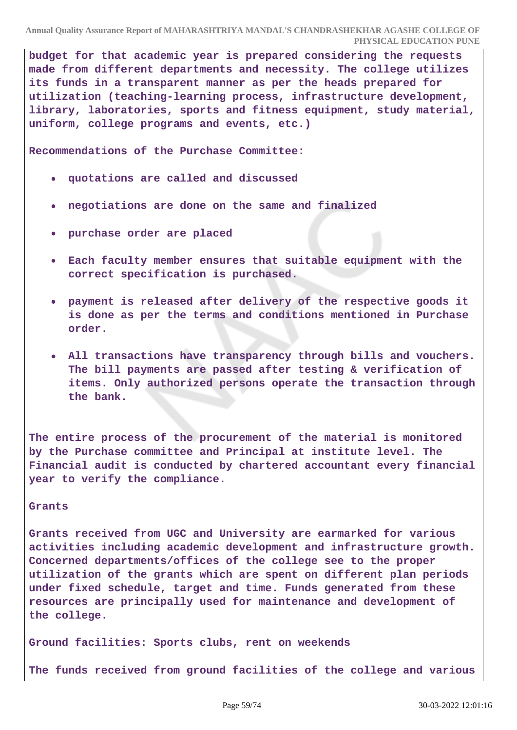**budget for that academic year is prepared considering the requests made from different departments and necessity. The college utilizes its funds in a transparent manner as per the heads prepared for utilization (teaching-learning process, infrastructure development, library, laboratories, sports and fitness equipment, study material, uniform, college programs and events, etc.)**

**Recommendations of the Purchase Committee:**

- **quotations are called and discussed**
- **negotiations are done on the same and finalized**
- **purchase order are placed**
- **Each faculty member ensures that suitable equipment with the correct specification is purchased.**
- **payment is released after delivery of the respective goods it is done as per the terms and conditions mentioned in Purchase order.**
- **All transactions have transparency through bills and vouchers. The bill payments are passed after testing & verification of items. Only authorized persons operate the transaction through the bank.**

**The entire process of the procurement of the material is monitored by the Purchase committee and Principal at institute level. The Financial audit is conducted by chartered accountant every financial year to verify the compliance.**

**Grants**

**Grants received from UGC and University are earmarked for various activities including academic development and infrastructure growth. Concerned departments/offices of the college see to the proper utilization of the grants which are spent on different plan periods under fixed schedule, target and time. Funds generated from these resources are principally used for maintenance and development of the college.**

**Ground facilities: Sports clubs, rent on weekends**

**The funds received from ground facilities of the college and various**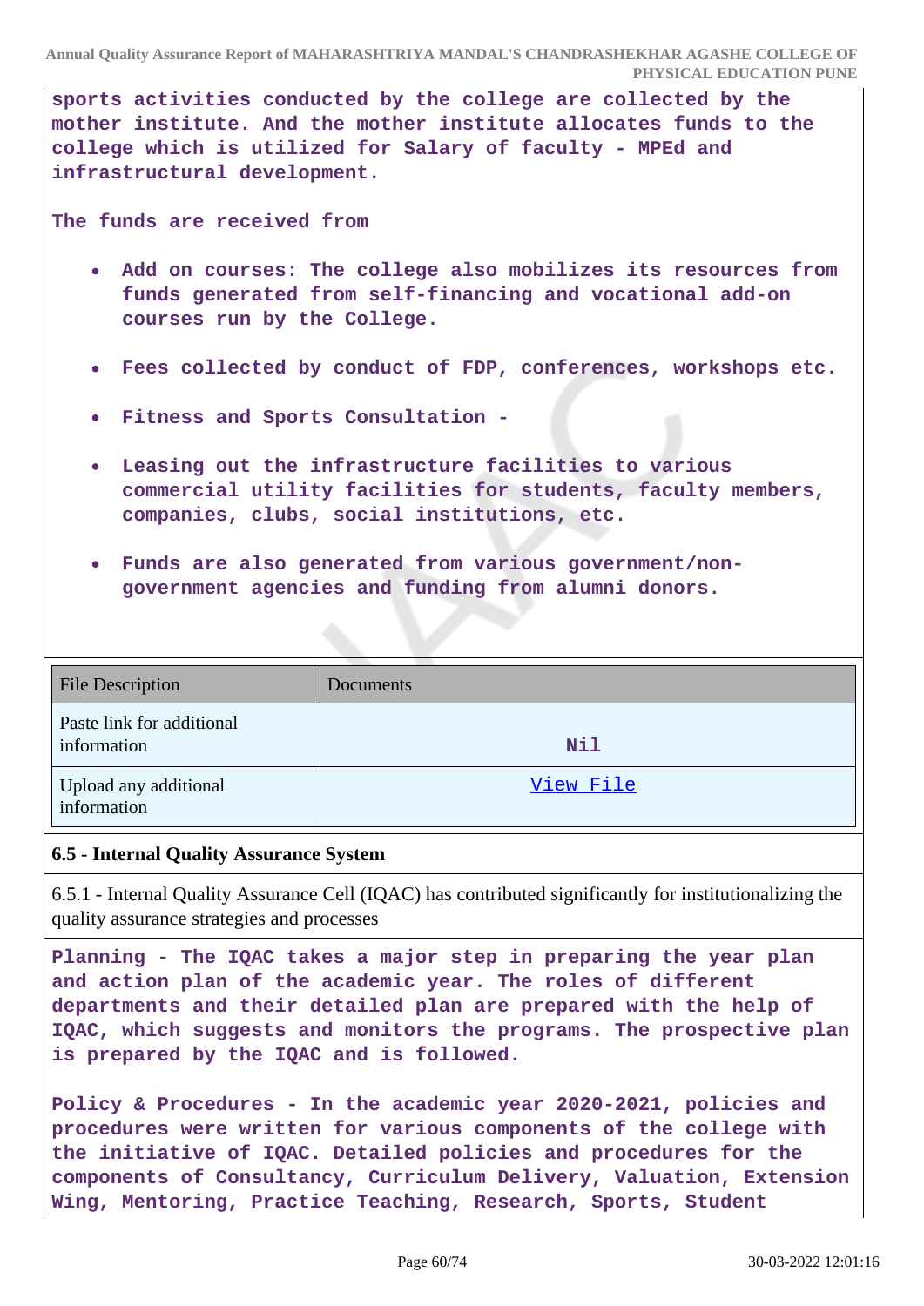**sports activities conducted by the college are collected by the mother institute. And the mother institute allocates funds to the college which is utilized for Salary of faculty - MPEd and infrastructural development.**

**The funds are received from**

- **Add on courses: The college also mobilizes its resources from funds generated from self-financing and vocational add-on courses run by the College.**
- **Fees collected by conduct of FDP, conferences, workshops etc.**
- **Fitness and Sports Consultation -**
- **Leasing out the infrastructure facilities to various commercial utility facilities for students, faculty members, companies, clubs, social institutions, etc.**
- **Funds are also generated from various government/non-government agencies and funding from alumni donors.**

| File Description | Documents |
|---|---|
| Paste link for additional information | Nil |
| Upload any additional information | View File |

**6.5 - Internal Quality Assurance System**

6.5.1 - Internal Quality Assurance Cell (IQAC) has contributed significantly for institutionalizing the quality assurance strategies and processes

**Planning - The IQAC takes a major step in preparing the year plan and action plan of the academic year. The roles of different departments and their detailed plan are prepared with the help of IQAC, which suggests and monitors the programs. The prospective plan is prepared by the IQAC and is followed.**

**Policy & Procedures - In the academic year 2020-2021, policies and procedures were written for various components of the college with the initiative of IQAC. Detailed policies and procedures for the components of Consultancy, Curriculum Delivery, Valuation, Extension Wing, Mentoring, Practice Teaching, Research, Sports, Student**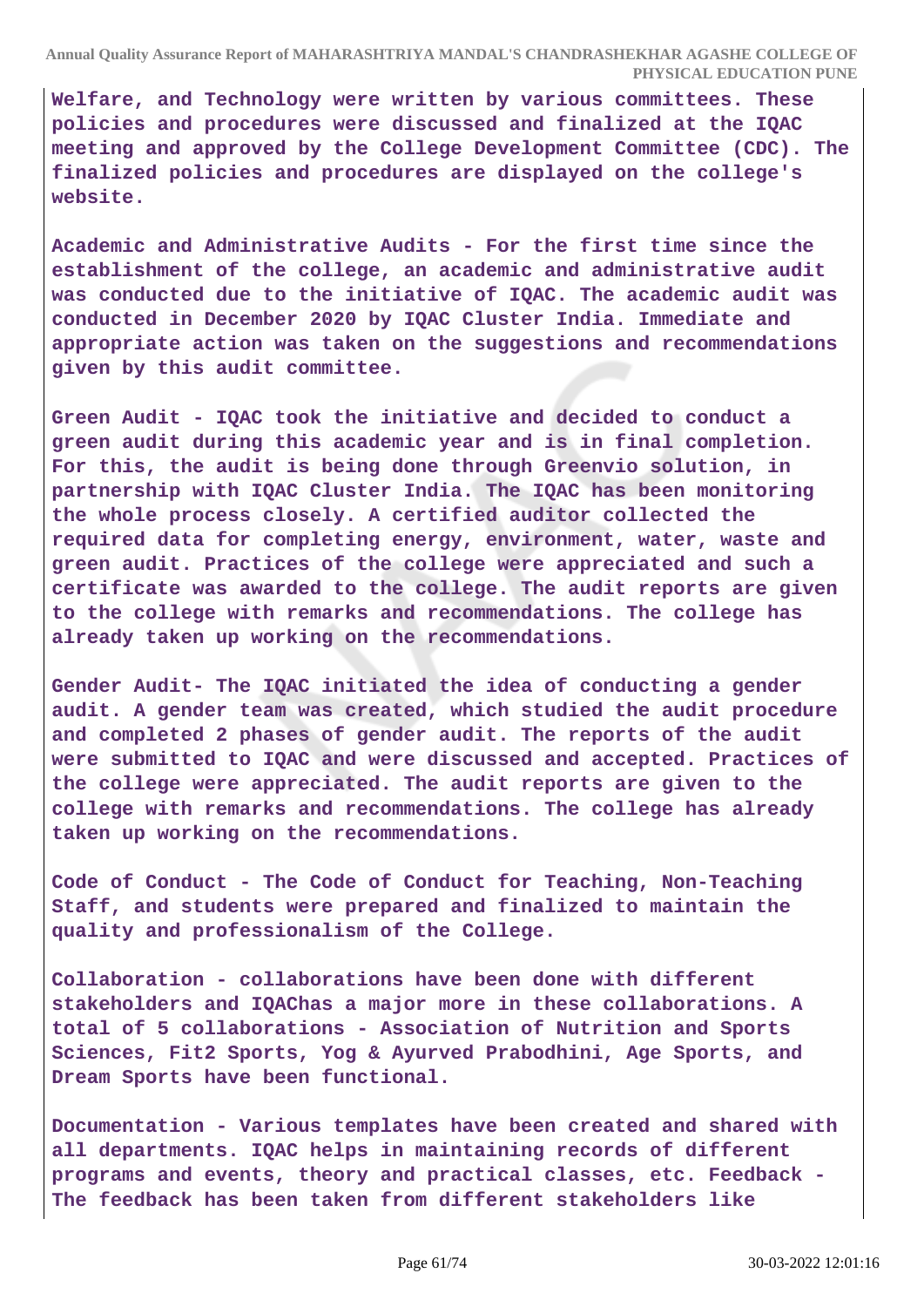**Welfare, and Technology were written by various committees. These policies and procedures were discussed and finalized at the IQAC meeting and approved by the College Development Committee (CDC). The finalized policies and procedures are displayed on the college's website.**

**Academic and Administrative Audits - For the first time since the establishment of the college, an academic and administrative audit was conducted due to the initiative of IQAC. The academic audit was conducted in December 2020 by IQAC Cluster India. Immediate and appropriate action was taken on the suggestions and recommendations given by this audit committee.**

**Green Audit - IQAC took the initiative and decided to conduct a green audit during this academic year and is in final completion. For this, the audit is being done through Greenvio solution, in partnership with IQAC Cluster India. The IQAC has been monitoring the whole process closely. A certified auditor collected the required data for completing energy, environment, water, waste and green audit. Practices of the college were appreciated and such a certificate was awarded to the college. The audit reports are given to the college with remarks and recommendations. The college has already taken up working on the recommendations.**

**Gender Audit- The IQAC initiated the idea of conducting a gender audit. A gender team was created, which studied the audit procedure and completed 2 phases of gender audit. The reports of the audit were submitted to IQAC and were discussed and accepted. Practices of the college were appreciated. The audit reports are given to the college with remarks and recommendations. The college has already taken up working on the recommendations.**

**Code of Conduct - The Code of Conduct for Teaching, Non-Teaching Staff, and students were prepared and finalized to maintain the quality and professionalism of the College.**

**Collaboration - collaborations have been done with different stakeholders and IQAChas a major more in these collaborations. A total of 5 collaborations - Association of Nutrition and Sports Sciences, Fit2 Sports, Yog & Ayurved Prabodhini, Age Sports, and Dream Sports have been functional.**

**Documentation - Various templates have been created and shared with all departments. IQAC helps in maintaining records of different programs and events, theory and practical classes, etc. Feedback - The feedback has been taken from different stakeholders like**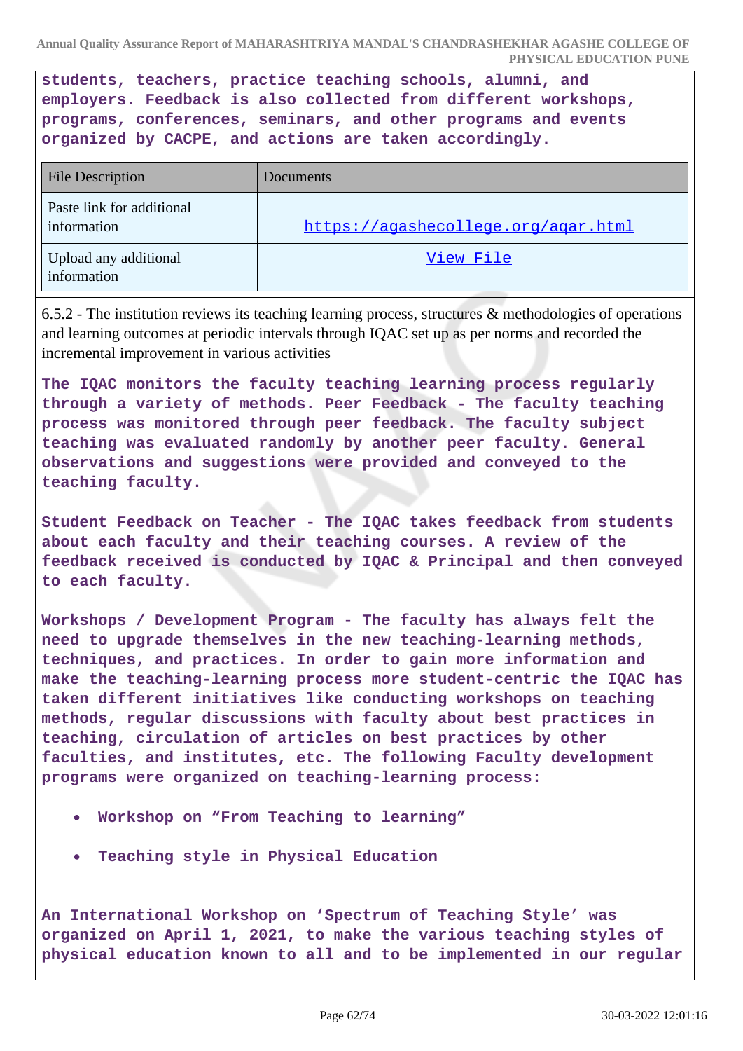**students, teachers, practice teaching schools, alumni, and employers. Feedback is also collected from different workshops, programs, conferences, seminars, and other programs and events organized by CACPE, and actions are taken accordingly.**

| File Description | Documents |
|---|---|
| Paste link for additional information | https://agashecollege.org/aqar.html |
| Upload any additional information | View File |

6.5.2 - The institution reviews its teaching learning process, structures & methodologies of operations and learning outcomes at periodic intervals through IQAC set up as per norms and recorded the incremental improvement in various activities

**The IQAC monitors the faculty teaching learning process regularly through a variety of methods. Peer Feedback - The faculty teaching process was monitored through peer feedback. The faculty subject teaching was evaluated randomly by another peer faculty. General observations and suggestions were provided and conveyed to the teaching faculty.**

**Student Feedback on Teacher - The IQAC takes feedback from students about each faculty and their teaching courses. A review of the feedback received is conducted by IQAC & Principal and then conveyed to each faculty.**

**Workshops / Development Program - The faculty has always felt the need to upgrade themselves in the new teaching-learning methods, techniques, and practices. In order to gain more information and make the teaching-learning process more student-centric the IQAC has taken different initiatives like conducting workshops on teaching methods, regular discussions with faculty about best practices in teaching, circulation of articles on best practices by other faculties, and institutes, etc. The following Faculty development programs were organized on teaching-learning process:**

- **Workshop on "From Teaching to learning"**
- **Teaching style in Physical Education**

**An International Workshop on 'Spectrum of Teaching Style' was organized on April 1, 2021, to make the various teaching styles of physical education known to all and to be implemented in our regular**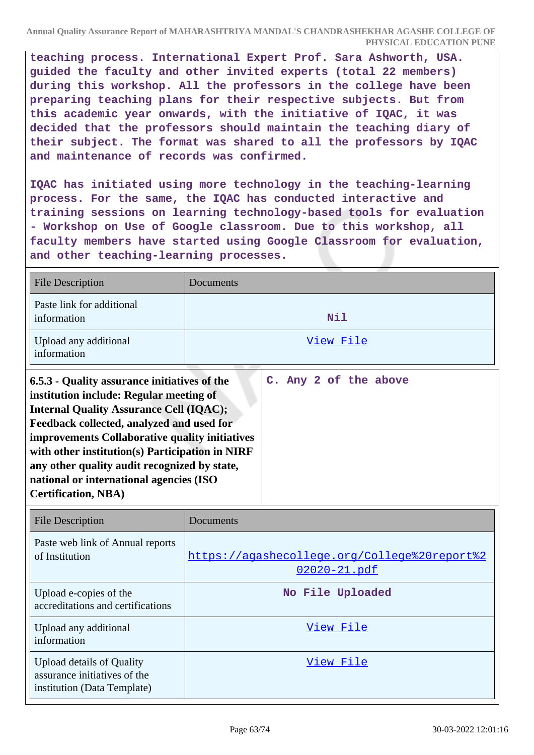**teaching process. International Expert Prof. Sara Ashworth, USA. guided the faculty and other invited experts (total 22 members) during this workshop. All the professors in the college have been preparing teaching plans for their respective subjects. But from this academic year onwards, with the initiative of IQAC, it was decided that the professors should maintain the teaching diary of their subject. The format was shared to all the professors by IQAC and maintenance of records was confirmed.**

**IQAC has initiated using more technology in the teaching-learning process. For the same, the IQAC has conducted interactive and training sessions on learning technology-based tools for evaluation - Workshop on Use of Google classroom. Due to this workshop, all faculty members have started using Google Classroom for evaluation, and other teaching-learning processes.**

| File Description | Documents |
|---|---|
| Paste link for additional information | Nil |
| Upload any additional information | View File |

| **6.5.3 - Quality assurance initiatives of the institution include: Regular meeting of Internal Quality Assurance Cell (IQAC); Feedback collected, analyzed and used for improvements Collaborative quality initiatives with other institution(s) Participation in NIRF any other quality audit recognized by state, national or international agencies (ISO Certification, NBA)** | **C. Any 2 of the above** |
|---|---|

| File Description | Documents |
|---|---|
| Paste web link of Annual reports of Institution | https://agashecollege.org/College%20report%202020-21.pdf |
| Upload e-copies of the accreditations and certifications | No File Uploaded |
| Upload any additional information | View File |
| Upload details of Quality assurance initiatives of the institution (Data Template) | View File |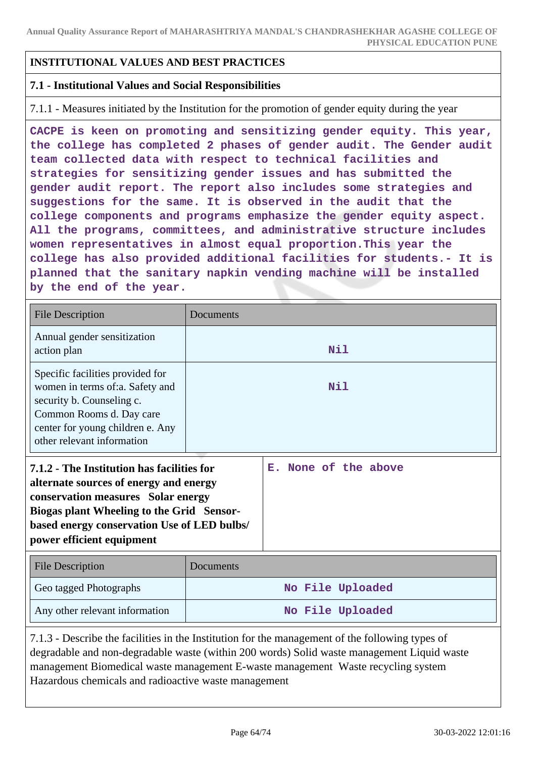**INSTITUTIONAL VALUES AND BEST PRACTICES**

**7.1 - Institutional Values and Social Responsibilities**

7.1.1 - Measures initiated by the Institution for the promotion of gender equity during the year

CACPE is keen on promoting and sensitizing gender equity. This year, the college has completed 2 phases of gender audit. The Gender audit team collected data with respect to technical facilities and strategies for sensitizing gender issues and has submitted the gender audit report. The report also includes some strategies and suggestions for the same. It is observed in the audit that the college components and programs emphasize the gender equity aspect. All the programs, committees, and administrative structure includes women representatives in almost equal proportion.This year the college has also provided additional facilities for students.- It is planned that the sanitary napkin vending machine will be installed by the end of the year.

| File Description | Documents |
|---|---|
| Annual gender sensitization action plan | Nil |
| Specific facilities provided for women in terms of:a. Safety and security b. Counseling c. Common Rooms d. Day care center for young children e. Any other relevant information | Nil |

| **7.1.2 - The Institution has facilities for alternate sources of energy and energy conservation measures Solar energy Biogas plant Wheeling to the Grid Sensor-based energy conservation Use of LED bulbs/ power efficient equipment** | E. None of the above |
|---|---|

| File Description | Documents |
|---|---|
| Geo tagged Photographs | No File Uploaded |
| Any other relevant information | No File Uploaded |

7.1.3 - Describe the facilities in the Institution for the management of the following types of degradable and non-degradable waste (within 200 words) Solid waste management Liquid waste management Biomedical waste management E-waste management Waste recycling system Hazardous chemicals and radioactive waste management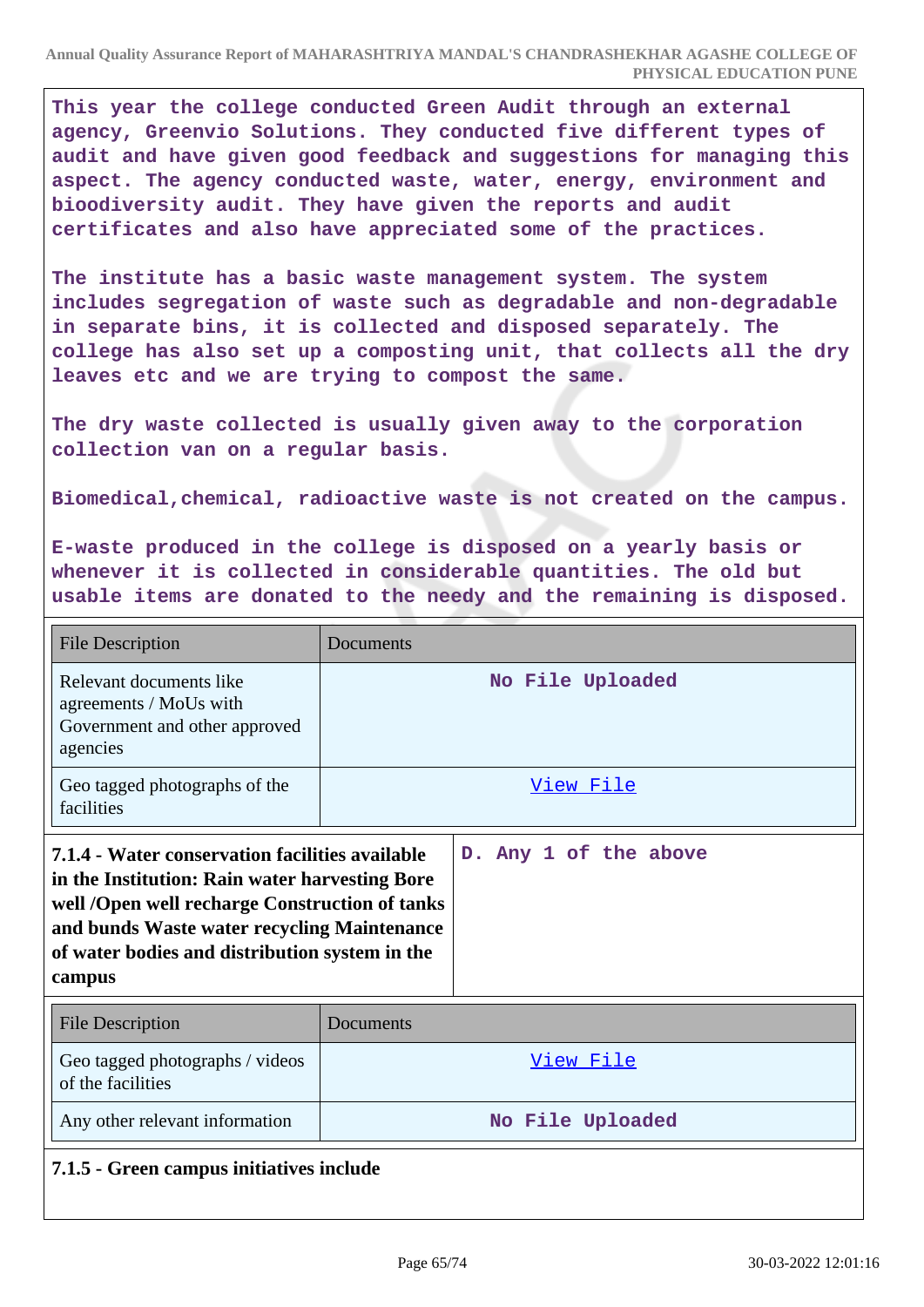This year the college conducted Green Audit through an external agency, Greenvio Solutions. They conducted five different types of audit and have given good feedback and suggestions for managing this aspect. The agency conducted waste, water, energy, environment and biodiversity audit. They have given the reports and audit certificates and also have appreciated some of the practices.

The institute has a basic waste management system. The system includes segregation of waste such as degradable and non-degradable in separate bins, it is collected and disposed separately. The college has also set up a composting unit, that collects all the dry leaves etc and we are trying to compost the same.

The dry waste collected is usually given away to the corporation collection van on a regular basis.

Biomedical,chemical, radioactive waste is not created on the campus.

E-waste produced in the college is disposed on a yearly basis or whenever it is collected in considerable quantities. The old but usable items are donated to the needy and the remaining is disposed.

| File Description | Documents |
|---|---|
| Relevant documents like agreements / MoUs with Government and other approved agencies | No File Uploaded |
| Geo tagged photographs of the facilities | View File |

| **7.1.4 - Water conservation facilities available in the Institution: Rain water harvesting Bore well /Open well recharge Construction of tanks and bunds Waste water recycling Maintenance of water bodies and distribution system in the campus** | D. Any 1 of the above |
|---|---|

| File Description | Documents |
|---|---|
| Geo tagged photographs / videos of the facilities | View File |
| Any other relevant information | No File Uploaded |

**7.1.5 - Green campus initiatives include**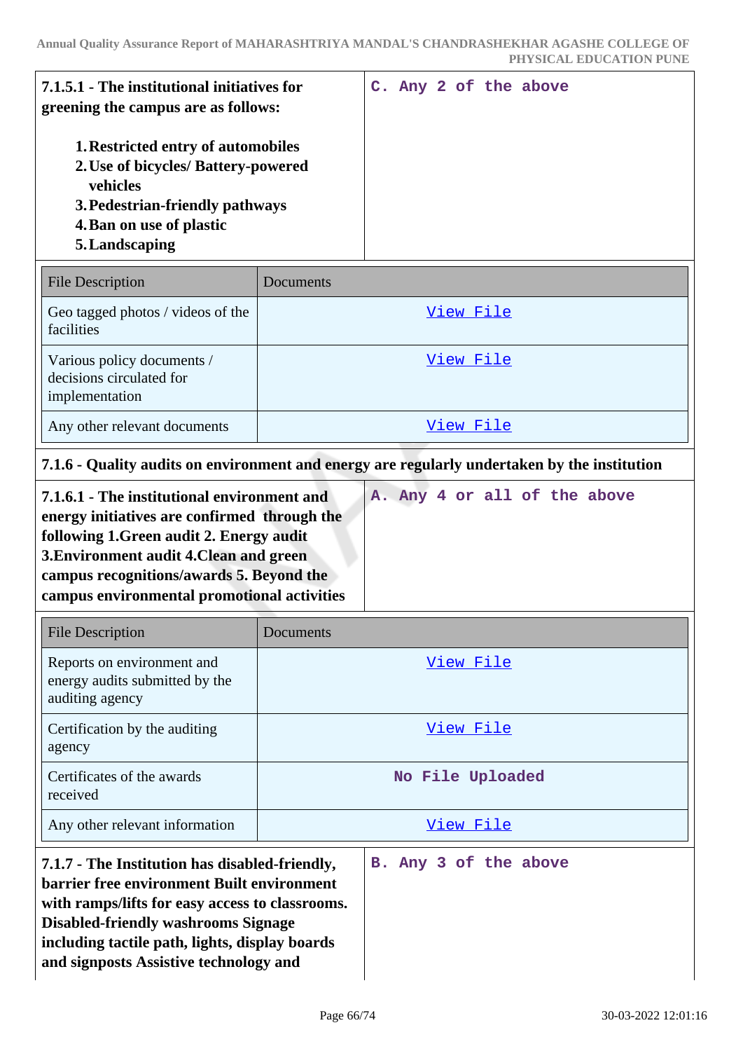| **7.1.5.1 - The institutional initiatives for greening the campus are as follows:**<br><br>1. **Restricted entry of automobiles**<br>2. **Use of bicycles/ Battery-powered vehicles**<br>3. **Pedestrian-friendly pathways**<br>4. **Ban on use of plastic**<br>5. **Landscaping** | C. Any 2 of the above |
|---|---|

| File Description | Documents |
|---|---|
| Geo tagged photos / videos of the facilities | View File |
| Various policy documents / decisions circulated for implementation | View File |
| Any other relevant documents | View File |

**7.1.6 - Quality audits on environment and energy are regularly undertaken by the institution**

| **7.1.6.1 - The institutional environment and energy initiatives are confirmed through the following 1.Green audit 2. Energy audit 3.Environment audit 4.Clean and green campus recognitions/awards 5. Beyond the campus environmental promotional activities** | A. Any 4 or all of the above |
|---|---|

| File Description | Documents |
|---|---|
| Reports on environment and energy audits submitted by the auditing agency | View File |
| Certification by the auditing agency | View File |
| Certificates of the awards received | No File Uploaded |
| Any other relevant information | View File |

| **7.1.7 - The Institution has disabled-friendly, barrier free environment Built environment with ramps/lifts for easy access to classrooms. Disabled-friendly washrooms Signage including tactile path, lights, display boards and signposts Assistive technology and** | B. Any 3 of the above |
|---|---|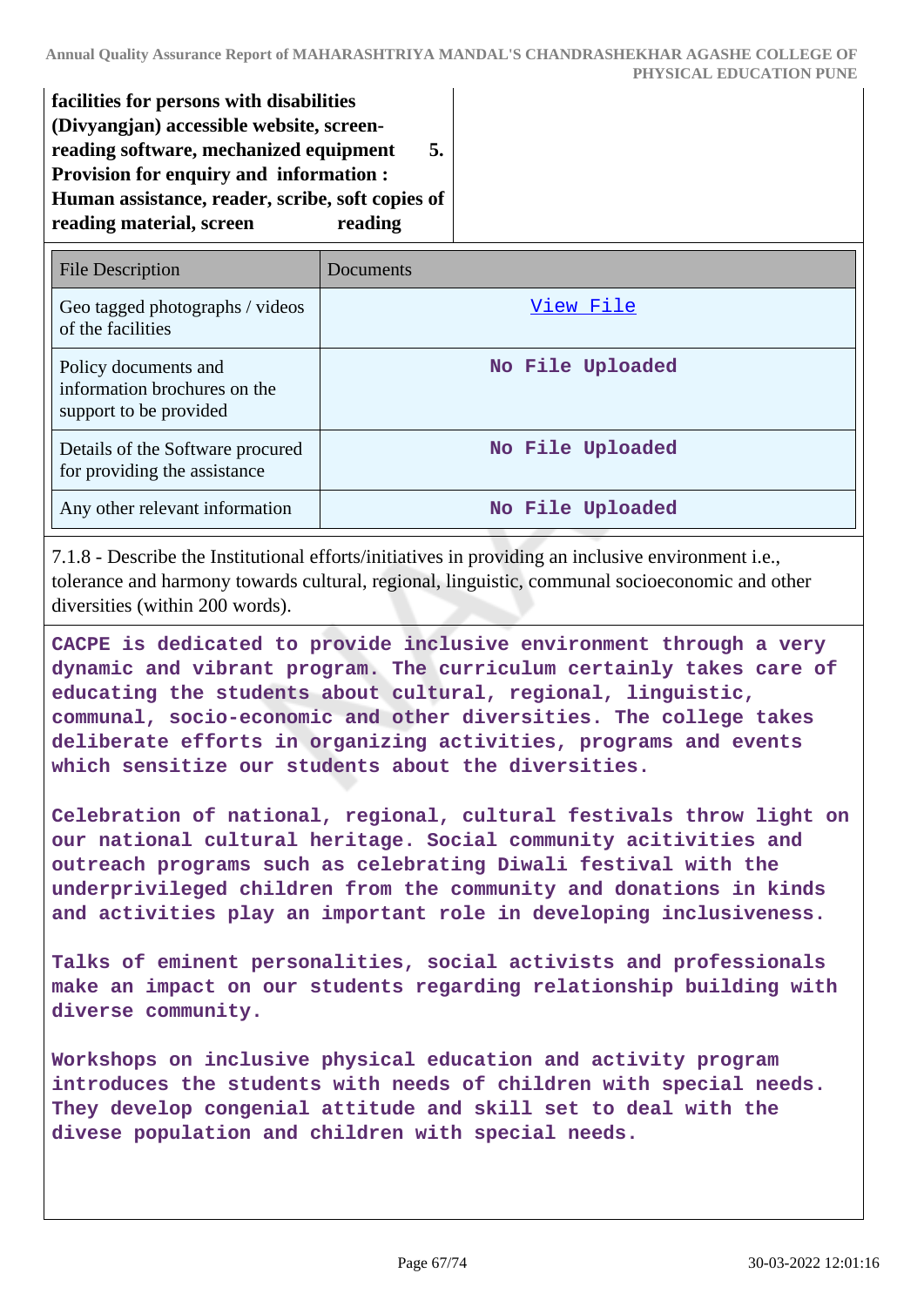**facilities for persons with disabilities (Divyangjan) accessible website, screen-reading software, mechanized equipment 5. Provision for enquiry and information : Human assistance, reader, scribe, soft copies of reading material, screen reading**

| File Description | Documents |
| --- | --- |
| Geo tagged photographs / videos of the facilities | View File |
| Policy documents and information brochures on the support to be provided | No File Uploaded |
| Details of the Software procured for providing the assistance | No File Uploaded |
| Any other relevant information | No File Uploaded |

7.1.8 - Describe the Institutional efforts/initiatives in providing an inclusive environment i.e., tolerance and harmony towards cultural, regional, linguistic, communal socioeconomic and other diversities (within 200 words).

**CACPE is dedicated to provide inclusive environment through a very dynamic and vibrant program. The curriculum certainly takes care of educating the students about cultural, regional, linguistic, communal, socio-economic and other diversities. The college takes deliberate efforts in organizing activities, programs and events which sensitize our students about the diversities.**

**Celebration of national, regional, cultural festivals throw light on our national cultural heritage. Social community acitivities and outreach programs such as celebrating Diwali festival with the underprivileged children from the community and donations in kinds and activities play an important role in developing inclusiveness.**

**Talks of eminent personalities, social activists and professionals make an impact on our students regarding relationship building with diverse community.**

**Workshops on inclusive physical education and activity program introduces the students with needs of children with special needs. They develop congenial attitude and skill set to deal with the divese population and children with special needs.**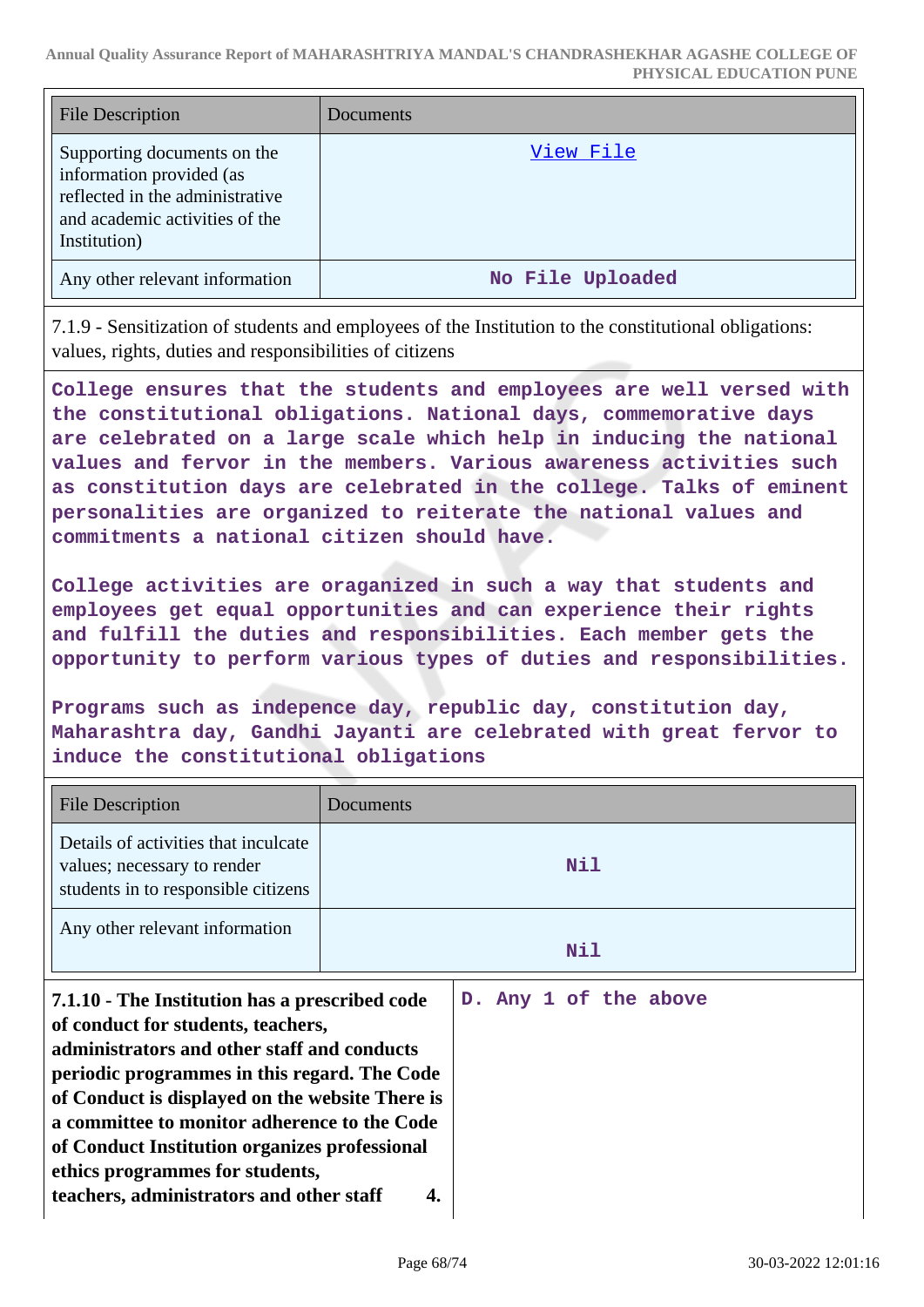| File Description | Documents |
| --- | --- |
| Supporting documents on the information provided (as reflected in the administrative and academic activities of the Institution) | View File |
| Any other relevant information | No File Uploaded |

7.1.9 - Sensitization of students and employees of the Institution to the constitutional obligations: values, rights, duties and responsibilities of citizens

College ensures that the students and employees are well versed with the constitutional obligations. National days, commemorative days are celebrated on a large scale which help in inducing the national values and fervor in the members. Various awareness activities such as constitution days are celebrated in the college. Talks of eminent personalities are organized to reiterate the national values and commitments a national citizen should have.

College activities are oraganized in such a way that students and employees get equal opportunities and can experience their rights and fulfill the duties and responsibilities. Each member gets the opportunity to perform various types of duties and responsibilities.

Programs such as indepence day, republic day, constitution day, Maharashtra day, Gandhi Jayanti are celebrated with great fervor to induce the constitutional obligations

| File Description | Documents |
| --- | --- |
| Details of activities that inculcate values; necessary to render students in to responsible citizens | Nil |
| Any other relevant information | Nil |

| | |
| --- | --- |
| **7.1.10 - The Institution has a prescribed code of conduct for students, teachers, administrators and other staff and conducts periodic programmes in this regard. The Code of Conduct is displayed on the website There is a committee to monitor adherence to the Code of Conduct Institution organizes professional ethics programmes for students, teachers, administrators and other staff 4.** | D. Any 1 of the above |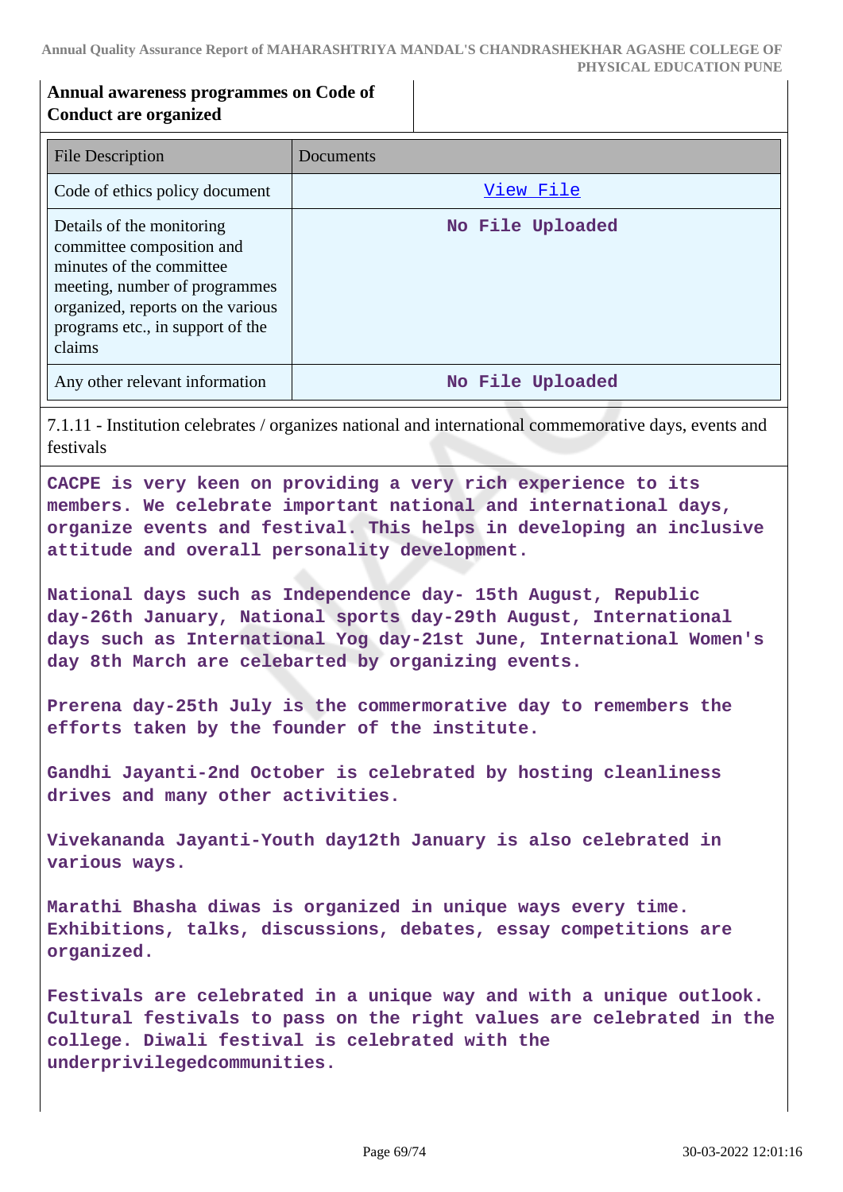**Annual awareness programmes on Code of Conduct are organized**

| File Description | Documents |
| --- | --- |
| Code of ethics policy document | View File |
| Details of the monitoring committee composition and minutes of the committee meeting, number of programmes organized, reports on the various programs etc., in support of the claims | No File Uploaded |
| Any other relevant information | No File Uploaded |

7.1.11 - Institution celebrates / organizes national and international commemorative days, events and festivals

**CACPE is very keen on providing a very rich experience to its members. We celebrate important national and international days, organize events and festival. This helps in developing an inclusive attitude and overall personality development.**

**National days such as Independence day- 15th August, Republic day-26th January, National sports day-29th August, International days such as International Yog day-21st June, International Women's day 8th March are celebarted by organizing events.**

**Prerena day-25th July is the commermorative day to remembers the efforts taken by the founder of the institute.**

**Gandhi Jayanti-2nd October is celebrated by hosting cleanliness drives and many other activities.**

**Vivekananda Jayanti-Youth day12th January is also celebrated in various ways.**

**Marathi Bhasha diwas is organized in unique ways every time. Exhibitions, talks, discussions, debates, essay competitions are organized.**

**Festivals are celebrated in a unique way and with a unique outlook. Cultural festivals to pass on the right values are celebrated in the college. Diwali festival is celebrated with the underprivilegedcommunities.**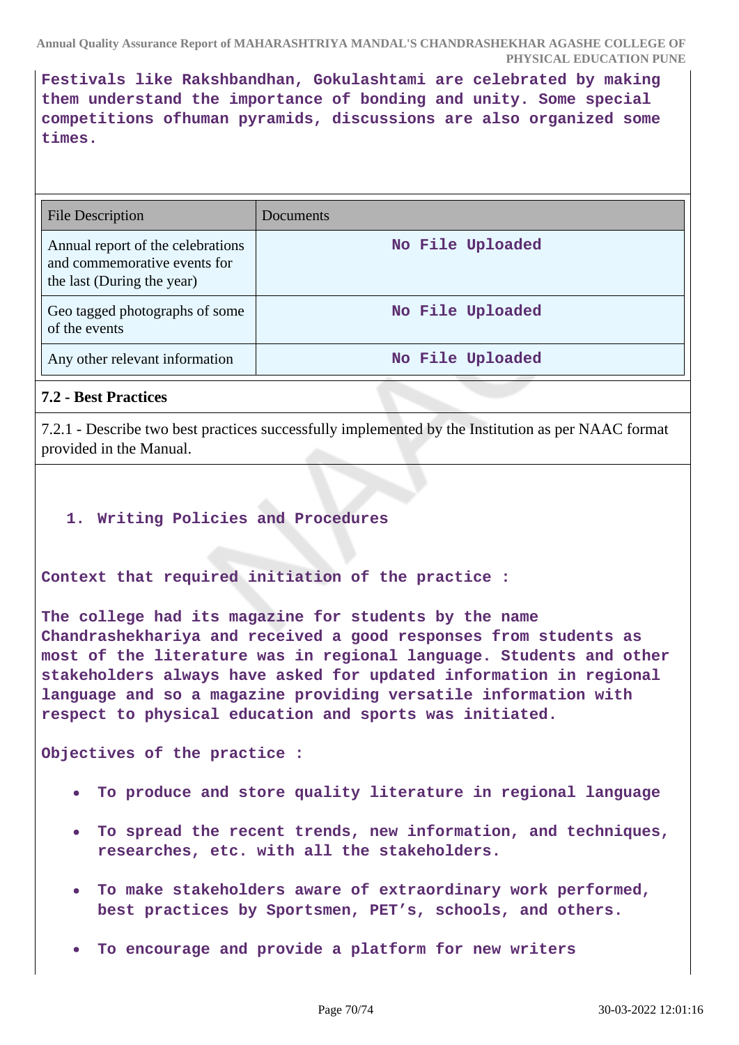**Festivals like Rakshbandhan, Gokulashtami are celebrated by making them understand the importance of bonding and unity. Some special competitions ofhuman pyramids, discussions are also organized some times.**

| File Description | Documents |
|---|---|
| Annual report of the celebrations and commemorative events for the last (During the year) | No File Uploaded |
| Geo tagged photographs of some of the events | No File Uploaded |
| Any other relevant information | No File Uploaded |

### 7.2 - Best Practices

7.2.1 - Describe two best practices successfully implemented by the Institution as per NAAC format provided in the Manual.

1. **Writing Policies and Procedures**

**Context that required initiation of the practice :**

**The college had its magazine for students by the name Chandrashekhariya and received a good responses from students as most of the literature was in regional language. Students and other stakeholders always have asked for updated information in regional language and so a magazine providing versatile information with respect to physical education and sports was initiated.**

**Objectives of the practice :**

- **To produce and store quality literature in regional language**
- **To spread the recent trends, new information, and techniques, researches, etc. with all the stakeholders.**
- **To make stakeholders aware of extraordinary work performed, best practices by Sportsmen, PET's, schools, and others.**
- **To encourage and provide a platform for new writers**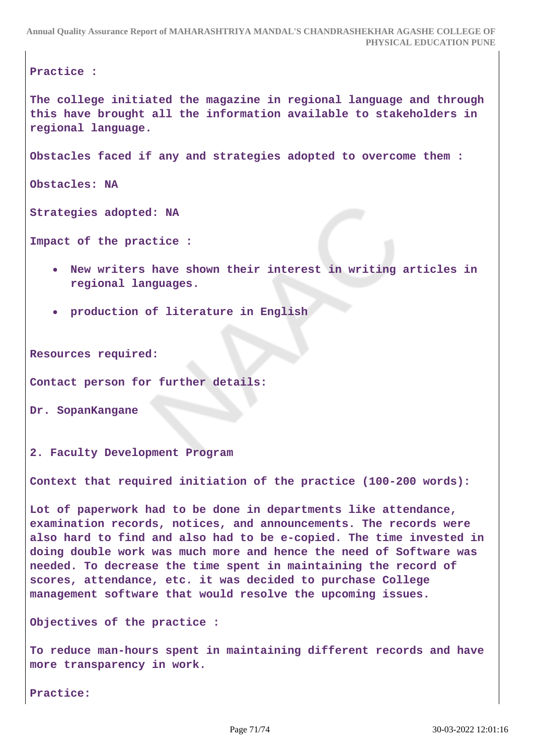**Practice :**

**The college initiated the magazine in regional language and through this have brought all the information available to stakeholders in regional language.**

**Obstacles faced if any and strategies adopted to overcome them :**

**Obstacles: NA**

**Strategies adopted: NA**

**Impact of the practice :**

- **New writers have shown their interest in writing articles in regional languages.**
- **production of literature in English**

**Resources required:**

**Contact person for further details:**

**Dr. SopanKangane**

**2. Faculty Development Program**

**Context that required initiation of the practice (100-200 words):**

**Lot of paperwork had to be done in departments like attendance, examination records, notices, and announcements. The records were also hard to find and also had to be e-copied. The time invested in doing double work was much more and hence the need of Software was needed. To decrease the time spent in maintaining the record of scores, attendance, etc. it was decided to purchase College management software that would resolve the upcoming issues.**

**Objectives of the practice :**

**To reduce man-hours spent in maintaining different records and have more transparency in work.**

**Practice:**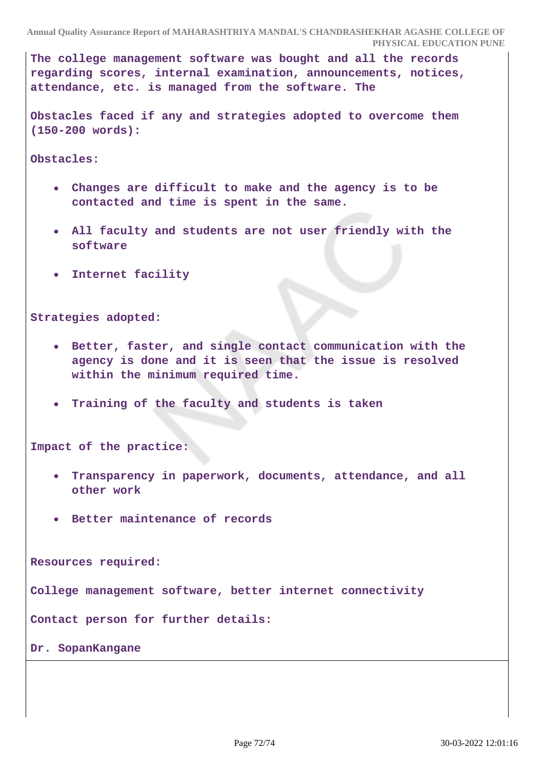The college management software was bought and all the records regarding scores, internal examination, announcements, notices, attendance, etc. is managed from the software. The

**Obstacles faced if any and strategies adopted to overcome them (150-200 words):**

**Obstacles:**

- Changes are difficult to make and the agency is to be contacted and time is spent in the same.
- All faculty and students are not user friendly with the software
- Internet facility

**Strategies adopted:**

- Better, faster, and single contact communication with the agency is done and it is seen that the issue is resolved within the minimum required time.
- Training of the faculty and students is taken

**Impact of the practice:**

- Transparency in paperwork, documents, attendance, and all other work
- Better maintenance of records

**Resources required:**

College management software, better internet connectivity

**Contact person for further details:**

Dr. SopanKangane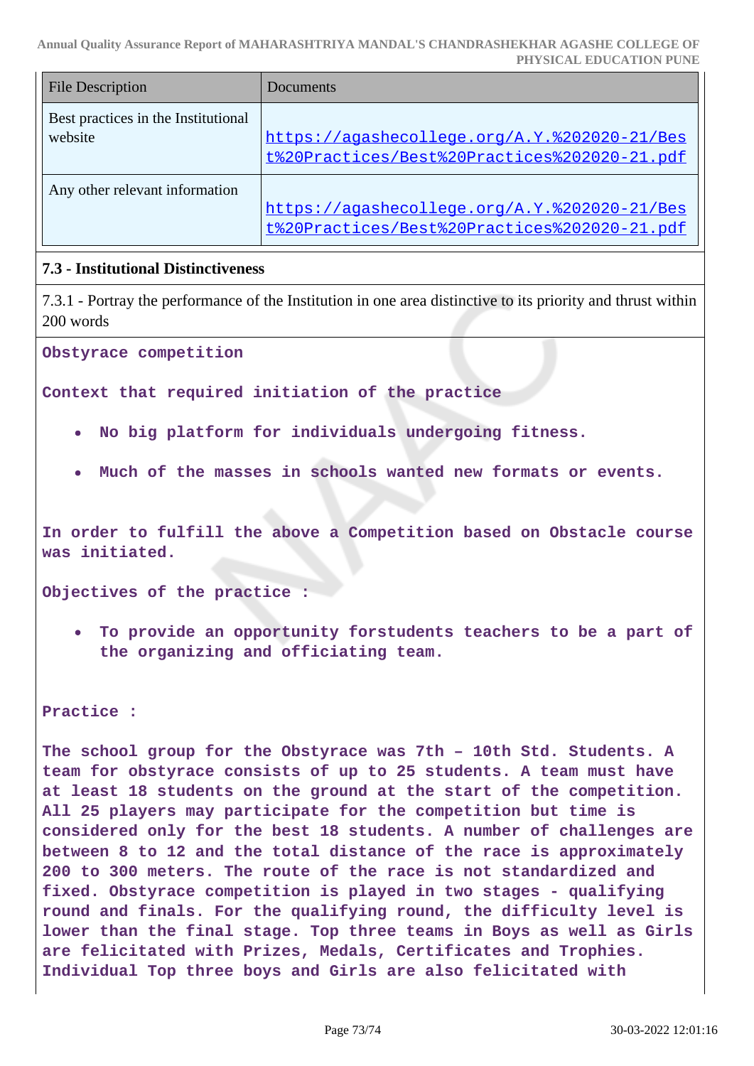| File Description | Documents |
|---|---|
| Best practices in the Institutional website | https://agashecollege.org/A.Y.%202020-21/Best%20Practices/Best%20Practices%202020-21.pdf |
| Any other relevant information | https://agashecollege.org/A.Y.%202020-21/Best%20Practices/Best%20Practices%202020-21.pdf |

### 7.3 - Institutional Distinctiveness

7.3.1 - Portray the performance of the Institution in one area distinctive to its priority and thrust within 200 words

**Obstyrace competition**

**Context that required initiation of the practice**

- **No big platform for individuals undergoing fitness.**
- **Much of the masses in schools wanted new formats or events.**

**In order to fulfill the above a Competition based on Obstacle course was initiated.**

**Objectives of the practice :**

- **To provide an opportunity forstudents teachers to be a part of the organizing and officiating team.**

**Practice :**

**The school group for the Obstyrace was 7th – 10th Std. Students. A team for obstyrace consists of up to 25 students. A team must have at least 18 students on the ground at the start of the competition. All 25 players may participate for the competition but time is considered only for the best 18 students. A number of challenges are between 8 to 12 and the total distance of the race is approximately 200 to 300 meters. The route of the race is not standardized and fixed. Obstyrace competition is played in two stages - qualifying round and finals. For the qualifying round, the difficulty level is lower than the final stage. Top three teams in Boys as well as Girls are felicitated with Prizes, Medals, Certificates and Trophies. Individual Top three boys and Girls are also felicitated with**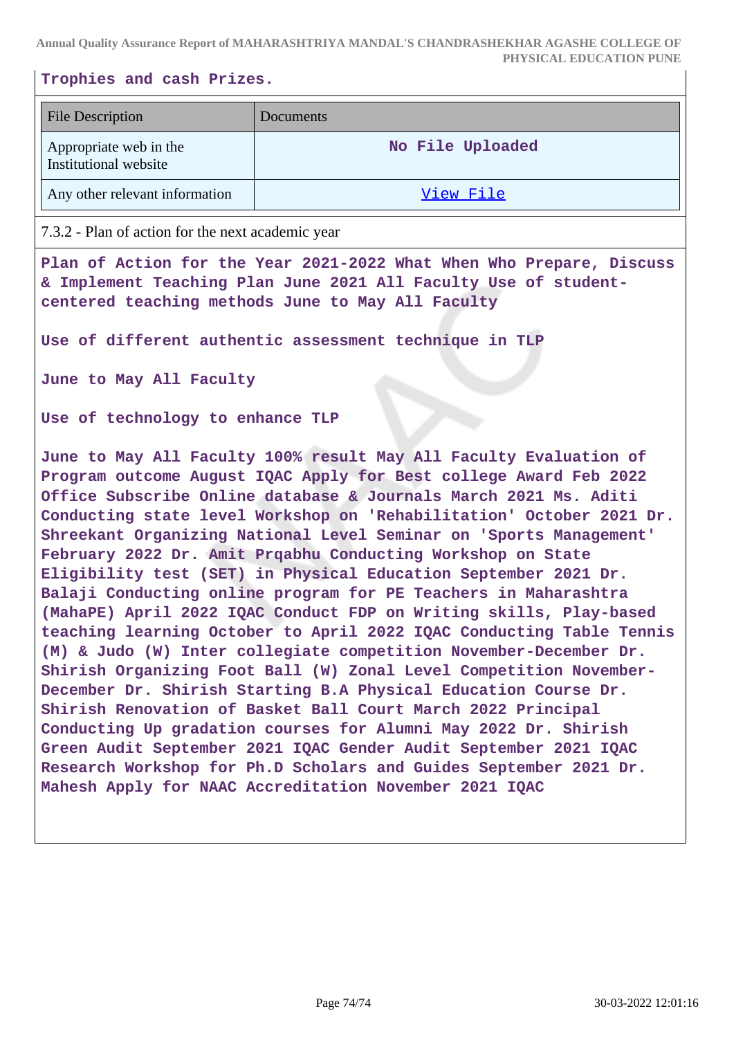**Trophies and cash Prizes.**

| File Description | Documents |
| --- | --- |
| Appropriate web in the Institutional website | No File Uploaded |
| Any other relevant information | View File |

7.3.2 - Plan of action for the next academic year

**Plan of Action for the Year 2021-2022 What When Who Prepare, Discuss & Implement Teaching Plan June 2021 All Faculty Use of student-centered teaching methods June to May All Faculty**

**Use of different authentic assessment technique in TLP**

**June to May All Faculty**

**Use of technology to enhance TLP**

**June to May All Faculty 100% result May All Faculty Evaluation of Program outcome August IQAC Apply for Best college Award Feb 2022 Office Subscribe Online database & Journals March 2021 Ms. Aditi Conducting state level Workshop on 'Rehabilitation' October 2021 Dr. Shreekant Organizing National Level Seminar on 'Sports Management' February 2022 Dr. Amit Prqabhu Conducting Workshop on State Eligibility test (SET) in Physical Education September 2021 Dr. Balaji Conducting online program for PE Teachers in Maharashtra (MahaPE) April 2022 IQAC Conduct FDP on Writing skills, Play-based teaching learning October to April 2022 IQAC Conducting Table Tennis (M) & Judo (W) Inter collegiate competition November-December Dr. Shirish Organizing Foot Ball (W) Zonal Level Competition November-December Dr. Shirish Starting B.A Physical Education Course Dr. Shirish Renovation of Basket Ball Court March 2022 Principal Conducting Up gradation courses for Alumni May 2022 Dr. Shirish Green Audit September 2021 IQAC Gender Audit September 2021 IQAC Research Workshop for Ph.D Scholars and Guides September 2021 Dr. Mahesh Apply for NAAC Accreditation November 2021 IQAC**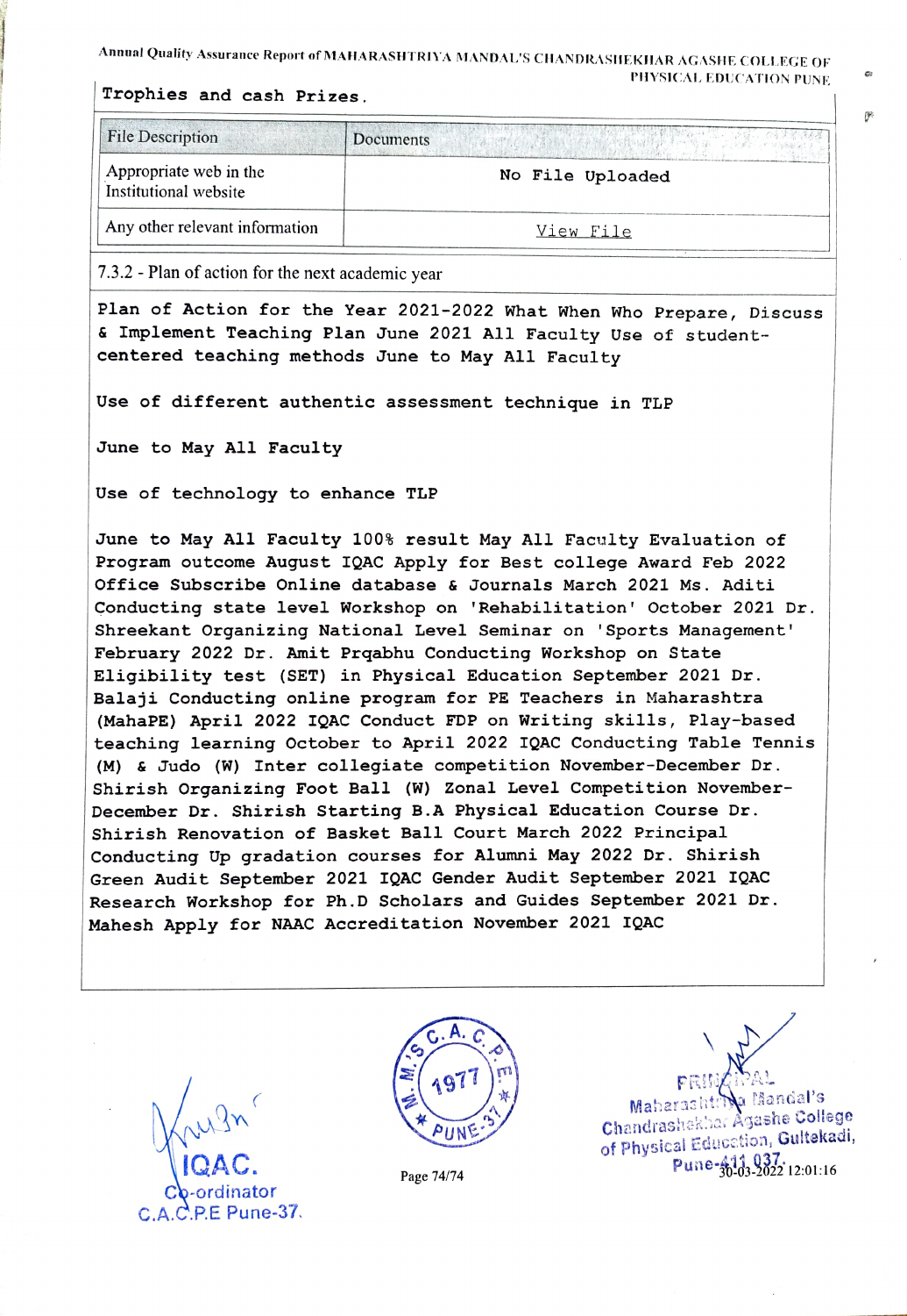Trophies and cash Prizes.

| File Description | Documents |
| --- | --- |
| Appropriate web in the Institutional website | No File Uploaded |
| Any other relevant information | View File |

7.3.2 - Plan of action for the next academic year

Plan of Action for the Year 2021-2022 What When Who Prepare, Discuss & Implement Teaching Plan June 2021 All Faculty Use of student-centered teaching methods June to May All Faculty

Use of different authentic assessment technique in TLP

June to May All Faculty

Use of technology to enhance TLP

June to May All Faculty 100% result May All Faculty Evaluation of Program outcome August IQAC Apply for Best college Award Feb 2022 Office Subscribe Online database & Journals March 2021 Ms. Aditi Conducting state level Workshop on 'Rehabilitation' October 2021 Dr. Shreekant Organizing National Level Seminar on 'Sports Management' February 2022 Dr. Amit Prqabhu Conducting Workshop on State Eligibility test (SET) in Physical Education September 2021 Dr. Balaji Conducting online program for PE Teachers in Maharashtra (MahaPE) April 2022 IQAC Conduct FDP on Writing skills, Play-based teaching learning October to April 2022 IQAC Conducting Table Tennis (M) & Judo (W) Inter collegiate competition November-December Dr. Shirish Organizing Foot Ball (W) Zonal Level Competition November-December Dr. Shirish Starting B.A Physical Education Course Dr. Shirish Renovation of Basket Ball Court March 2022 Principal Conducting Up gradation courses for Alumni May 2022 Dr. Shirish Green Audit September 2021 IQAC Gender Audit September 2021 IQAC Research Workshop for Ph.D Scholars and Guides September 2021 Dr. Mahesh Apply for NAAC Accreditation November 2021 IQAC

IQAC.
Co-ordinator
C.A.C.P.E Pune-37.

M.M.'S C.A.C.P.E. 1977 PUNE-37

PRINCIPAL
Maharashtriya Mandal's
Chandrashekhar Agashe College
of Physical Education, Gultekadi,
Pune-411 037.

30-03-2022 12:01:16